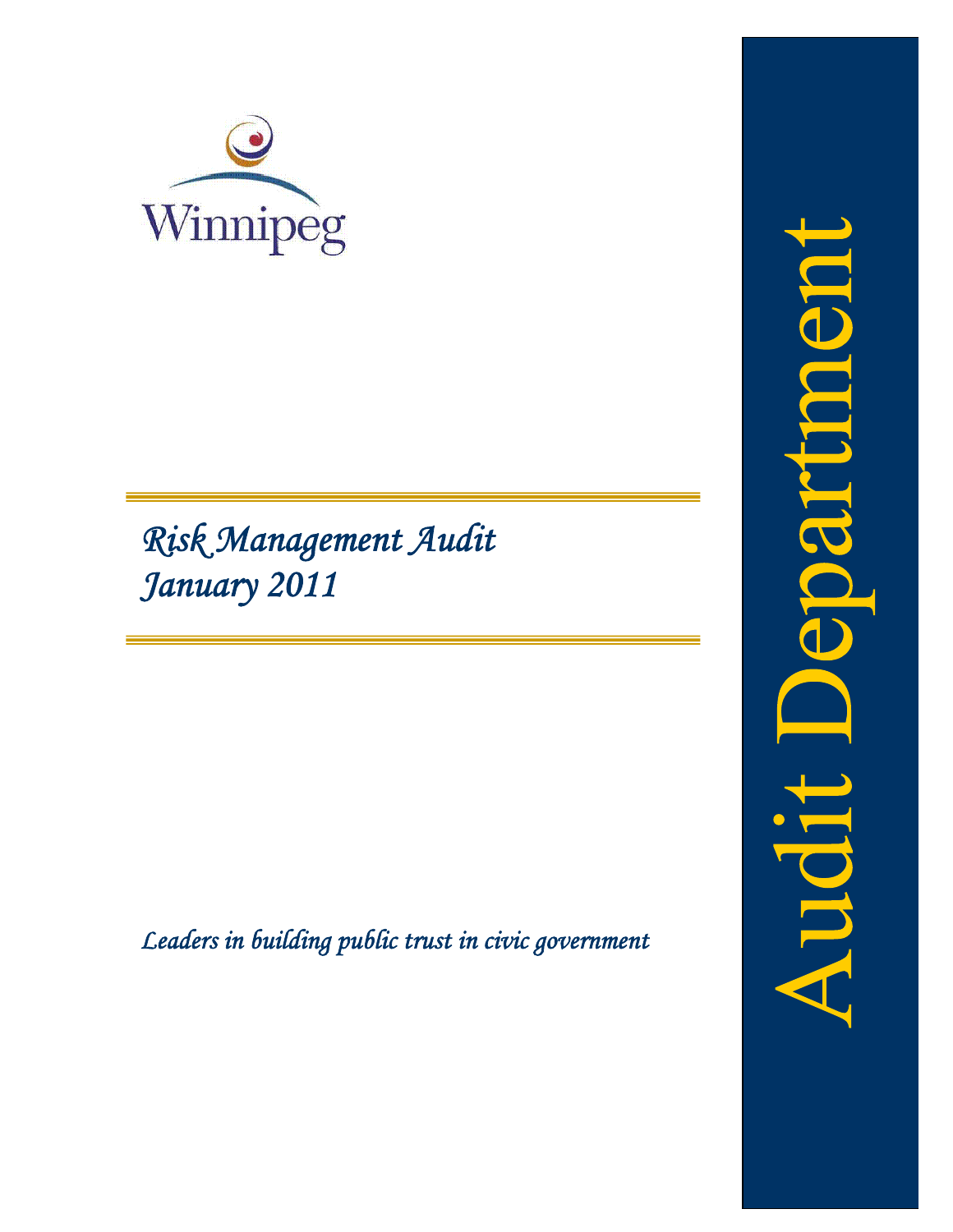Winnipeg

# Risk Management Audit
# January 2011

*Leaders in building public trust in civic government*

Audit Department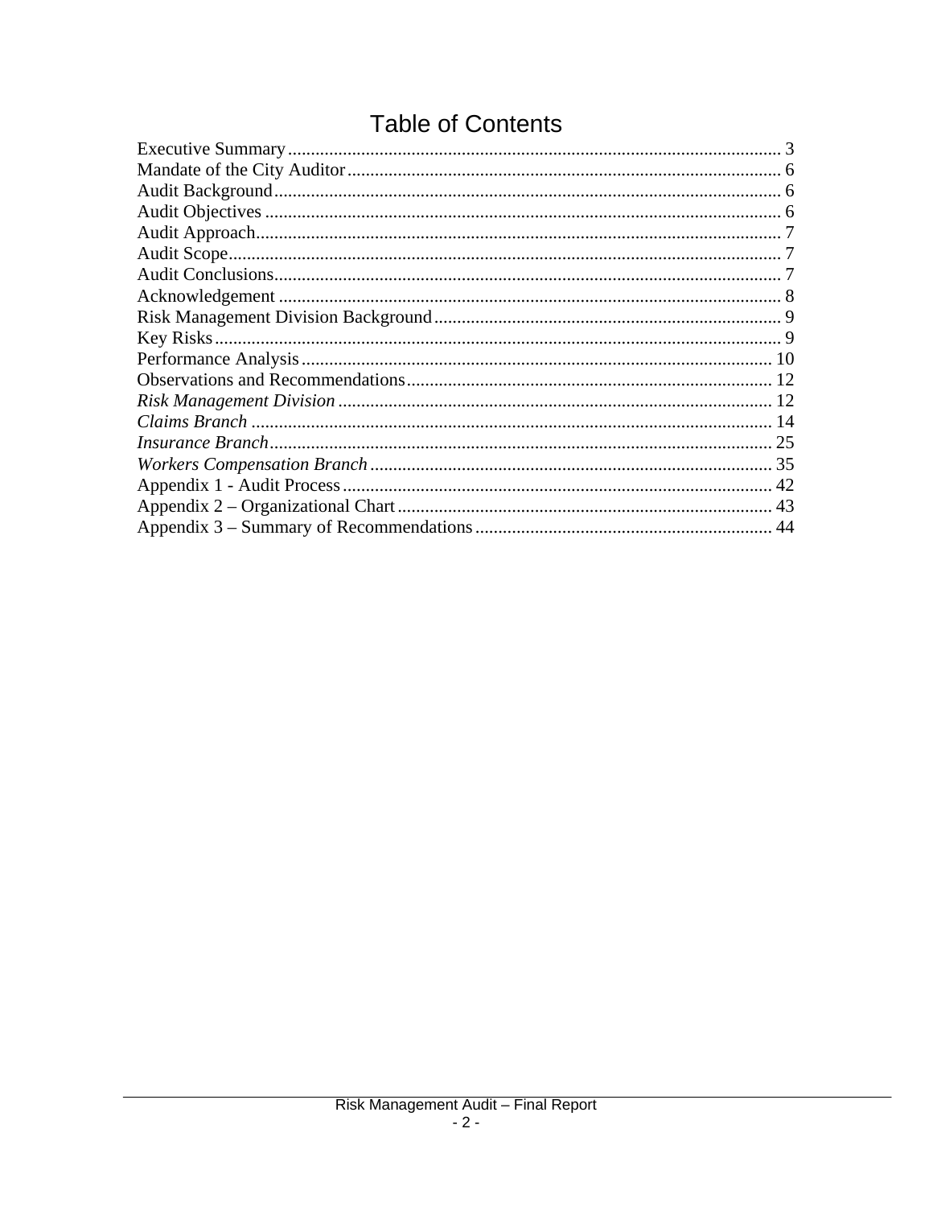# Table of Contents

Executive Summary .......... 3
Mandate of the City Auditor .......... 6
Audit Background .......... 6
Audit Objectives .......... 6
Audit Approach .......... 7
Audit Scope .......... 7
Audit Conclusions .......... 7
Acknowledgement .......... 8
Risk Management Division Background .......... 9
Key Risks .......... 9
Performance Analysis .......... 10
Observations and Recommendations .......... 12
*Risk Management Division* .......... 12
*Claims Branch* .......... 14
*Insurance Branch* .......... 25
*Workers Compensation Branch* .......... 35
Appendix 1 - Audit Process .......... 42
Appendix 2 – Organizational Chart .......... 43
Appendix 3 – Summary of Recommendations .......... 44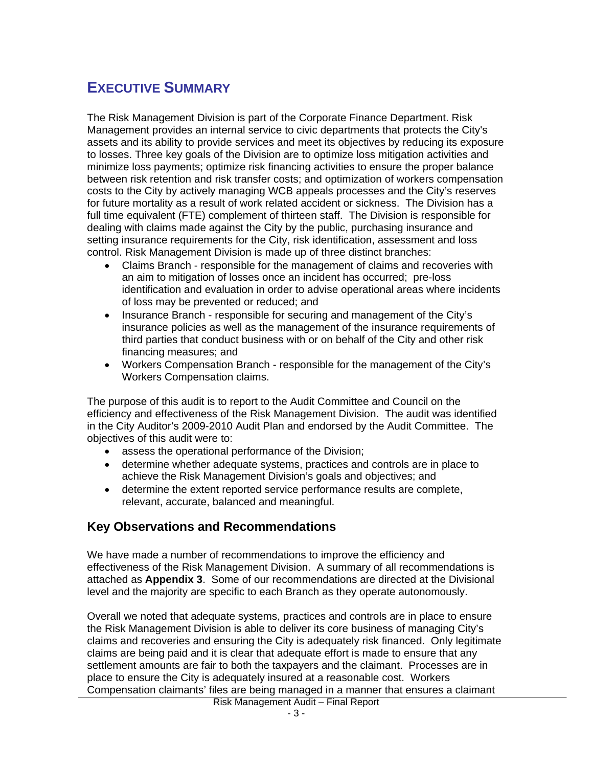# EXECUTIVE SUMMARY

The Risk Management Division is part of the Corporate Finance Department. Risk Management provides an internal service to civic departments that protects the City's assets and its ability to provide services and meet its objectives by reducing its exposure to losses. Three key goals of the Division are to optimize loss mitigation activities and minimize loss payments; optimize risk financing activities to ensure the proper balance between risk retention and risk transfer costs; and optimization of workers compensation costs to the City by actively managing WCB appeals processes and the City's reserves for future mortality as a result of work related accident or sickness. The Division has a full time equivalent (FTE) complement of thirteen staff. The Division is responsible for dealing with claims made against the City by the public, purchasing insurance and setting insurance requirements for the City, risk identification, assessment and loss control. Risk Management Division is made up of three distinct branches:

- Claims Branch - responsible for the management of claims and recoveries with an aim to mitigation of losses once an incident has occurred; pre-loss identification and evaluation in order to advise operational areas where incidents of loss may be prevented or reduced; and
- Insurance Branch - responsible for securing and management of the City's insurance policies as well as the management of the insurance requirements of third parties that conduct business with or on behalf of the City and other risk financing measures; and
- Workers Compensation Branch - responsible for the management of the City's Workers Compensation claims.

The purpose of this audit is to report to the Audit Committee and Council on the efficiency and effectiveness of the Risk Management Division. The audit was identified in the City Auditor's 2009-2010 Audit Plan and endorsed by the Audit Committee. The objectives of this audit were to:

- assess the operational performance of the Division;
- determine whether adequate systems, practices and controls are in place to achieve the Risk Management Division's goals and objectives; and
- determine the extent reported service performance results are complete, relevant, accurate, balanced and meaningful.

## Key Observations and Recommendations

We have made a number of recommendations to improve the efficiency and effectiveness of the Risk Management Division. A summary of all recommendations is attached as **Appendix 3**. Some of our recommendations are directed at the Divisional level and the majority are specific to each Branch as they operate autonomously.

Overall we noted that adequate systems, practices and controls are in place to ensure the Risk Management Division is able to deliver its core business of managing City's claims and recoveries and ensuring the City is adequately risk financed. Only legitimate claims are being paid and it is clear that adequate effort is made to ensure that any settlement amounts are fair to both the taxpayers and the claimant. Processes are in place to ensure the City is adequately insured at a reasonable cost. Workers Compensation claimants' files are being managed in a manner that ensures a claimant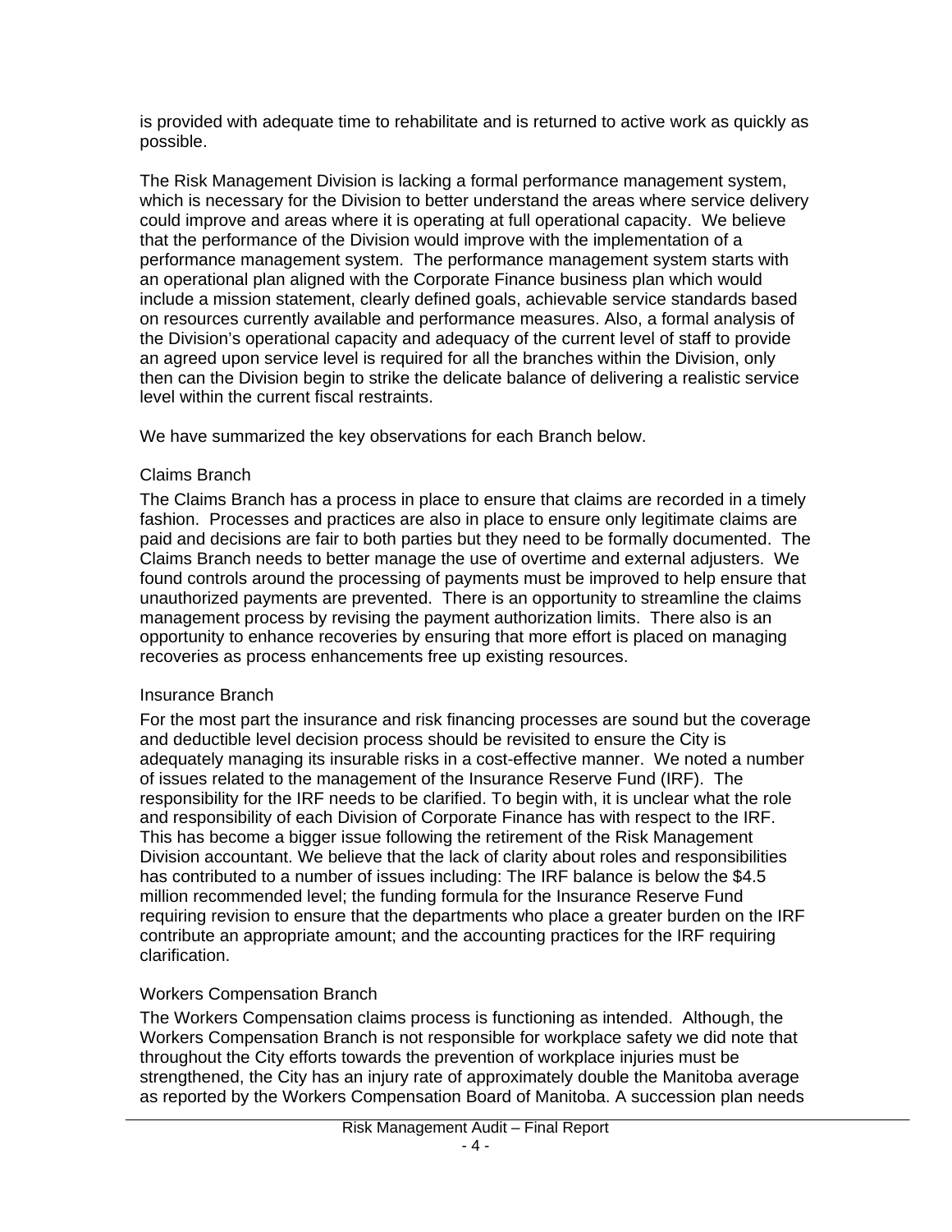is provided with adequate time to rehabilitate and is returned to active work as quickly as possible.

The Risk Management Division is lacking a formal performance management system, which is necessary for the Division to better understand the areas where service delivery could improve and areas where it is operating at full operational capacity. We believe that the performance of the Division would improve with the implementation of a performance management system. The performance management system starts with an operational plan aligned with the Corporate Finance business plan which would include a mission statement, clearly defined goals, achievable service standards based on resources currently available and performance measures. Also, a formal analysis of the Division's operational capacity and adequacy of the current level of staff to provide an agreed upon service level is required for all the branches within the Division, only then can the Division begin to strike the delicate balance of delivering a realistic service level within the current fiscal restraints.

We have summarized the key observations for each Branch below.

### Claims Branch

The Claims Branch has a process in place to ensure that claims are recorded in a timely fashion. Processes and practices are also in place to ensure only legitimate claims are paid and decisions are fair to both parties but they need to be formally documented. The Claims Branch needs to better manage the use of overtime and external adjusters. We found controls around the processing of payments must be improved to help ensure that unauthorized payments are prevented. There is an opportunity to streamline the claims management process by revising the payment authorization limits. There also is an opportunity to enhance recoveries by ensuring that more effort is placed on managing recoveries as process enhancements free up existing resources.

### Insurance Branch

For the most part the insurance and risk financing processes are sound but the coverage and deductible level decision process should be revisited to ensure the City is adequately managing its insurable risks in a cost-effective manner. We noted a number of issues related to the management of the Insurance Reserve Fund (IRF). The responsibility for the IRF needs to be clarified. To begin with, it is unclear what the role and responsibility of each Division of Corporate Finance has with respect to the IRF. This has become a bigger issue following the retirement of the Risk Management Division accountant. We believe that the lack of clarity about roles and responsibilities has contributed to a number of issues including: The IRF balance is below the $4.5 million recommended level; the funding formula for the Insurance Reserve Fund requiring revision to ensure that the departments who place a greater burden on the IRF contribute an appropriate amount; and the accounting practices for the IRF requiring clarification.

### Workers Compensation Branch

The Workers Compensation claims process is functioning as intended. Although, the Workers Compensation Branch is not responsible for workplace safety we did note that throughout the City efforts towards the prevention of workplace injuries must be strengthened, the City has an injury rate of approximately double the Manitoba average as reported by the Workers Compensation Board of Manitoba. A succession plan needs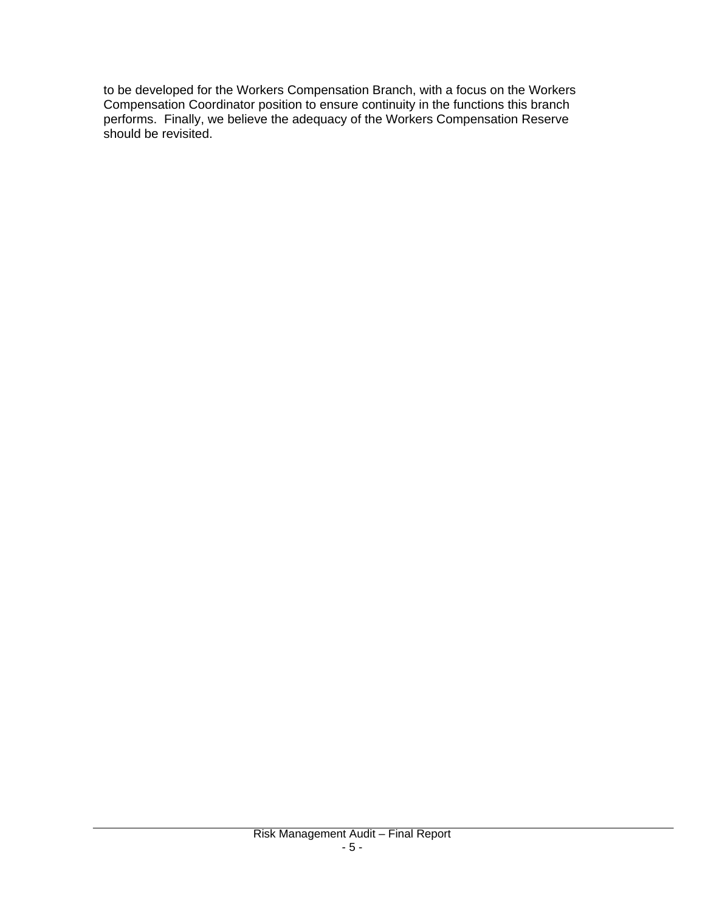to be developed for the Workers Compensation Branch, with a focus on the Workers Compensation Coordinator position to ensure continuity in the functions this branch performs. Finally, we believe the adequacy of the Workers Compensation Reserve should be revisited.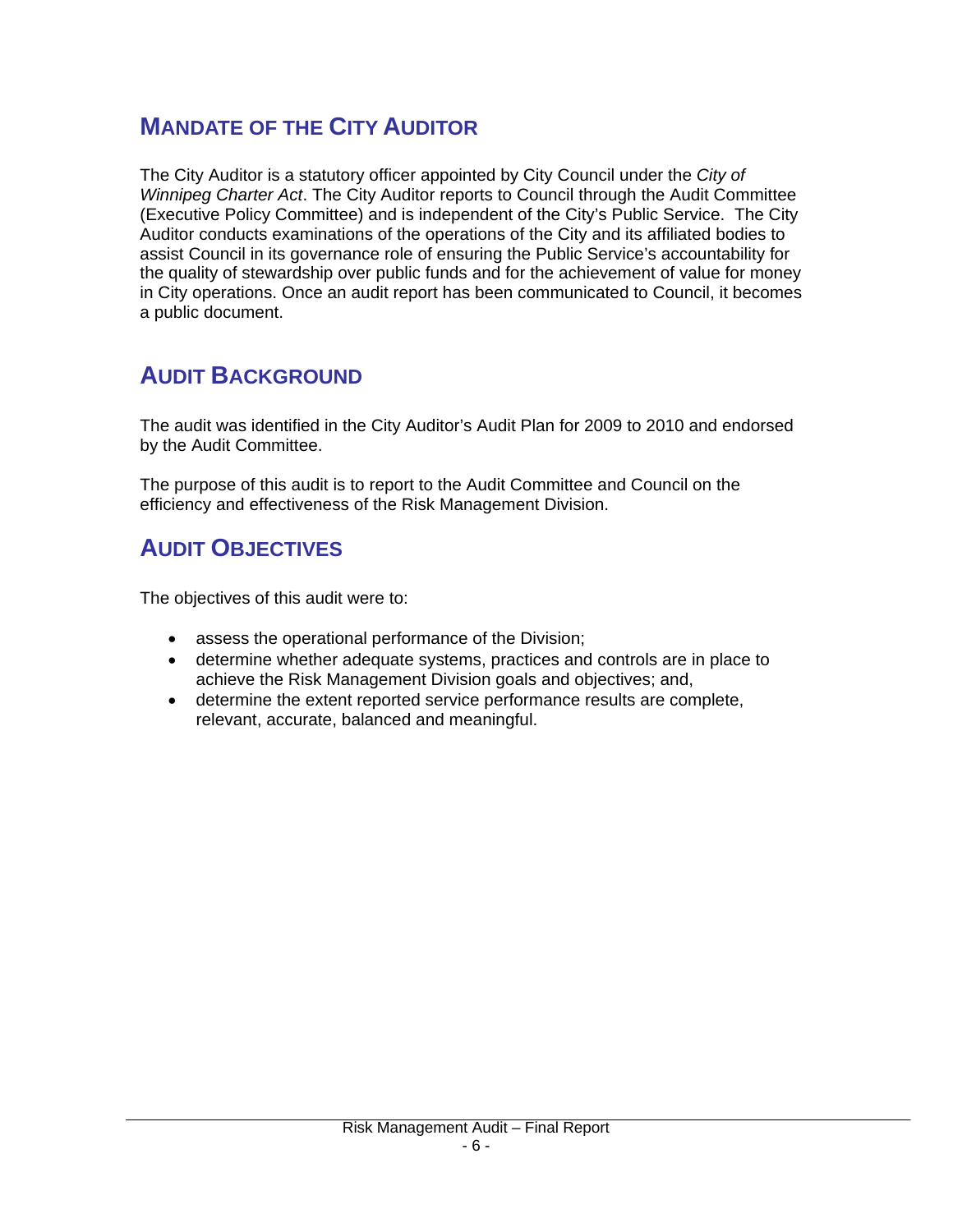## MANDATE OF THE CITY AUDITOR

The City Auditor is a statutory officer appointed by City Council under the *City of Winnipeg Charter Act*. The City Auditor reports to Council through the Audit Committee (Executive Policy Committee) and is independent of the City's Public Service. The City Auditor conducts examinations of the operations of the City and its affiliated bodies to assist Council in its governance role of ensuring the Public Service's accountability for the quality of stewardship over public funds and for the achievement of value for money in City operations. Once an audit report has been communicated to Council, it becomes a public document.

## AUDIT BACKGROUND

The audit was identified in the City Auditor's Audit Plan for 2009 to 2010 and endorsed by the Audit Committee.

The purpose of this audit is to report to the Audit Committee and Council on the efficiency and effectiveness of the Risk Management Division.

## AUDIT OBJECTIVES

The objectives of this audit were to:

- assess the operational performance of the Division;
- determine whether adequate systems, practices and controls are in place to achieve the Risk Management Division goals and objectives; and,
- determine the extent reported service performance results are complete, relevant, accurate, balanced and meaningful.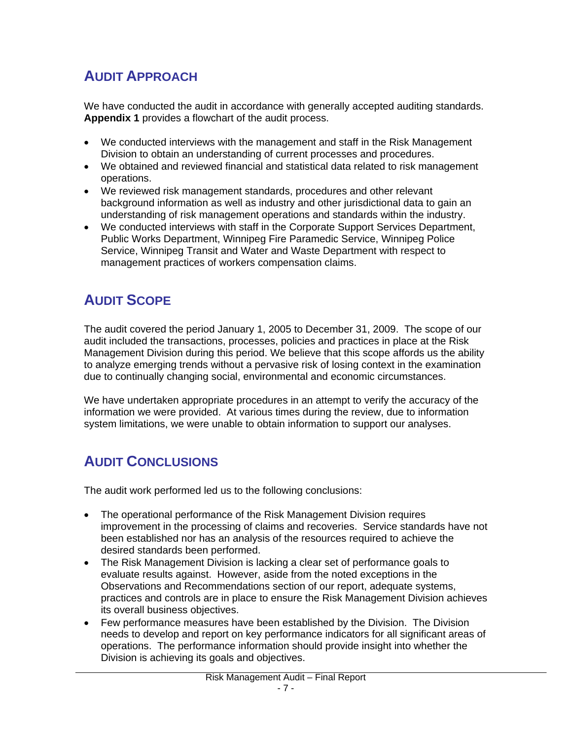## AUDIT APPROACH

We have conducted the audit in accordance with generally accepted auditing standards. **Appendix 1** provides a flowchart of the audit process.

- We conducted interviews with the management and staff in the Risk Management Division to obtain an understanding of current processes and procedures.
- We obtained and reviewed financial and statistical data related to risk management operations.
- We reviewed risk management standards, procedures and other relevant background information as well as industry and other jurisdictional data to gain an understanding of risk management operations and standards within the industry.
- We conducted interviews with staff in the Corporate Support Services Department, Public Works Department, Winnipeg Fire Paramedic Service, Winnipeg Police Service, Winnipeg Transit and Water and Waste Department with respect to management practices of workers compensation claims.

## AUDIT SCOPE

The audit covered the period January 1, 2005 to December 31, 2009. The scope of our audit included the transactions, processes, policies and practices in place at the Risk Management Division during this period. We believe that this scope affords us the ability to analyze emerging trends without a pervasive risk of losing context in the examination due to continually changing social, environmental and economic circumstances.

We have undertaken appropriate procedures in an attempt to verify the accuracy of the information we were provided. At various times during the review, due to information system limitations, we were unable to obtain information to support our analyses.

## AUDIT CONCLUSIONS

The audit work performed led us to the following conclusions:

- The operational performance of the Risk Management Division requires improvement in the processing of claims and recoveries. Service standards have not been established nor has an analysis of the resources required to achieve the desired standards been performed.
- The Risk Management Division is lacking a clear set of performance goals to evaluate results against. However, aside from the noted exceptions in the Observations and Recommendations section of our report, adequate systems, practices and controls are in place to ensure the Risk Management Division achieves its overall business objectives.
- Few performance measures have been established by the Division. The Division needs to develop and report on key performance indicators for all significant areas of operations. The performance information should provide insight into whether the Division is achieving its goals and objectives.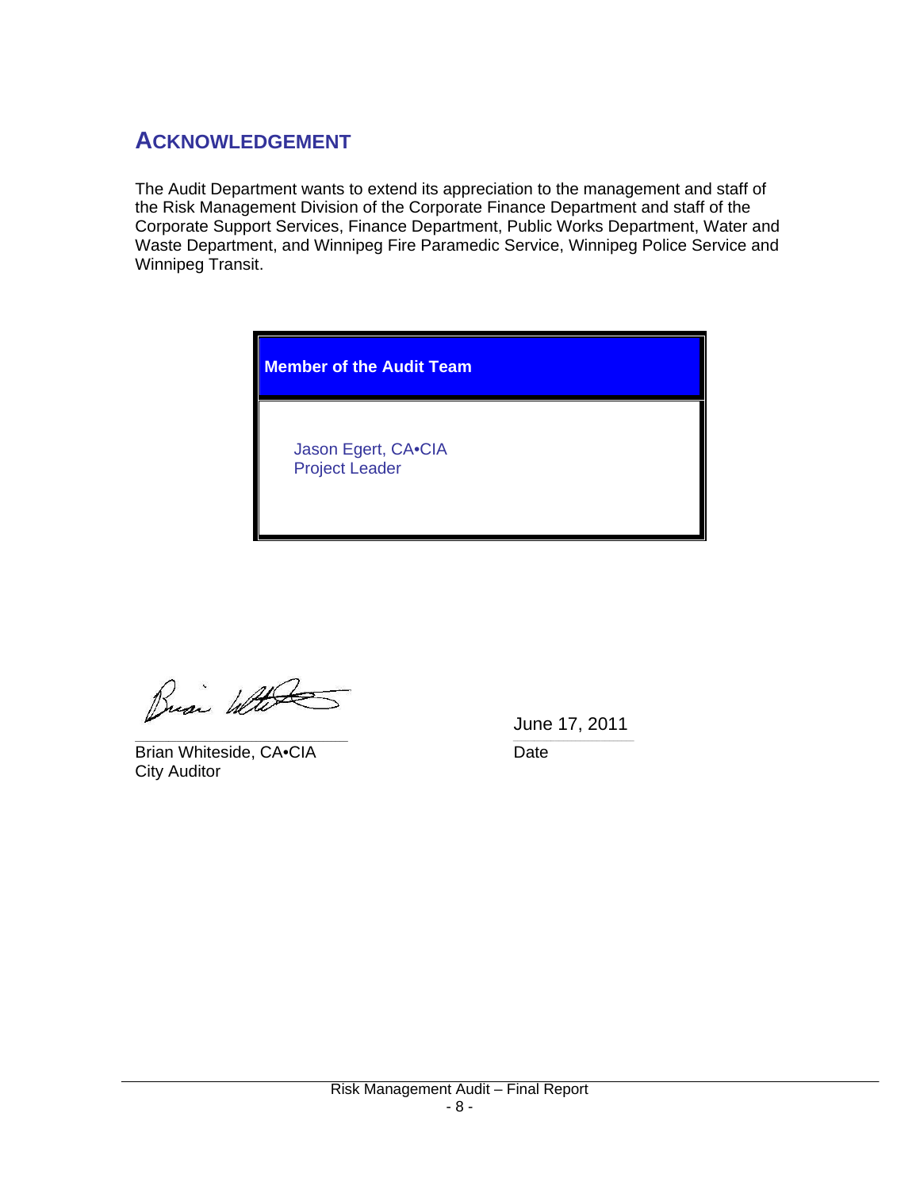## ACKNOWLEDGEMENT

The Audit Department wants to extend its appreciation to the management and staff of the Risk Management Division of the Corporate Finance Department and staff of the Corporate Support Services, Finance Department, Public Works Department, Water and Waste Department, and Winnipeg Fire Paramedic Service, Winnipeg Police Service and Winnipeg Transit.

| **Member of the Audit Team** |
| --- |
| Jason Egert, CA•CIA<br>Project Leader |

Brian Whiteside, CA•CIA
City Auditor

June 17, 2011
Date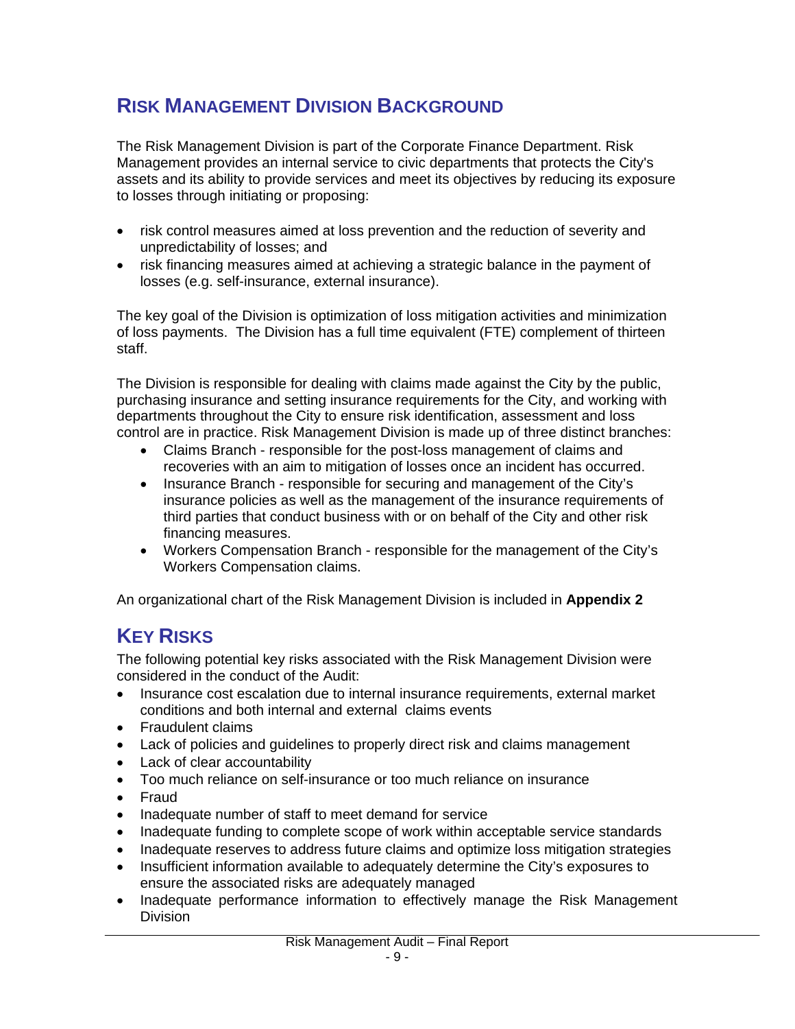## RISK MANAGEMENT DIVISION BACKGROUND

The Risk Management Division is part of the Corporate Finance Department. Risk Management provides an internal service to civic departments that protects the City's assets and its ability to provide services and meet its objectives by reducing its exposure to losses through initiating or proposing:

- risk control measures aimed at loss prevention and the reduction of severity and unpredictability of losses; and
- risk financing measures aimed at achieving a strategic balance in the payment of losses (e.g. self-insurance, external insurance).

The key goal of the Division is optimization of loss mitigation activities and minimization of loss payments. The Division has a full time equivalent (FTE) complement of thirteen staff.

The Division is responsible for dealing with claims made against the City by the public, purchasing insurance and setting insurance requirements for the City, and working with departments throughout the City to ensure risk identification, assessment and loss control are in practice. Risk Management Division is made up of three distinct branches:

- Claims Branch - responsible for the post-loss management of claims and recoveries with an aim to mitigation of losses once an incident has occurred.
- Insurance Branch - responsible for securing and management of the City's insurance policies as well as the management of the insurance requirements of third parties that conduct business with or on behalf of the City and other risk financing measures.
- Workers Compensation Branch - responsible for the management of the City's Workers Compensation claims.

An organizational chart of the Risk Management Division is included in **Appendix 2**

## KEY RISKS

The following potential key risks associated with the Risk Management Division were considered in the conduct of the Audit:

- Insurance cost escalation due to internal insurance requirements, external market conditions and both internal and external claims events
- Fraudulent claims
- Lack of policies and guidelines to properly direct risk and claims management
- Lack of clear accountability
- Too much reliance on self-insurance or too much reliance on insurance
- Fraud
- Inadequate number of staff to meet demand for service
- Inadequate funding to complete scope of work within acceptable service standards
- Inadequate reserves to address future claims and optimize loss mitigation strategies
- Insufficient information available to adequately determine the City's exposures to ensure the associated risks are adequately managed
- Inadequate performance information to effectively manage the Risk Management Division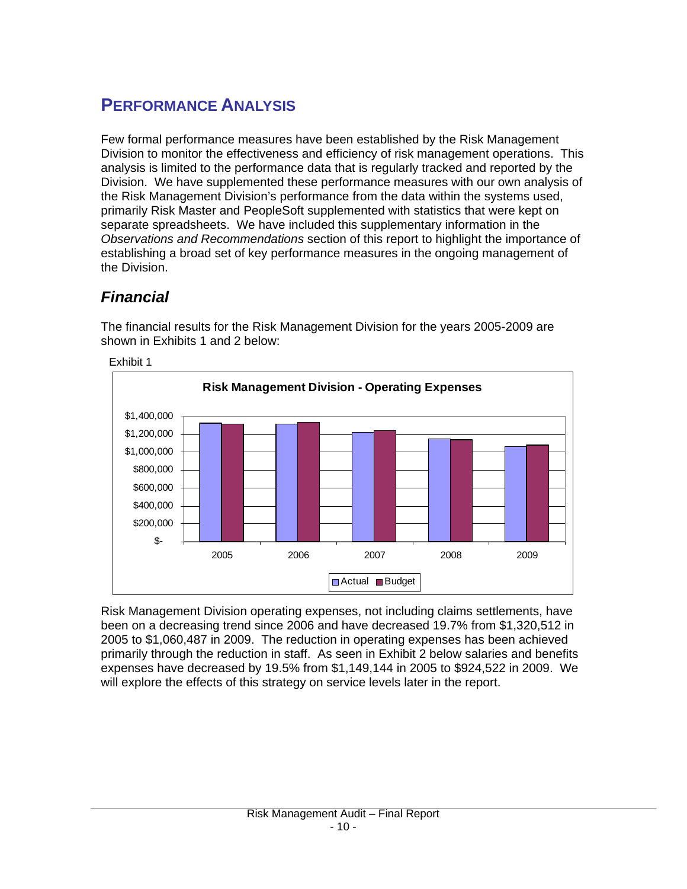# PERFORMANCE ANALYSIS

Few formal performance measures have been established by the Risk Management Division to monitor the effectiveness and efficiency of risk management operations. This analysis is limited to the performance data that is regularly tracked and reported by the Division. We have supplemented these performance measures with our own analysis of the Risk Management Division's performance from the data within the systems used, primarily Risk Master and PeopleSoft supplemented with statistics that were kept on separate spreadsheets. We have included this supplementary information in the *Observations and Recommendations* section of this report to highlight the importance of establishing a broad set of key performance measures in the ongoing management of the Division.

## *Financial*

The financial results for the Risk Management Division for the years 2005-2009 are shown in Exhibits 1 and 2 below:

Exhibit 1

**Risk Management Division - Operating Expenses**

Risk Management Division operating expenses, not including claims settlements, have been on a decreasing trend since 2006 and have decreased 19.7% from $1,320,512 in 2005 to $1,060,487 in 2009. The reduction in operating expenses has been achieved primarily through the reduction in staff. As seen in Exhibit 2 below salaries and benefits expenses have decreased by 19.5% from $1,149,144 in 2005 to $924,522 in 2009. We will explore the effects of this strategy on service levels later in the report.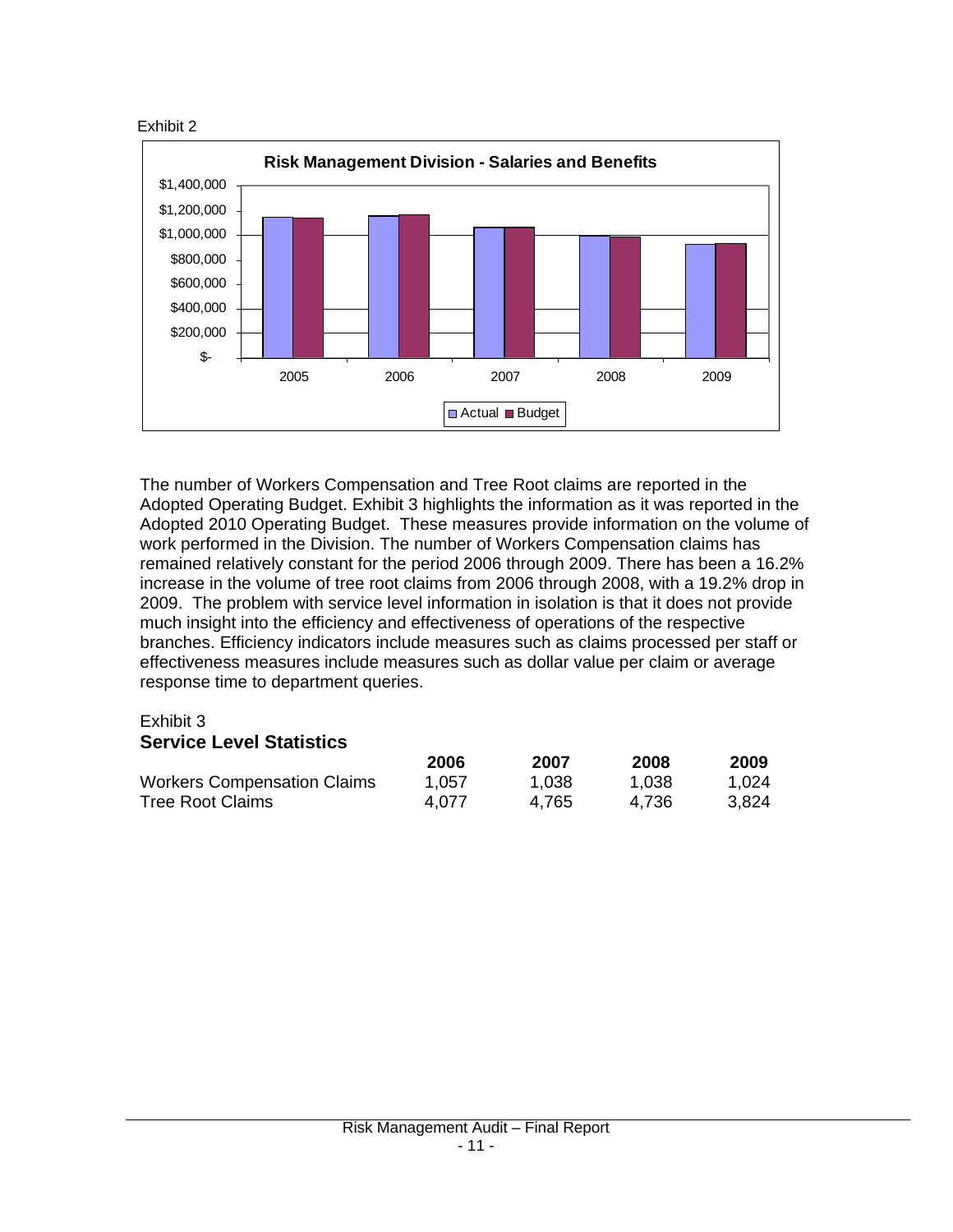Exhibit 2

**Risk Management Division - Salaries and Benefits**

The number of Workers Compensation and Tree Root claims are reported in the Adopted Operating Budget. Exhibit 3 highlights the information as it was reported in the Adopted 2010 Operating Budget. These measures provide information on the volume of work performed in the Division. The number of Workers Compensation claims has remained relatively constant for the period 2006 through 2009. There has been a 16.2% increase in the volume of tree root claims from 2006 through 2008, with a 19.2% drop in 2009. The problem with service level information in isolation is that it does not provide much insight into the efficiency and effectiveness of operations of the respective branches. Efficiency indicators include measures such as claims processed per staff or effectiveness measures include measures such as dollar value per claim or average response time to department queries.

Exhibit 3

**Service Level Statistics**

| | 2006 | 2007 | 2008 | 2009 |
|---|---|---|---|---|
| Workers Compensation Claims | 1,057 | 1,038 | 1,038 | 1,024 |
| Tree Root Claims | 4,077 | 4,765 | 4,736 | 3,824 |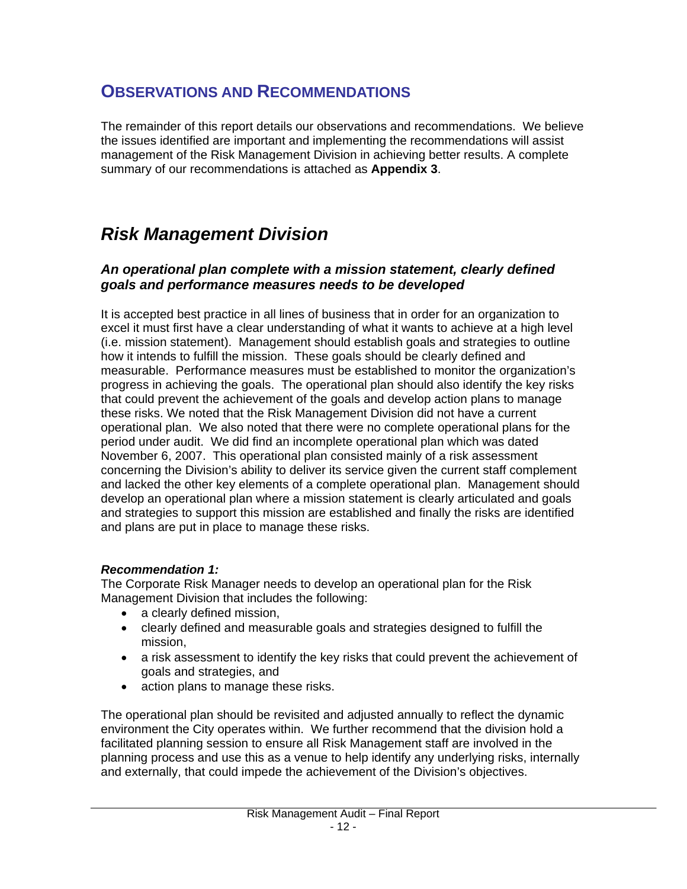## OBSERVATIONS AND RECOMMENDATIONS

The remainder of this report details our observations and recommendations. We believe the issues identified are important and implementing the recommendations will assist management of the Risk Management Division in achieving better results. A complete summary of our recommendations is attached as **Appendix 3**.

# *Risk Management Division*

### *An operational plan complete with a mission statement, clearly defined goals and performance measures needs to be developed*

It is accepted best practice in all lines of business that in order for an organization to excel it must first have a clear understanding of what it wants to achieve at a high level (i.e. mission statement). Management should establish goals and strategies to outline how it intends to fulfill the mission. These goals should be clearly defined and measurable. Performance measures must be established to monitor the organization's progress in achieving the goals. The operational plan should also identify the key risks that could prevent the achievement of the goals and develop action plans to manage these risks. We noted that the Risk Management Division did not have a current operational plan. We also noted that there were no complete operational plans for the period under audit. We did find an incomplete operational plan which was dated November 6, 2007. This operational plan consisted mainly of a risk assessment concerning the Division's ability to deliver its service given the current staff complement and lacked the other key elements of a complete operational plan. Management should develop an operational plan where a mission statement is clearly articulated and goals and strategies to support this mission are established and finally the risks are identified and plans are put in place to manage these risks.

***Recommendation 1:***
The Corporate Risk Manager needs to develop an operational plan for the Risk Management Division that includes the following:

- a clearly defined mission,
- clearly defined and measurable goals and strategies designed to fulfill the mission,
- a risk assessment to identify the key risks that could prevent the achievement of goals and strategies, and
- action plans to manage these risks.

The operational plan should be revisited and adjusted annually to reflect the dynamic environment the City operates within. We further recommend that the division hold a facilitated planning session to ensure all Risk Management staff are involved in the planning process and use this as a venue to help identify any underlying risks, internally and externally, that could impede the achievement of the Division's objectives.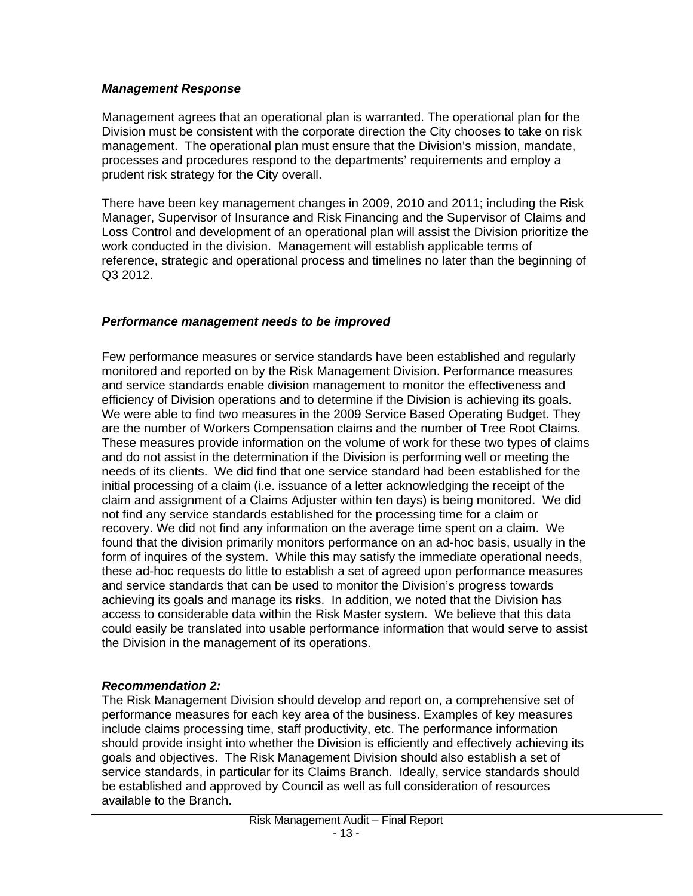***Management Response***

Management agrees that an operational plan is warranted. The operational plan for the Division must be consistent with the corporate direction the City chooses to take on risk management. The operational plan must ensure that the Division's mission, mandate, processes and procedures respond to the departments' requirements and employ a prudent risk strategy for the City overall.

There have been key management changes in 2009, 2010 and 2011; including the Risk Manager, Supervisor of Insurance and Risk Financing and the Supervisor of Claims and Loss Control and development of an operational plan will assist the Division prioritize the work conducted in the division. Management will establish applicable terms of reference, strategic and operational process and timelines no later than the beginning of Q3 2012.

***Performance management needs to be improved***

Few performance measures or service standards have been established and regularly monitored and reported on by the Risk Management Division. Performance measures and service standards enable division management to monitor the effectiveness and efficiency of Division operations and to determine if the Division is achieving its goals. We were able to find two measures in the 2009 Service Based Operating Budget. They are the number of Workers Compensation claims and the number of Tree Root Claims. These measures provide information on the volume of work for these two types of claims and do not assist in the determination if the Division is performing well or meeting the needs of its clients. We did find that one service standard had been established for the initial processing of a claim (i.e. issuance of a letter acknowledging the receipt of the claim and assignment of a Claims Adjuster within ten days) is being monitored. We did not find any service standards established for the processing time for a claim or recovery. We did not find any information on the average time spent on a claim. We found that the division primarily monitors performance on an ad-hoc basis, usually in the form of inquires of the system. While this may satisfy the immediate operational needs, these ad-hoc requests do little to establish a set of agreed upon performance measures and service standards that can be used to monitor the Division's progress towards achieving its goals and manage its risks. In addition, we noted that the Division has access to considerable data within the Risk Master system. We believe that this data could easily be translated into usable performance information that would serve to assist the Division in the management of its operations.

***Recommendation 2:***

The Risk Management Division should develop and report on, a comprehensive set of performance measures for each key area of the business. Examples of key measures include claims processing time, staff productivity, etc. The performance information should provide insight into whether the Division is efficiently and effectively achieving its goals and objectives. The Risk Management Division should also establish a set of service standards, in particular for its Claims Branch. Ideally, service standards should be established and approved by Council as well as full consideration of resources available to the Branch.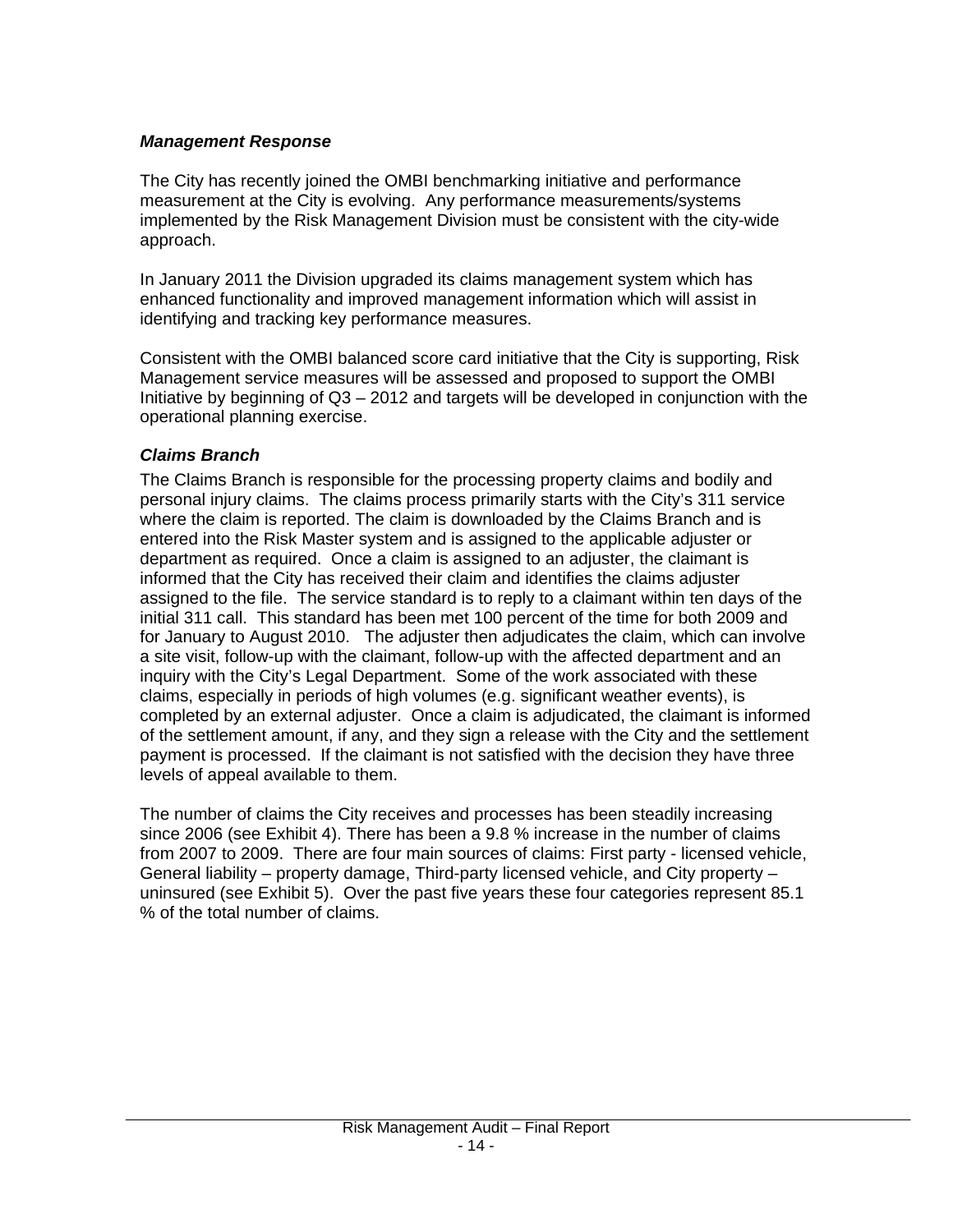### *Management Response*

The City has recently joined the OMBI benchmarking initiative and performance measurement at the City is evolving. Any performance measurements/systems implemented by the Risk Management Division must be consistent with the city-wide approach.

In January 2011 the Division upgraded its claims management system which has enhanced functionality and improved management information which will assist in identifying and tracking key performance measures.

Consistent with the OMBI balanced score card initiative that the City is supporting, Risk Management service measures will be assessed and proposed to support the OMBI Initiative by beginning of Q3 – 2012 and targets will be developed in conjunction with the operational planning exercise.

### *Claims Branch*

The Claims Branch is responsible for the processing property claims and bodily and personal injury claims. The claims process primarily starts with the City's 311 service where the claim is reported. The claim is downloaded by the Claims Branch and is entered into the Risk Master system and is assigned to the applicable adjuster or department as required. Once a claim is assigned to an adjuster, the claimant is informed that the City has received their claim and identifies the claims adjuster assigned to the file. The service standard is to reply to a claimant within ten days of the initial 311 call. This standard has been met 100 percent of the time for both 2009 and for January to August 2010. The adjuster then adjudicates the claim, which can involve a site visit, follow-up with the claimant, follow-up with the affected department and an inquiry with the City's Legal Department. Some of the work associated with these claims, especially in periods of high volumes (e.g. significant weather events), is completed by an external adjuster. Once a claim is adjudicated, the claimant is informed of the settlement amount, if any, and they sign a release with the City and the settlement payment is processed. If the claimant is not satisfied with the decision they have three levels of appeal available to them.

The number of claims the City receives and processes has been steadily increasing since 2006 (see Exhibit 4). There has been a 9.8 % increase in the number of claims from 2007 to 2009. There are four main sources of claims: First party - licensed vehicle, General liability – property damage, Third-party licensed vehicle, and City property – uninsured (see Exhibit 5). Over the past five years these four categories represent 85.1 % of the total number of claims.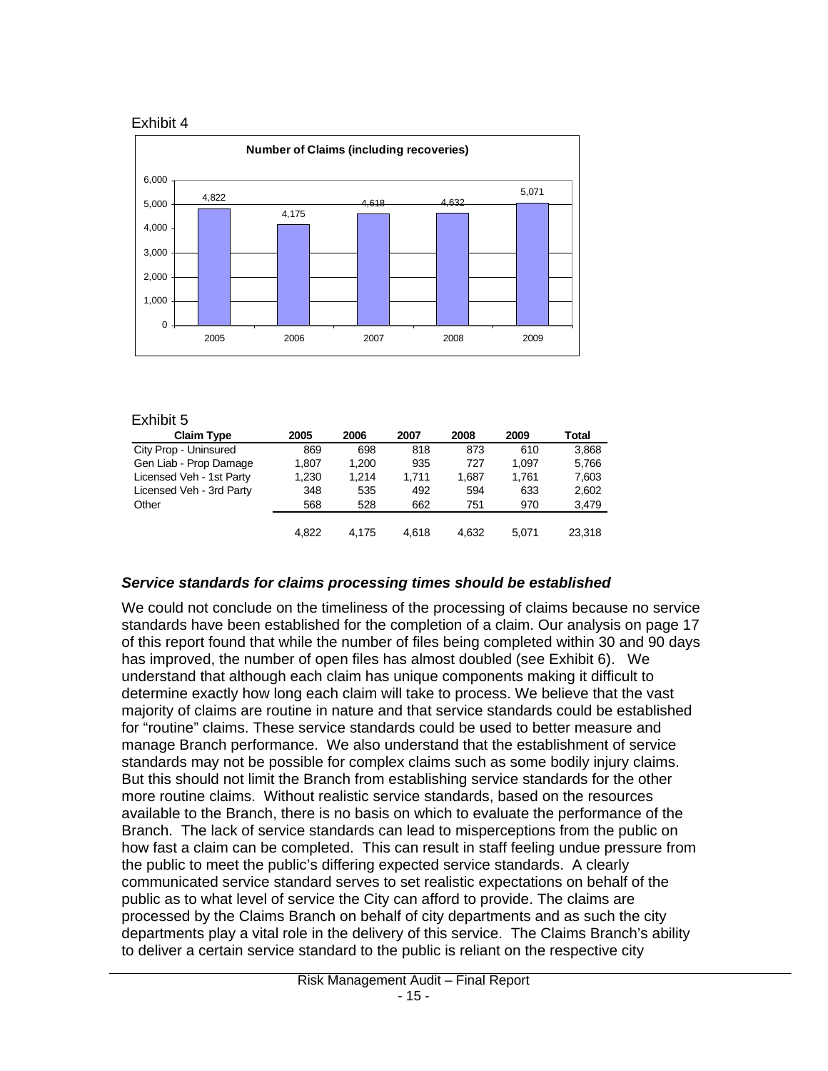Exhibit 4

**Number of Claims (including recoveries)**

| Year | Number of Claims |
|---|---|
| 2005 | 4,822 |
| 2006 | 4,175 |
| 2007 | 4,618 |
| 2008 | 4,632 |
| 2009 | 5,071 |

Exhibit 5

| Claim Type | 2005 | 2006 | 2007 | 2008 | 2009 | Total |
|---|---|---|---|---|---|---|
| City Prop - Uninsured | 869 | 698 | 818 | 873 | 610 | 3,868 |
| Gen Liab - Prop Damage | 1,807 | 1,200 | 935 | 727 | 1,097 | 5,766 |
| Licensed Veh - 1st Party | 1,230 | 1,214 | 1,711 | 1,687 | 1,761 | 7,603 |
| Licensed Veh - 3rd Party | 348 | 535 | 492 | 594 | 633 | 2,602 |
| Other | 568 | 528 | 662 | 751 | 970 | 3,479 |
| | 4,822 | 4,175 | 4,618 | 4,632 | 5,071 | 23,318 |

### *Service standards for claims processing times should be established*

We could not conclude on the timeliness of the processing of claims because no service standards have been established for the completion of a claim. Our analysis on page 17 of this report found that while the number of files being completed within 30 and 90 days has improved, the number of open files has almost doubled (see Exhibit 6). We understand that although each claim has unique components making it difficult to determine exactly how long each claim will take to process. We believe that the vast majority of claims are routine in nature and that service standards could be established for "routine" claims. These service standards could be used to better measure and manage Branch performance. We also understand that the establishment of service standards may not be possible for complex claims such as some bodily injury claims. But this should not limit the Branch from establishing service standards for the other more routine claims. Without realistic service standards, based on the resources available to the Branch, there is no basis on which to evaluate the performance of the Branch. The lack of service standards can lead to misperceptions from the public on how fast a claim can be completed. This can result in staff feeling undue pressure from the public to meet the public's differing expected service standards. A clearly communicated service standard serves to set realistic expectations on behalf of the public as to what level of service the City can afford to provide. The claims are processed by the Claims Branch on behalf of city departments and as such the city departments play a vital role in the delivery of this service. The Claims Branch's ability to deliver a certain service standard to the public is reliant on the respective city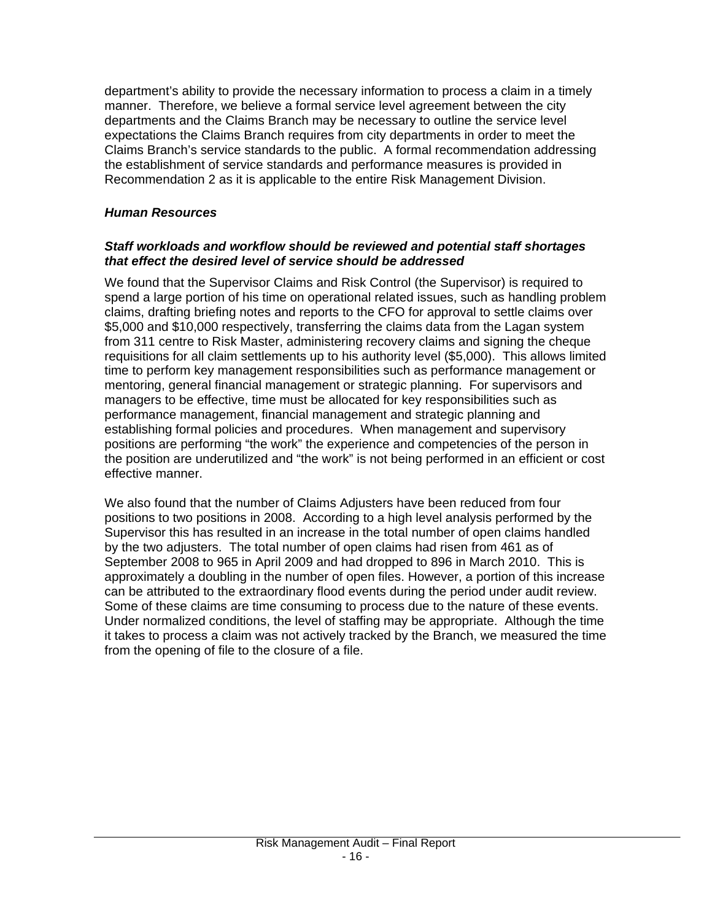department's ability to provide the necessary information to process a claim in a timely manner. Therefore, we believe a formal service level agreement between the city departments and the Claims Branch may be necessary to outline the service level expectations the Claims Branch requires from city departments in order to meet the Claims Branch's service standards to the public. A formal recommendation addressing the establishment of service standards and performance measures is provided in Recommendation 2 as it is applicable to the entire Risk Management Division.

### *Human Resources*

#### *Staff workloads and workflow should be reviewed and potential staff shortages that effect the desired level of service should be addressed*

We found that the Supervisor Claims and Risk Control (the Supervisor) is required to spend a large portion of his time on operational related issues, such as handling problem claims, drafting briefing notes and reports to the CFO for approval to settle claims over $5,000 and $10,000 respectively, transferring the claims data from the Lagan system from 311 centre to Risk Master, administering recovery claims and signing the cheque requisitions for all claim settlements up to his authority level ($5,000). This allows limited time to perform key management responsibilities such as performance management or mentoring, general financial management or strategic planning. For supervisors and managers to be effective, time must be allocated for key responsibilities such as performance management, financial management and strategic planning and establishing formal policies and procedures. When management and supervisory positions are performing "the work" the experience and competencies of the person in the position are underutilized and "the work" is not being performed in an efficient or cost effective manner.

We also found that the number of Claims Adjusters have been reduced from four positions to two positions in 2008. According to a high level analysis performed by the Supervisor this has resulted in an increase in the total number of open claims handled by the two adjusters. The total number of open claims had risen from 461 as of September 2008 to 965 in April 2009 and had dropped to 896 in March 2010. This is approximately a doubling in the number of open files. However, a portion of this increase can be attributed to the extraordinary flood events during the period under audit review. Some of these claims are time consuming to process due to the nature of these events. Under normalized conditions, the level of staffing may be appropriate. Although the time it takes to process a claim was not actively tracked by the Branch, we measured the time from the opening of file to the closure of a file.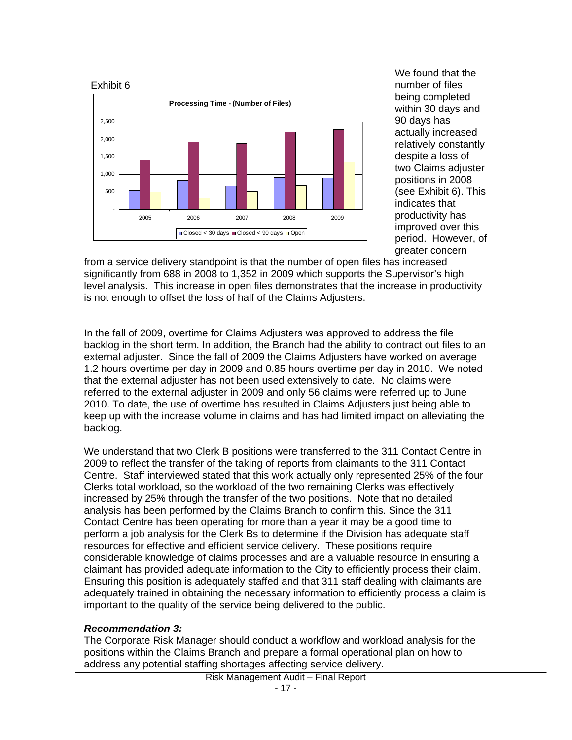Exhibit 6

**Processing Time - (Number of Files)**

We found that the number of files being completed within 30 days and 90 days has actually increased relatively constantly despite a loss of two Claims adjuster positions in 2008 (see Exhibit 6). This indicates that productivity has improved over this period. However, of greater concern from a service delivery standpoint is that the number of open files has increased significantly from 688 in 2008 to 1,352 in 2009 which supports the Supervisor's high level analysis. This increase in open files demonstrates that the increase in productivity is not enough to offset the loss of half of the Claims Adjusters.

In the fall of 2009, overtime for Claims Adjusters was approved to address the file backlog in the short term. In addition, the Branch had the ability to contract out files to an external adjuster. Since the fall of 2009 the Claims Adjusters have worked on average 1.2 hours overtime per day in 2009 and 0.85 hours overtime per day in 2010. We noted that the external adjuster has not been used extensively to date. No claims were referred to the external adjuster in 2009 and only 56 claims were referred up to June 2010. To date, the use of overtime has resulted in Claims Adjusters just being able to keep up with the increase volume in claims and has had limited impact on alleviating the backlog.

We understand that two Clerk B positions were transferred to the 311 Contact Centre in 2009 to reflect the transfer of the taking of reports from claimants to the 311 Contact Centre. Staff interviewed stated that this work actually only represented 25% of the four Clerks total workload, so the workload of the two remaining Clerks was effectively increased by 25% through the transfer of the two positions. Note that no detailed analysis has been performed by the Claims Branch to confirm this. Since the 311 Contact Centre has been operating for more than a year it may be a good time to perform a job analysis for the Clerk Bs to determine if the Division has adequate staff resources for effective and efficient service delivery. These positions require considerable knowledge of claims processes and are a valuable resource in ensuring a claimant has provided adequate information to the City to efficiently process their claim. Ensuring this position is adequately staffed and that 311 staff dealing with claimants are adequately trained in obtaining the necessary information to efficiently process a claim is important to the quality of the service being delivered to the public.

***Recommendation 3:***

The Corporate Risk Manager should conduct a workflow and workload analysis for the positions within the Claims Branch and prepare a formal operational plan on how to address any potential staffing shortages affecting service delivery.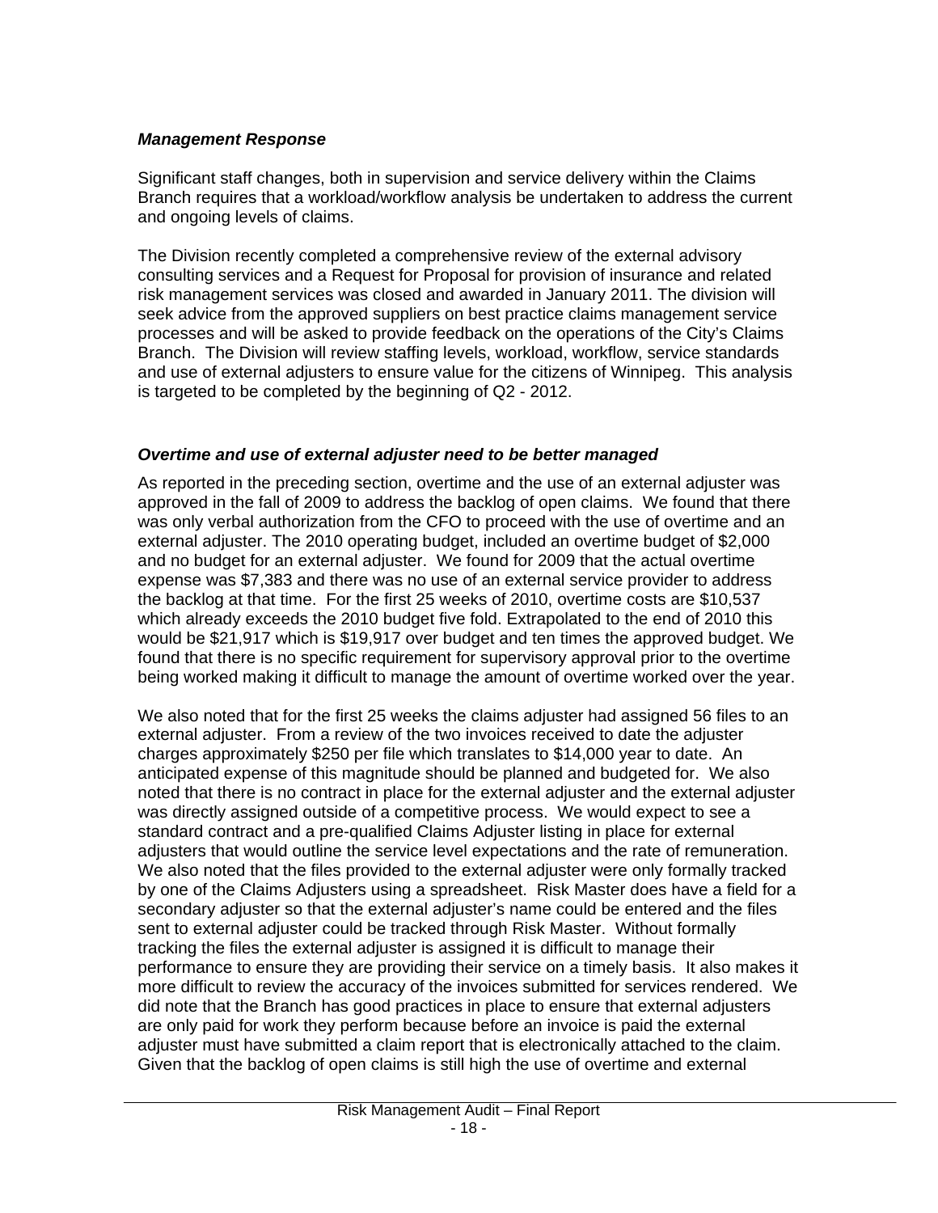### *Management Response*

Significant staff changes, both in supervision and service delivery within the Claims Branch requires that a workload/workflow analysis be undertaken to address the current and ongoing levels of claims.

The Division recently completed a comprehensive review of the external advisory consulting services and a Request for Proposal for provision of insurance and related risk management services was closed and awarded in January 2011. The division will seek advice from the approved suppliers on best practice claims management service processes and will be asked to provide feedback on the operations of the City's Claims Branch. The Division will review staffing levels, workload, workflow, service standards and use of external adjusters to ensure value for the citizens of Winnipeg. This analysis is targeted to be completed by the beginning of Q2 - 2012.

### *Overtime and use of external adjuster need to be better managed*

As reported in the preceding section, overtime and the use of an external adjuster was approved in the fall of 2009 to address the backlog of open claims. We found that there was only verbal authorization from the CFO to proceed with the use of overtime and an external adjuster. The 2010 operating budget, included an overtime budget of $2,000 and no budget for an external adjuster. We found for 2009 that the actual overtime expense was $7,383 and there was no use of an external service provider to address the backlog at that time. For the first 25 weeks of 2010, overtime costs are $10,537 which already exceeds the 2010 budget five fold. Extrapolated to the end of 2010 this would be $21,917 which is $19,917 over budget and ten times the approved budget. We found that there is no specific requirement for supervisory approval prior to the overtime being worked making it difficult to manage the amount of overtime worked over the year.

We also noted that for the first 25 weeks the claims adjuster had assigned 56 files to an external adjuster. From a review of the two invoices received to date the adjuster charges approximately $250 per file which translates to $14,000 year to date. An anticipated expense of this magnitude should be planned and budgeted for. We also noted that there is no contract in place for the external adjuster and the external adjuster was directly assigned outside of a competitive process. We would expect to see a standard contract and a pre-qualified Claims Adjuster listing in place for external adjusters that would outline the service level expectations and the rate of remuneration. We also noted that the files provided to the external adjuster were only formally tracked by one of the Claims Adjusters using a spreadsheet. Risk Master does have a field for a secondary adjuster so that the external adjuster's name could be entered and the files sent to external adjuster could be tracked through Risk Master. Without formally tracking the files the external adjuster is assigned it is difficult to manage their performance to ensure they are providing their service on a timely basis. It also makes it more difficult to review the accuracy of the invoices submitted for services rendered. We did note that the Branch has good practices in place to ensure that external adjusters are only paid for work they perform because before an invoice is paid the external adjuster must have submitted a claim report that is electronically attached to the claim. Given that the backlog of open claims is still high the use of overtime and external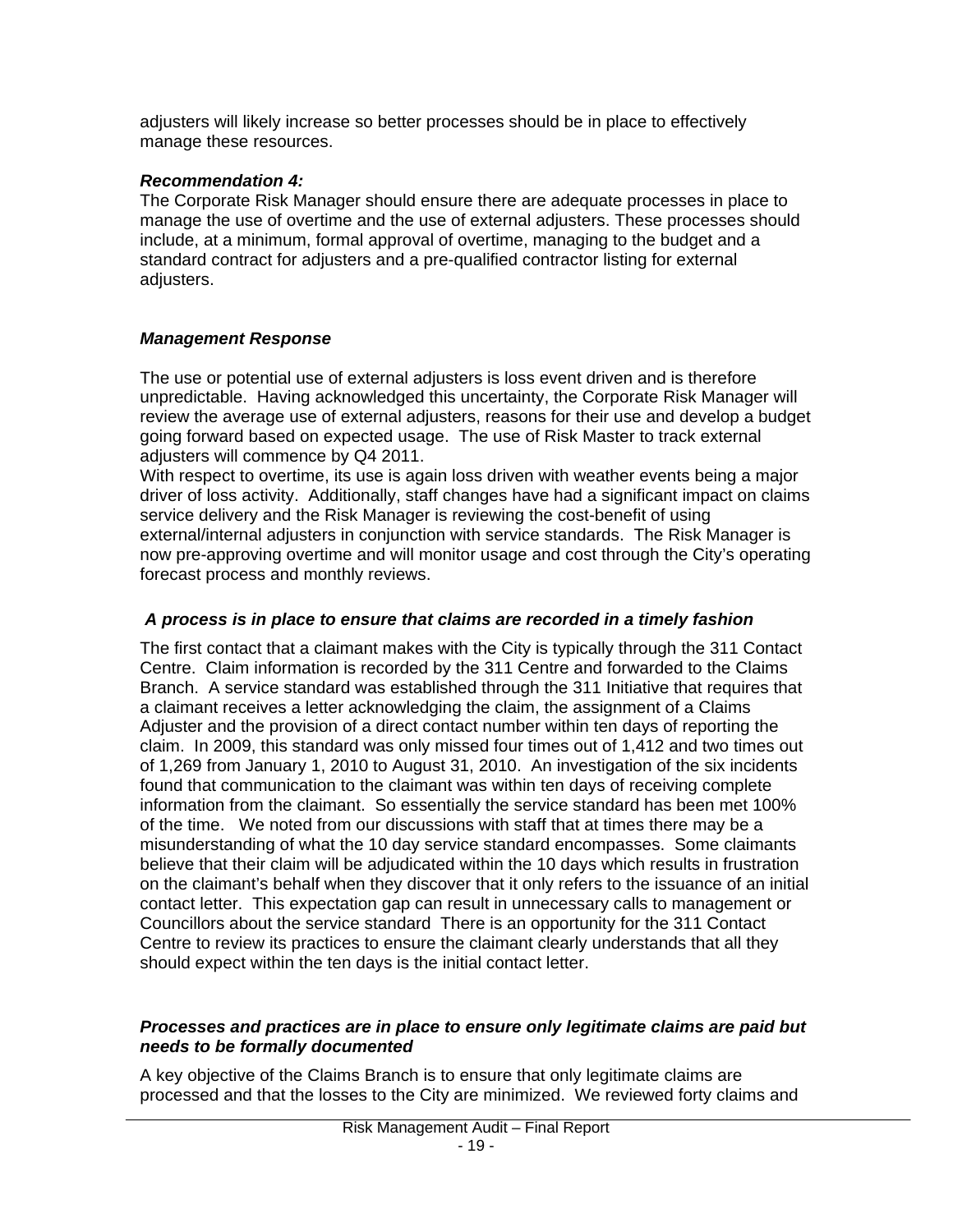adjusters will likely increase so better processes should be in place to effectively manage these resources.

***Recommendation 4:***
The Corporate Risk Manager should ensure there are adequate processes in place to manage the use of overtime and the use of external adjusters. These processes should include, at a minimum, formal approval of overtime, managing to the budget and a standard contract for adjusters and a pre-qualified contractor listing for external adjusters.

***Management Response***

The use or potential use of external adjusters is loss event driven and is therefore unpredictable. Having acknowledged this uncertainty, the Corporate Risk Manager will review the average use of external adjusters, reasons for their use and develop a budget going forward based on expected usage. The use of Risk Master to track external adjusters will commence by Q4 2011.
With respect to overtime, its use is again loss driven with weather events being a major driver of loss activity. Additionally, staff changes have had a significant impact on claims service delivery and the Risk Manager is reviewing the cost-benefit of using external/internal adjusters in conjunction with service standards. The Risk Manager is now pre-approving overtime and will monitor usage and cost through the City's operating forecast process and monthly reviews.

***A process is in place to ensure that claims are recorded in a timely fashion***

The first contact that a claimant makes with the City is typically through the 311 Contact Centre. Claim information is recorded by the 311 Centre and forwarded to the Claims Branch. A service standard was established through the 311 Initiative that requires that a claimant receives a letter acknowledging the claim, the assignment of a Claims Adjuster and the provision of a direct contact number within ten days of reporting the claim. In 2009, this standard was only missed four times out of 1,412 and two times out of 1,269 from January 1, 2010 to August 31, 2010. An investigation of the six incidents found that communication to the claimant was within ten days of receiving complete information from the claimant. So essentially the service standard has been met 100% of the time. We noted from our discussions with staff that at times there may be a misunderstanding of what the 10 day service standard encompasses. Some claimants believe that their claim will be adjudicated within the 10 days which results in frustration on the claimant's behalf when they discover that it only refers to the issuance of an initial contact letter. This expectation gap can result in unnecessary calls to management or Councillors about the service standard There is an opportunity for the 311 Contact Centre to review its practices to ensure the claimant clearly understands that all they should expect within the ten days is the initial contact letter.

***Processes and practices are in place to ensure only legitimate claims are paid but needs to be formally documented***

A key objective of the Claims Branch is to ensure that only legitimate claims are processed and that the losses to the City are minimized. We reviewed forty claims and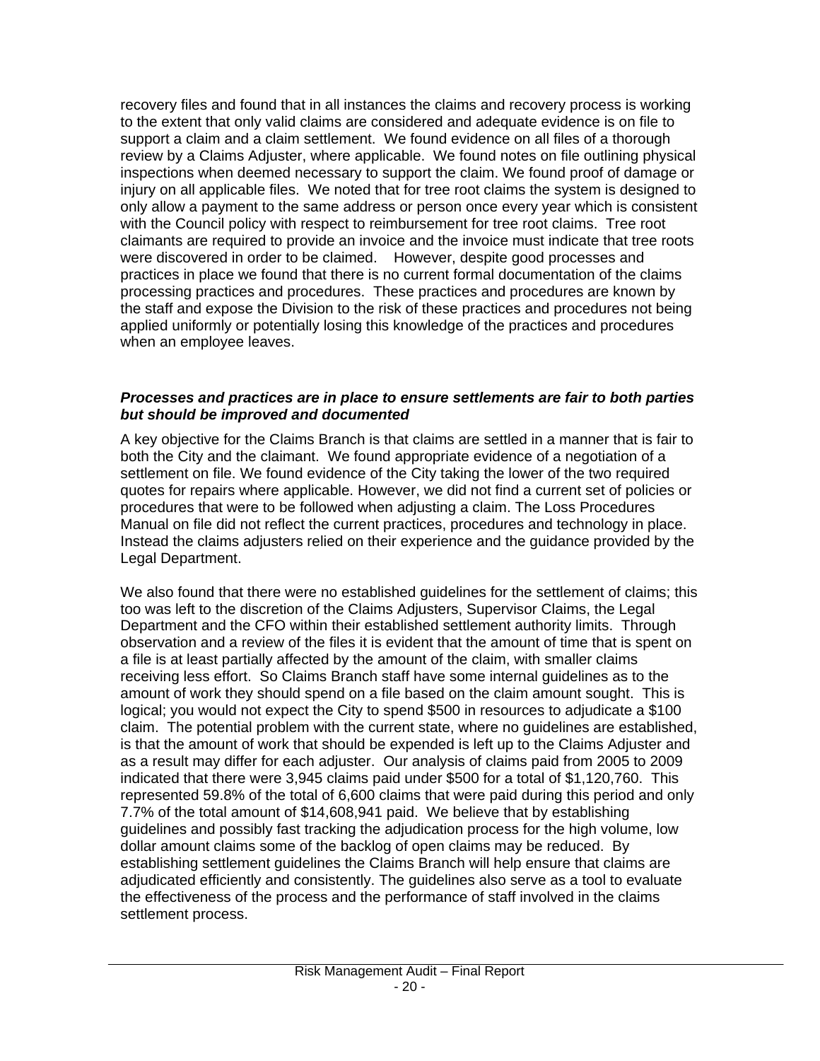recovery files and found that in all instances the claims and recovery process is working to the extent that only valid claims are considered and adequate evidence is on file to support a claim and a claim settlement. We found evidence on all files of a thorough review by a Claims Adjuster, where applicable. We found notes on file outlining physical inspections when deemed necessary to support the claim. We found proof of damage or injury on all applicable files. We noted that for tree root claims the system is designed to only allow a payment to the same address or person once every year which is consistent with the Council policy with respect to reimbursement for tree root claims. Tree root claimants are required to provide an invoice and the invoice must indicate that tree roots were discovered in order to be claimed. However, despite good processes and practices in place we found that there is no current formal documentation of the claims processing practices and procedures. These practices and procedures are known by the staff and expose the Division to the risk of these practices and procedures not being applied uniformly or potentially losing this knowledge of the practices and procedures when an employee leaves.

***Processes and practices are in place to ensure settlements are fair to both parties but should be improved and documented***

A key objective for the Claims Branch is that claims are settled in a manner that is fair to both the City and the claimant. We found appropriate evidence of a negotiation of a settlement on file. We found evidence of the City taking the lower of the two required quotes for repairs where applicable. However, we did not find a current set of policies or procedures that were to be followed when adjusting a claim. The Loss Procedures Manual on file did not reflect the current practices, procedures and technology in place. Instead the claims adjusters relied on their experience and the guidance provided by the Legal Department.

We also found that there were no established guidelines for the settlement of claims; this too was left to the discretion of the Claims Adjusters, Supervisor Claims, the Legal Department and the CFO within their established settlement authority limits. Through observation and a review of the files it is evident that the amount of time that is spent on a file is at least partially affected by the amount of the claim, with smaller claims receiving less effort. So Claims Branch staff have some internal guidelines as to the amount of work they should spend on a file based on the claim amount sought. This is logical; you would not expect the City to spend $500 in resources to adjudicate a $100 claim. The potential problem with the current state, where no guidelines are established, is that the amount of work that should be expended is left up to the Claims Adjuster and as a result may differ for each adjuster. Our analysis of claims paid from 2005 to 2009 indicated that there were 3,945 claims paid under $500 for a total of $1,120,760. This represented 59.8% of the total of 6,600 claims that were paid during this period and only 7.7% of the total amount of $14,608,941 paid. We believe that by establishing guidelines and possibly fast tracking the adjudication process for the high volume, low dollar amount claims some of the backlog of open claims may be reduced. By establishing settlement guidelines the Claims Branch will help ensure that claims are adjudicated efficiently and consistently. The guidelines also serve as a tool to evaluate the effectiveness of the process and the performance of staff involved in the claims settlement process.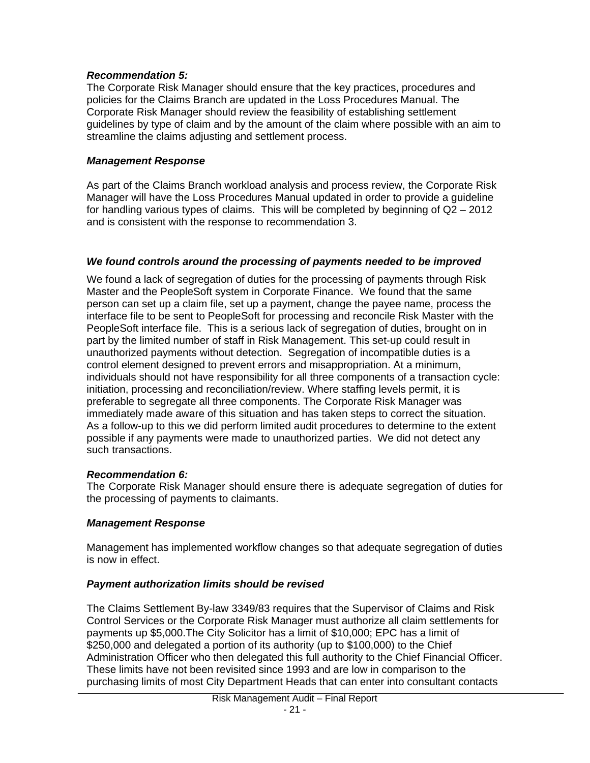***Recommendation 5:***
The Corporate Risk Manager should ensure that the key practices, procedures and policies for the Claims Branch are updated in the Loss Procedures Manual. The Corporate Risk Manager should review the feasibility of establishing settlement guidelines by type of claim and by the amount of the claim where possible with an aim to streamline the claims adjusting and settlement process.

***Management Response***

As part of the Claims Branch workload analysis and process review, the Corporate Risk Manager will have the Loss Procedures Manual updated in order to provide a guideline for handling various types of claims. This will be completed by beginning of Q2 – 2012 and is consistent with the response to recommendation 3.

***We found controls around the processing of payments needed to be improved***

We found a lack of segregation of duties for the processing of payments through Risk Master and the PeopleSoft system in Corporate Finance. We found that the same person can set up a claim file, set up a payment, change the payee name, process the interface file to be sent to PeopleSoft for processing and reconcile Risk Master with the PeopleSoft interface file. This is a serious lack of segregation of duties, brought on in part by the limited number of staff in Risk Management. This set-up could result in unauthorized payments without detection. Segregation of incompatible duties is a control element designed to prevent errors and misappropriation. At a minimum, individuals should not have responsibility for all three components of a transaction cycle: initiation, processing and reconciliation/review. Where staffing levels permit, it is preferable to segregate all three components. The Corporate Risk Manager was immediately made aware of this situation and has taken steps to correct the situation. As a follow-up to this we did perform limited audit procedures to determine to the extent possible if any payments were made to unauthorized parties. We did not detect any such transactions.

***Recommendation 6:***
The Corporate Risk Manager should ensure there is adequate segregation of duties for the processing of payments to claimants.

***Management Response***

Management has implemented workflow changes so that adequate segregation of duties is now in effect.

***Payment authorization limits should be revised***

The Claims Settlement By-law 3349/83 requires that the Supervisor of Claims and Risk Control Services or the Corporate Risk Manager must authorize all claim settlements for payments up $5,000.The City Solicitor has a limit of $10,000; EPC has a limit of $250,000 and delegated a portion of its authority (up to $100,000) to the Chief Administration Officer who then delegated this full authority to the Chief Financial Officer. These limits have not been revisited since 1993 and are low in comparison to the purchasing limits of most City Department Heads that can enter into consultant contacts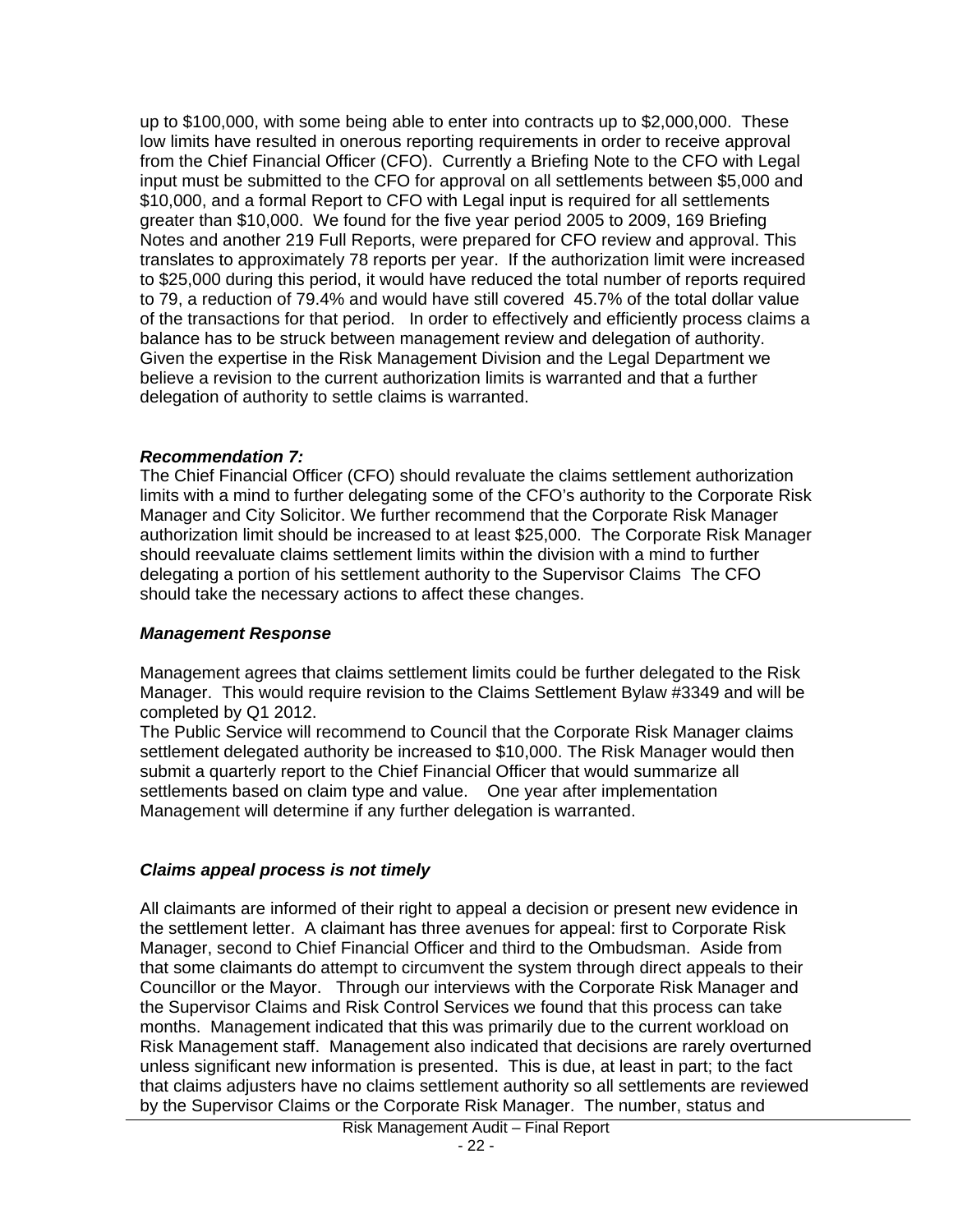up to $100,000, with some being able to enter into contracts up to $2,000,000. These low limits have resulted in onerous reporting requirements in order to receive approval from the Chief Financial Officer (CFO). Currently a Briefing Note to the CFO with Legal input must be submitted to the CFO for approval on all settlements between $5,000 and $10,000, and a formal Report to CFO with Legal input is required for all settlements greater than $10,000. We found for the five year period 2005 to 2009, 169 Briefing Notes and another 219 Full Reports, were prepared for CFO review and approval. This translates to approximately 78 reports per year. If the authorization limit were increased to $25,000 during this period, it would have reduced the total number of reports required to 79, a reduction of 79.4% and would have still covered 45.7% of the total dollar value of the transactions for that period. In order to effectively and efficiently process claims a balance has to be struck between management review and delegation of authority. Given the expertise in the Risk Management Division and the Legal Department we believe a revision to the current authorization limits is warranted and that a further delegation of authority to settle claims is warranted.

***Recommendation 7:***

The Chief Financial Officer (CFO) should revaluate the claims settlement authorization limits with a mind to further delegating some of the CFO's authority to the Corporate Risk Manager and City Solicitor. We further recommend that the Corporate Risk Manager authorization limit should be increased to at least $25,000. The Corporate Risk Manager should reevaluate claims settlement limits within the division with a mind to further delegating a portion of his settlement authority to the Supervisor Claims The CFO should take the necessary actions to affect these changes.

***Management Response***

Management agrees that claims settlement limits could be further delegated to the Risk Manager. This would require revision to the Claims Settlement Bylaw #3349 and will be completed by Q1 2012.
The Public Service will recommend to Council that the Corporate Risk Manager claims settlement delegated authority be increased to $10,000. The Risk Manager would then submit a quarterly report to the Chief Financial Officer that would summarize all settlements based on claim type and value. One year after implementation Management will determine if any further delegation is warranted.

***Claims appeal process is not timely***

All claimants are informed of their right to appeal a decision or present new evidence in the settlement letter. A claimant has three avenues for appeal: first to Corporate Risk Manager, second to Chief Financial Officer and third to the Ombudsman. Aside from that some claimants do attempt to circumvent the system through direct appeals to their Councillor or the Mayor. Through our interviews with the Corporate Risk Manager and the Supervisor Claims and Risk Control Services we found that this process can take months. Management indicated that this was primarily due to the current workload on Risk Management staff. Management also indicated that decisions are rarely overturned unless significant new information is presented. This is due, at least in part; to the fact that claims adjusters have no claims settlement authority so all settlements are reviewed by the Supervisor Claims or the Corporate Risk Manager. The number, status and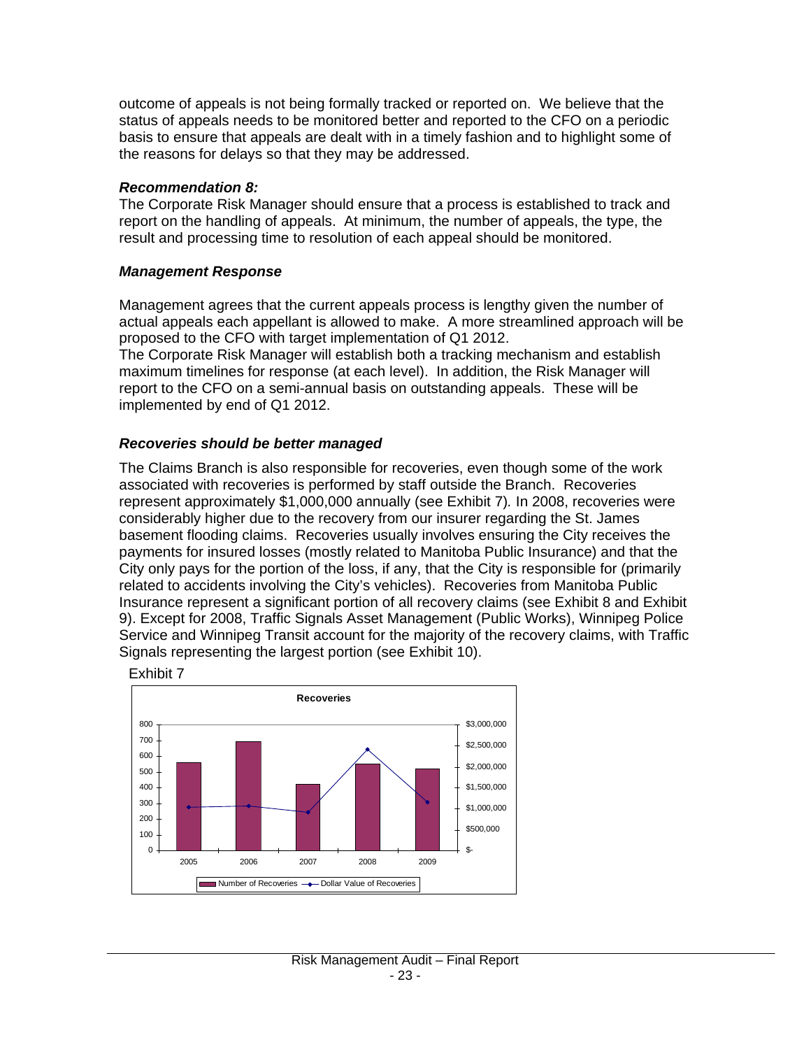outcome of appeals is not being formally tracked or reported on. We believe that the status of appeals needs to be monitored better and reported to the CFO on a periodic basis to ensure that appeals are dealt with in a timely fashion and to highlight some of the reasons for delays so that they may be addressed.

***Recommendation 8:***

The Corporate Risk Manager should ensure that a process is established to track and report on the handling of appeals. At minimum, the number of appeals, the type, the result and processing time to resolution of each appeal should be monitored.

***Management Response***

Management agrees that the current appeals process is lengthy given the number of actual appeals each appellant is allowed to make. A more streamlined approach will be proposed to the CFO with target implementation of Q1 2012.
The Corporate Risk Manager will establish both a tracking mechanism and establish maximum timelines for response (at each level). In addition, the Risk Manager will report to the CFO on a semi-annual basis on outstanding appeals. These will be implemented by end of Q1 2012.

***Recoveries should be better managed***

The Claims Branch is also responsible for recoveries, even though some of the work associated with recoveries is performed by staff outside the Branch. Recoveries represent approximately $1,000,000 annually (see Exhibit 7). In 2008, recoveries were considerably higher due to the recovery from our insurer regarding the St. James basement flooding claims. Recoveries usually involves ensuring the City receives the payments for insured losses (mostly related to Manitoba Public Insurance) and that the City only pays for the portion of the loss, if any, that the City is responsible for (primarily related to accidents involving the City's vehicles). Recoveries from Manitoba Public Insurance represent a significant portion of all recovery claims (see Exhibit 8 and Exhibit 9). Except for 2008, Traffic Signals Asset Management (Public Works), Winnipeg Police Service and Winnipeg Transit account for the majority of the recovery claims, with Traffic Signals representing the largest portion (see Exhibit 10).

Exhibit 7

**Recoveries**

(Chart: Number of Recoveries (bars, left axis 0–800) and Dollar Value of Recoveries (line, right axis $- to $3,000,000) for 2005, 2006, 2007, 2008, 2009)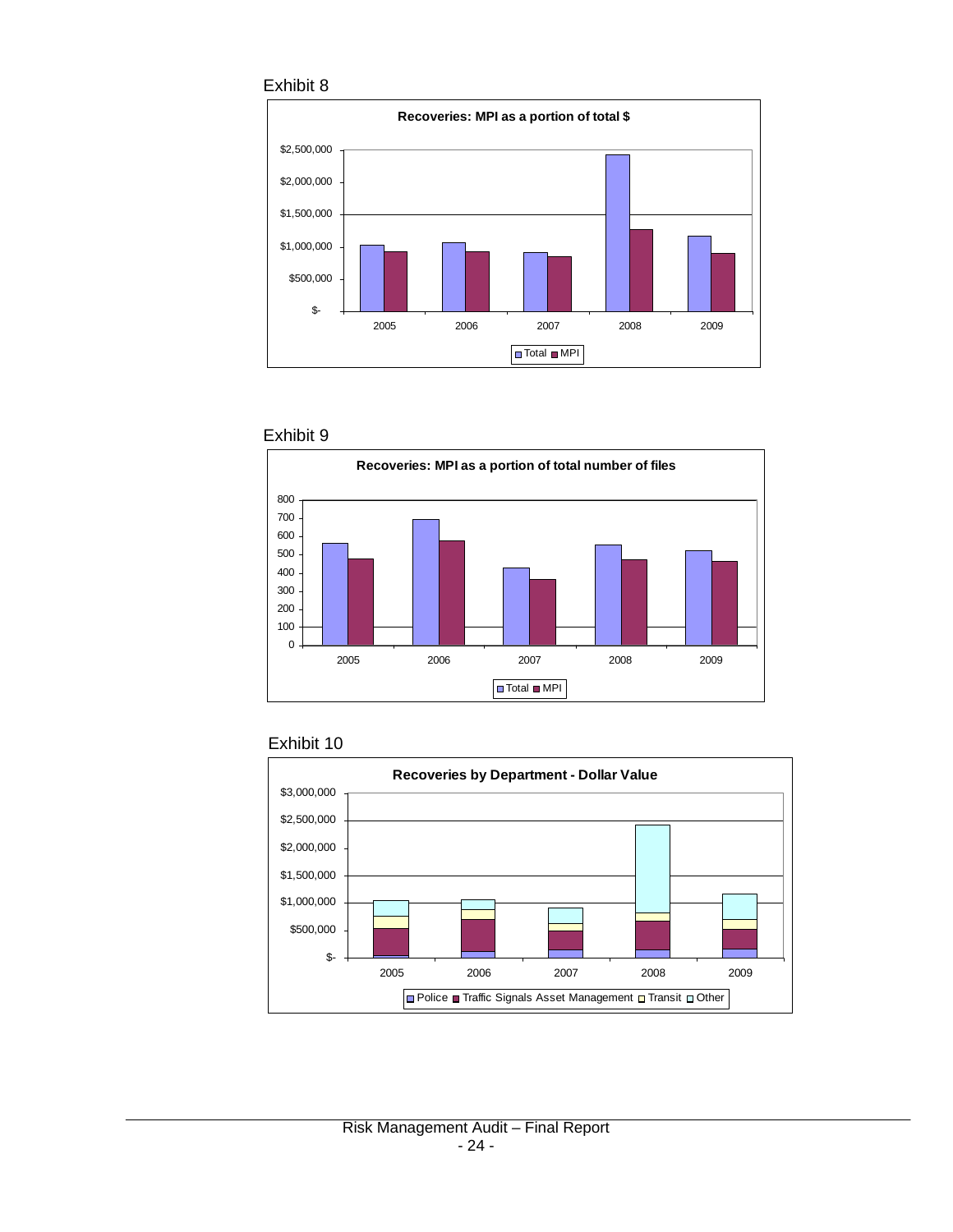Exhibit 8

**Recoveries: MPI as a portion of total $**

Exhibit 9

**Recoveries: MPI as a portion of total number of files**

Exhibit 10

**Recoveries by Department - Dollar Value**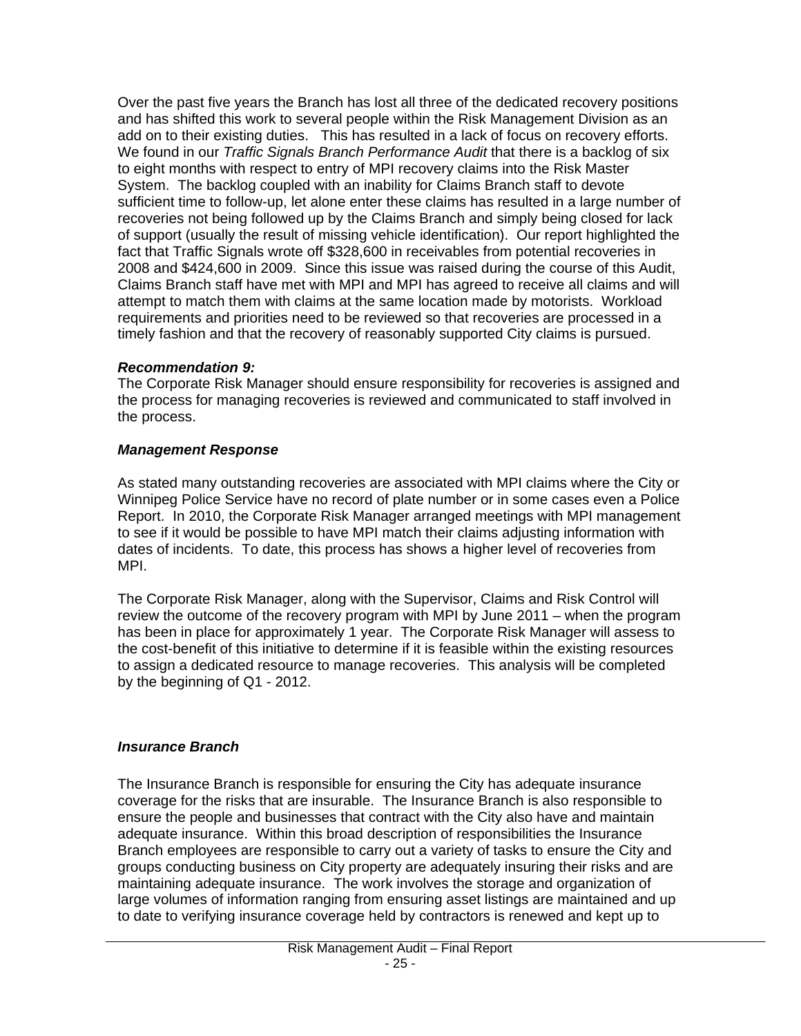Over the past five years the Branch has lost all three of the dedicated recovery positions and has shifted this work to several people within the Risk Management Division as an add on to their existing duties. This has resulted in a lack of focus on recovery efforts. We found in our *Traffic Signals Branch Performance Audit* that there is a backlog of six to eight months with respect to entry of MPI recovery claims into the Risk Master System. The backlog coupled with an inability for Claims Branch staff to devote sufficient time to follow-up, let alone enter these claims has resulted in a large number of recoveries not being followed up by the Claims Branch and simply being closed for lack of support (usually the result of missing vehicle identification). Our report highlighted the fact that Traffic Signals wrote off $328,600 in receivables from potential recoveries in 2008 and $424,600 in 2009. Since this issue was raised during the course of this Audit, Claims Branch staff have met with MPI and MPI has agreed to receive all claims and will attempt to match them with claims at the same location made by motorists. Workload requirements and priorities need to be reviewed so that recoveries are processed in a timely fashion and that the recovery of reasonably supported City claims is pursued.

***Recommendation 9:***
The Corporate Risk Manager should ensure responsibility for recoveries is assigned and the process for managing recoveries is reviewed and communicated to staff involved in the process.

***Management Response***

As stated many outstanding recoveries are associated with MPI claims where the City or Winnipeg Police Service have no record of plate number or in some cases even a Police Report. In 2010, the Corporate Risk Manager arranged meetings with MPI management to see if it would be possible to have MPI match their claims adjusting information with dates of incidents. To date, this process has shows a higher level of recoveries from MPI.

The Corporate Risk Manager, along with the Supervisor, Claims and Risk Control will review the outcome of the recovery program with MPI by June 2011 – when the program has been in place for approximately 1 year. The Corporate Risk Manager will assess to the cost-benefit of this initiative to determine if it is feasible within the existing resources to assign a dedicated resource to manage recoveries. This analysis will be completed by the beginning of Q1 - 2012.

***Insurance Branch***

The Insurance Branch is responsible for ensuring the City has adequate insurance coverage for the risks that are insurable. The Insurance Branch is also responsible to ensure the people and businesses that contract with the City also have and maintain adequate insurance. Within this broad description of responsibilities the Insurance Branch employees are responsible to carry out a variety of tasks to ensure the City and groups conducting business on City property are adequately insuring their risks and are maintaining adequate insurance. The work involves the storage and organization of large volumes of information ranging from ensuring asset listings are maintained and up to date to verifying insurance coverage held by contractors is renewed and kept up to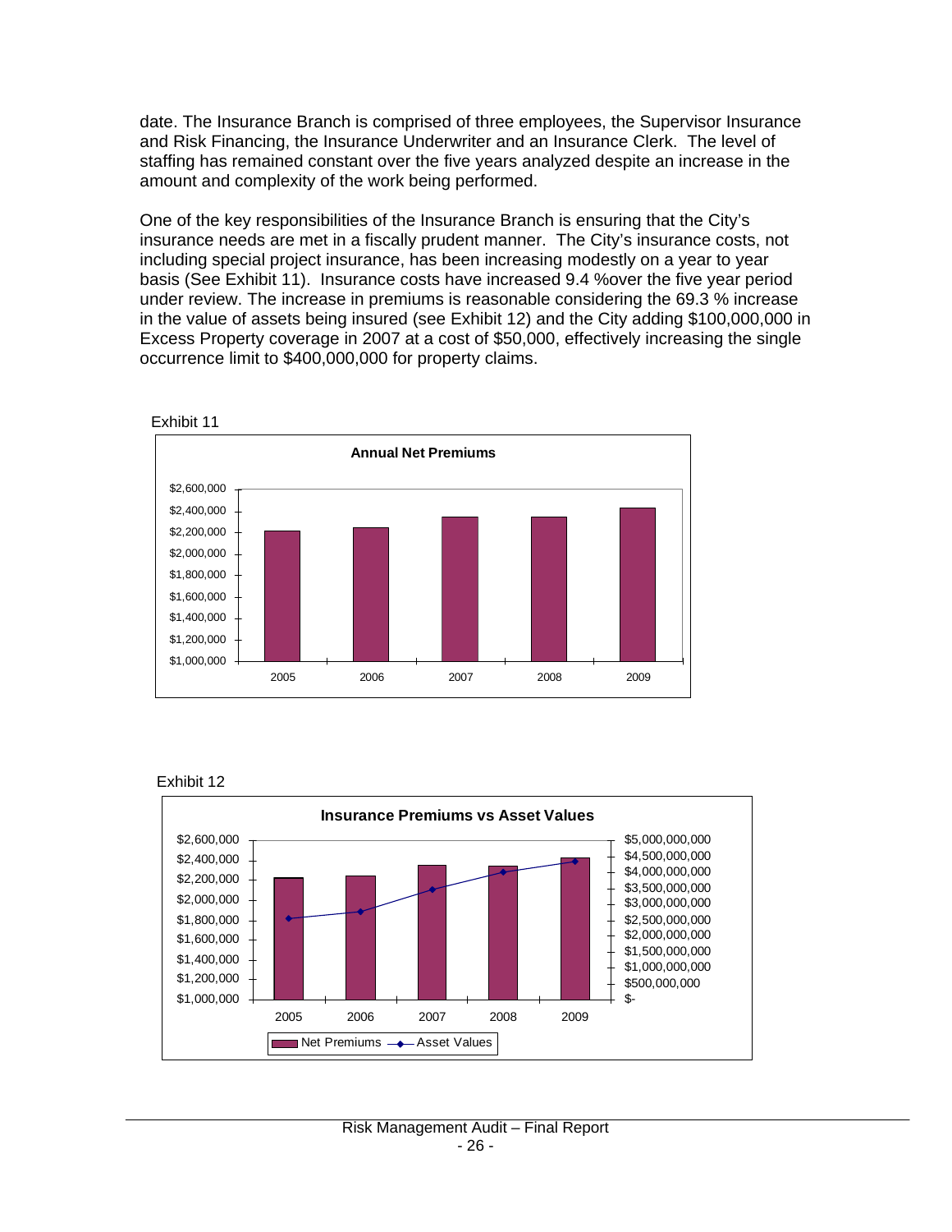date. The Insurance Branch is comprised of three employees, the Supervisor Insurance and Risk Financing, the Insurance Underwriter and an Insurance Clerk. The level of staffing has remained constant over the five years analyzed despite an increase in the amount and complexity of the work being performed.

One of the key responsibilities of the Insurance Branch is ensuring that the City's insurance needs are met in a fiscally prudent manner. The City's insurance costs, not including special project insurance, has been increasing modestly on a year to year basis (See Exhibit 11). Insurance costs have increased 9.4 %over the five year period under review. The increase in premiums is reasonable considering the 69.3 % increase in the value of assets being insured (see Exhibit 12) and the City adding $100,000,000 in Excess Property coverage in 2007 at a cost of $50,000, effectively increasing the single occurrence limit to $400,000,000 for property claims.

Exhibit 11

Exhibit 12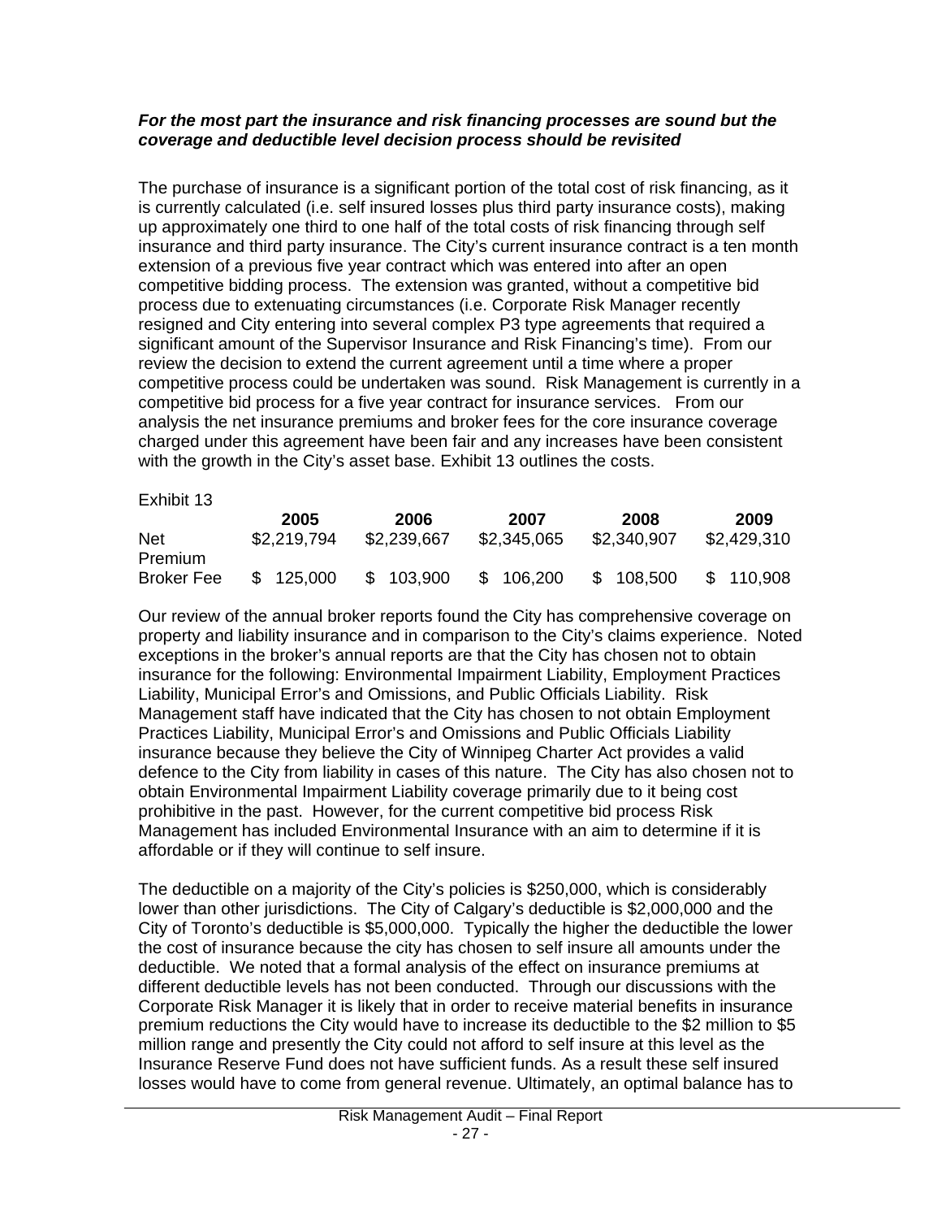***For the most part the insurance and risk financing processes are sound but the coverage and deductible level decision process should be revisited***

The purchase of insurance is a significant portion of the total cost of risk financing, as it is currently calculated (i.e. self insured losses plus third party insurance costs), making up approximately one third to one half of the total costs of risk financing through self insurance and third party insurance. The City's current insurance contract is a ten month extension of a previous five year contract which was entered into after an open competitive bidding process. The extension was granted, without a competitive bid process due to extenuating circumstances (i.e. Corporate Risk Manager recently resigned and City entering into several complex P3 type agreements that required a significant amount of the Supervisor Insurance and Risk Financing's time). From our review the decision to extend the current agreement until a time where a proper competitive process could be undertaken was sound. Risk Management is currently in a competitive bid process for a five year contract for insurance services. From our analysis the net insurance premiums and broker fees for the core insurance coverage charged under this agreement have been fair and any increases have been consistent with the growth in the City's asset base. Exhibit 13 outlines the costs.

Exhibit 13

| | 2005 | 2006 | 2007 | 2008 | 2009 |
|---|---|---|---|---|---|
| Net Premium | $2,219,794 | $2,239,667 | $2,345,065 | $2,340,907 | $2,429,310 |
| Broker Fee | $ 125,000 | $ 103,900 | $ 106,200 | $ 108,500 | $ 110,908 |

Our review of the annual broker reports found the City has comprehensive coverage on property and liability insurance and in comparison to the City's claims experience. Noted exceptions in the broker's annual reports are that the City has chosen not to obtain insurance for the following: Environmental Impairment Liability, Employment Practices Liability, Municipal Error's and Omissions, and Public Officials Liability. Risk Management staff have indicated that the City has chosen to not obtain Employment Practices Liability, Municipal Error's and Omissions and Public Officials Liability insurance because they believe the City of Winnipeg Charter Act provides a valid defence to the City from liability in cases of this nature. The City has also chosen not to obtain Environmental Impairment Liability coverage primarily due to it being cost prohibitive in the past. However, for the current competitive bid process Risk Management has included Environmental Insurance with an aim to determine if it is affordable or if they will continue to self insure.

The deductible on a majority of the City's policies is $250,000, which is considerably lower than other jurisdictions. The City of Calgary's deductible is $2,000,000 and the City of Toronto's deductible is $5,000,000. Typically the higher the deductible the lower the cost of insurance because the city has chosen to self insure all amounts under the deductible. We noted that a formal analysis of the effect on insurance premiums at different deductible levels has not been conducted. Through our discussions with the Corporate Risk Manager it is likely that in order to receive material benefits in insurance premium reductions the City would have to increase its deductible to the $2 million to $5 million range and presently the City could not afford to self insure at this level as the Insurance Reserve Fund does not have sufficient funds. As a result these self insured losses would have to come from general revenue. Ultimately, an optimal balance has to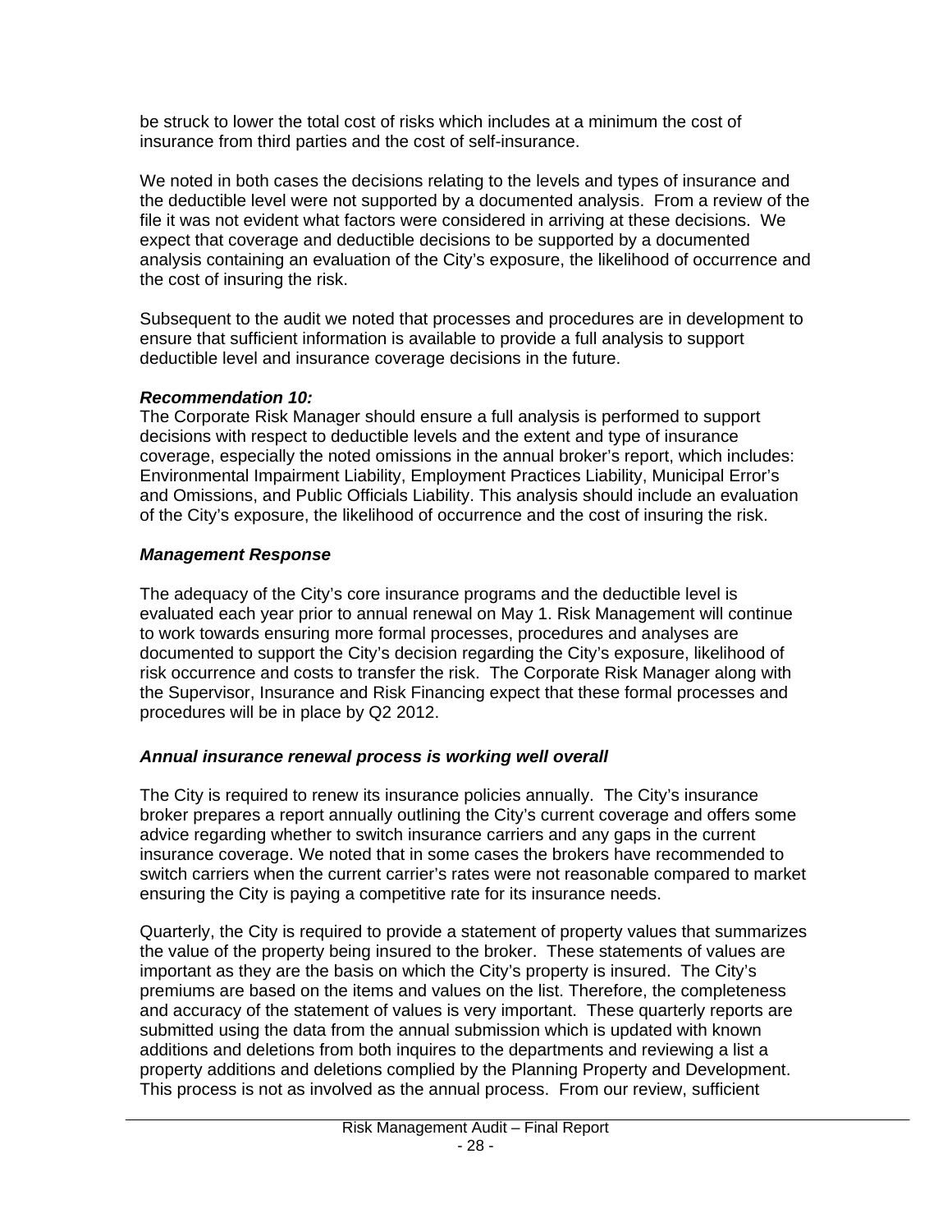be struck to lower the total cost of risks which includes at a minimum the cost of insurance from third parties and the cost of self-insurance.

We noted in both cases the decisions relating to the levels and types of insurance and the deductible level were not supported by a documented analysis. From a review of the file it was not evident what factors were considered in arriving at these decisions. We expect that coverage and deductible decisions to be supported by a documented analysis containing an evaluation of the City's exposure, the likelihood of occurrence and the cost of insuring the risk.

Subsequent to the audit we noted that processes and procedures are in development to ensure that sufficient information is available to provide a full analysis to support deductible level and insurance coverage decisions in the future.

***Recommendation 10:***
The Corporate Risk Manager should ensure a full analysis is performed to support decisions with respect to deductible levels and the extent and type of insurance coverage, especially the noted omissions in the annual broker's report, which includes: Environmental Impairment Liability, Employment Practices Liability, Municipal Error's and Omissions, and Public Officials Liability. This analysis should include an evaluation of the City's exposure, the likelihood of occurrence and the cost of insuring the risk.

***Management Response***

The adequacy of the City's core insurance programs and the deductible level is evaluated each year prior to annual renewal on May 1. Risk Management will continue to work towards ensuring more formal processes, procedures and analyses are documented to support the City's decision regarding the City's exposure, likelihood of risk occurrence and costs to transfer the risk. The Corporate Risk Manager along with the Supervisor, Insurance and Risk Financing expect that these formal processes and procedures will be in place by Q2 2012.

***Annual insurance renewal process is working well overall***

The City is required to renew its insurance policies annually. The City's insurance broker prepares a report annually outlining the City's current coverage and offers some advice regarding whether to switch insurance carriers and any gaps in the current insurance coverage. We noted that in some cases the brokers have recommended to switch carriers when the current carrier's rates were not reasonable compared to market ensuring the City is paying a competitive rate for its insurance needs.

Quarterly, the City is required to provide a statement of property values that summarizes the value of the property being insured to the broker. These statements of values are important as they are the basis on which the City's property is insured. The City's premiums are based on the items and values on the list. Therefore, the completeness and accuracy of the statement of values is very important. These quarterly reports are submitted using the data from the annual submission which is updated with known additions and deletions from both inquires to the departments and reviewing a list a property additions and deletions complied by the Planning Property and Development. This process is not as involved as the annual process. From our review, sufficient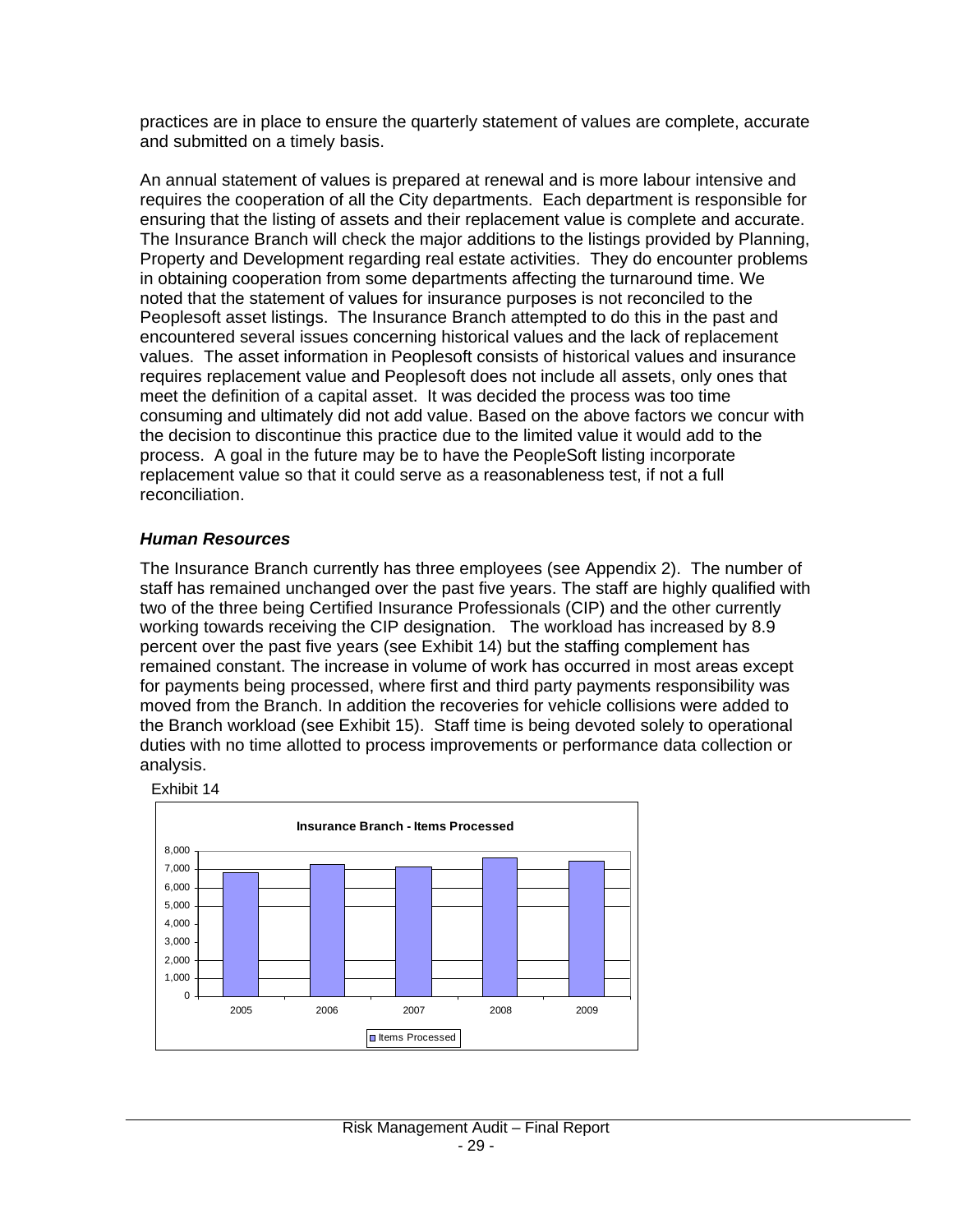practices are in place to ensure the quarterly statement of values are complete, accurate and submitted on a timely basis.

An annual statement of values is prepared at renewal and is more labour intensive and requires the cooperation of all the City departments. Each department is responsible for ensuring that the listing of assets and their replacement value is complete and accurate. The Insurance Branch will check the major additions to the listings provided by Planning, Property and Development regarding real estate activities. They do encounter problems in obtaining cooperation from some departments affecting the turnaround time. We noted that the statement of values for insurance purposes is not reconciled to the Peoplesoft asset listings. The Insurance Branch attempted to do this in the past and encountered several issues concerning historical values and the lack of replacement values. The asset information in Peoplesoft consists of historical values and insurance requires replacement value and Peoplesoft does not include all assets, only ones that meet the definition of a capital asset. It was decided the process was too time consuming and ultimately did not add value. Based on the above factors we concur with the decision to discontinue this practice due to the limited value it would add to the process. A goal in the future may be to have the PeopleSoft listing incorporate replacement value so that it could serve as a reasonableness test, if not a full reconciliation.

### *Human Resources*

The Insurance Branch currently has three employees (see Appendix 2). The number of staff has remained unchanged over the past five years. The staff are highly qualified with two of the three being Certified Insurance Professionals (CIP) and the other currently working towards receiving the CIP designation. The workload has increased by 8.9 percent over the past five years (see Exhibit 14) but the staffing complement has remained constant. The increase in volume of work has occurred in most areas except for payments being processed, where first and third party payments responsibility was moved from the Branch. In addition the recoveries for vehicle collisions were added to the Branch workload (see Exhibit 15). Staff time is being devoted solely to operational duties with no time allotted to process improvements or performance data collection or analysis.

Exhibit 14

**Insurance Branch - Items Processed**

| Year | Items Processed |
|---|---|
| 2005 | ~6,800 |
| 2006 | ~7,200 |
| 2007 | ~7,100 |
| 2008 | ~7,600 |
| 2009 | ~7,400 |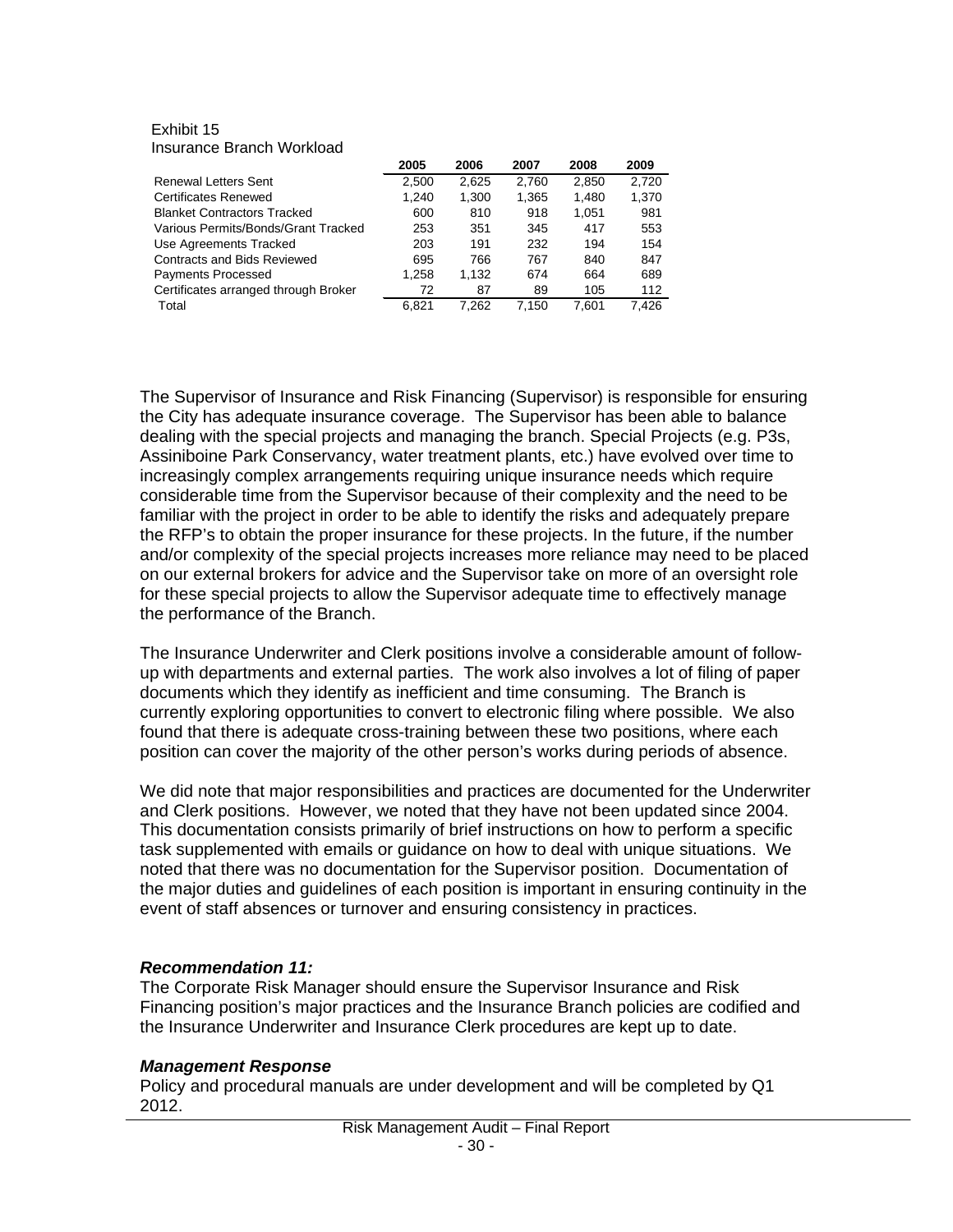Exhibit 15
Insurance Branch Workload

| | 2005 | 2006 | 2007 | 2008 | 2009 |
|---|---|---|---|---|---|
| Renewal Letters Sent | 2,500 | 2,625 | 2,760 | 2,850 | 2,720 |
| Certificates Renewed | 1,240 | 1,300 | 1,365 | 1,480 | 1,370 |
| Blanket Contractors Tracked | 600 | 810 | 918 | 1,051 | 981 |
| Various Permits/Bonds/Grant Tracked | 253 | 351 | 345 | 417 | 553 |
| Use Agreements Tracked | 203 | 191 | 232 | 194 | 154 |
| Contracts and Bids Reviewed | 695 | 766 | 767 | 840 | 847 |
| Payments Processed | 1,258 | 1,132 | 674 | 664 | 689 |
| Certificates arranged through Broker | 72 | 87 | 89 | 105 | 112 |
| Total | 6,821 | 7,262 | 7,150 | 7,601 | 7,426 |

The Supervisor of Insurance and Risk Financing (Supervisor) is responsible for ensuring the City has adequate insurance coverage. The Supervisor has been able to balance dealing with the special projects and managing the branch. Special Projects (e.g. P3s, Assiniboine Park Conservancy, water treatment plants, etc.) have evolved over time to increasingly complex arrangements requiring unique insurance needs which require considerable time from the Supervisor because of their complexity and the need to be familiar with the project in order to be able to identify the risks and adequately prepare the RFP's to obtain the proper insurance for these projects. In the future, if the number and/or complexity of the special projects increases more reliance may need to be placed on our external brokers for advice and the Supervisor take on more of an oversight role for these special projects to allow the Supervisor adequate time to effectively manage the performance of the Branch.

The Insurance Underwriter and Clerk positions involve a considerable amount of follow-up with departments and external parties. The work also involves a lot of filing of paper documents which they identify as inefficient and time consuming. The Branch is currently exploring opportunities to convert to electronic filing where possible. We also found that there is adequate cross-training between these two positions, where each position can cover the majority of the other person's works during periods of absence.

We did note that major responsibilities and practices are documented for the Underwriter and Clerk positions. However, we noted that they have not been updated since 2004. This documentation consists primarily of brief instructions on how to perform a specific task supplemented with emails or guidance on how to deal with unique situations. We noted that there was no documentation for the Supervisor position. Documentation of the major duties and guidelines of each position is important in ensuring continuity in the event of staff absences or turnover and ensuring consistency in practices.

***Recommendation 11:***

The Corporate Risk Manager should ensure the Supervisor Insurance and Risk Financing position's major practices and the Insurance Branch policies are codified and the Insurance Underwriter and Insurance Clerk procedures are kept up to date.

***Management Response***

Policy and procedural manuals are under development and will be completed by Q1 2012.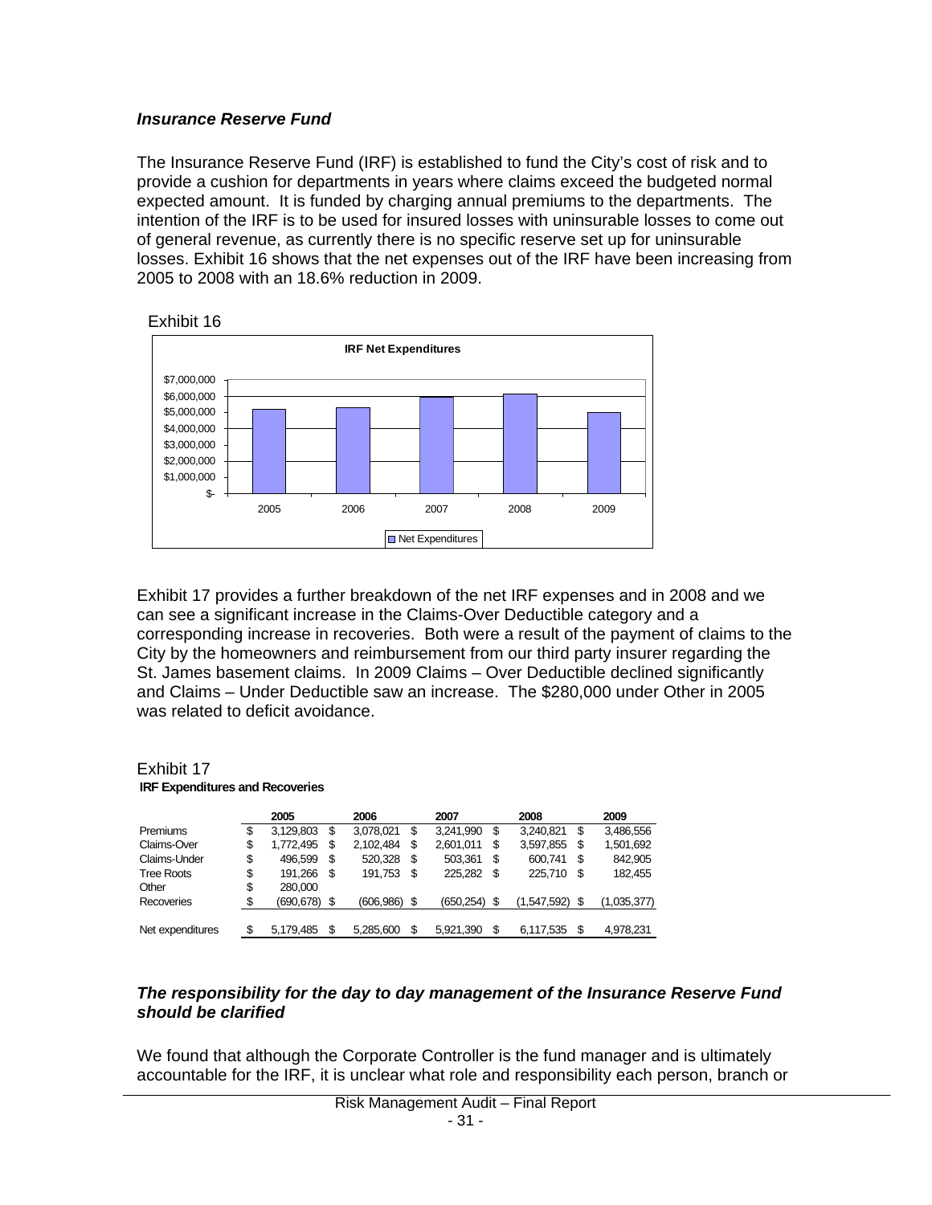### *Insurance Reserve Fund*

The Insurance Reserve Fund (IRF) is established to fund the City's cost of risk and to provide a cushion for departments in years where claims exceed the budgeted normal expected amount. It is funded by charging annual premiums to the departments. The intention of the IRF is to be used for insured losses with uninsurable losses to come out of general revenue, as currently there is no specific reserve set up for uninsurable losses. Exhibit 16 shows that the net expenses out of the IRF have been increasing from 2005 to 2008 with an 18.6% reduction in 2009.

Exhibit 16

**IRF Net Expenditures**

| | 2005 | 2006 | 2007 | 2008 | 2009 |
|---|---|---|---|---|---|
| Net Expenditures | | | | | |

Exhibit 17 provides a further breakdown of the net IRF expenses and in 2008 and we can see a significant increase in the Claims-Over Deductible category and a corresponding increase in recoveries. Both were a result of the payment of claims to the City by the homeowners and reimbursement from our third party insurer regarding the St. James basement claims. In 2009 Claims – Over Deductible declined significantly and Claims – Under Deductible saw an increase. The $280,000 under Other in 2005 was related to deficit avoidance.

Exhibit 17

**IRF Expenditures and Recoveries**

| | 2005 | 2006 | 2007 | 2008 | 2009 |
|---|---|---|---|---|---|
| Premiums | $ 3,129,803 | $ 3,078,021 | $ 3,241,990 | $ 3,240,821 | $ 3,486,556 |
| Claims-Over | $ 1,772,495 | $ 2,102,484 | $ 2,601,011 | $ 3,597,855 | $ 1,501,692 |
| Claims-Under | $ 496,599 | $ 520,328 | $ 503,361 | $ 600,741 | $ 842,905 |
| Tree Roots | $ 191,266 | $ 191,753 | $ 225,282 | $ 225,710 | $ 182,455 |
| Other | $ 280,000 | | | | |
| Recoveries | $ (690,678) | $ (606,986) | $ (650,254) | $ (1,547,592) | $ (1,035,377) |
| Net expenditures | $ 5,179,485 | $ 5,285,600 | $ 5,921,390 | $ 6,117,535 | $ 4,978,231 |

### *The responsibility for the day to day management of the Insurance Reserve Fund should be clarified*

We found that although the Corporate Controller is the fund manager and is ultimately accountable for the IRF, it is unclear what role and responsibility each person, branch or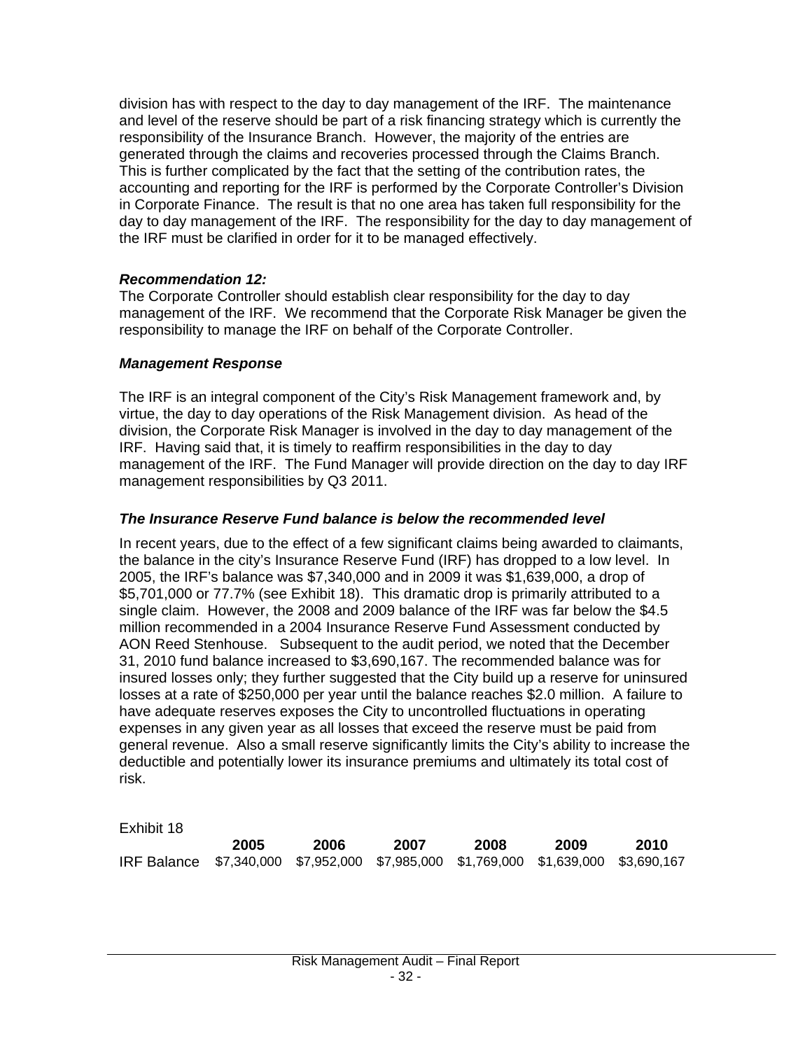division has with respect to the day to day management of the IRF. The maintenance and level of the reserve should be part of a risk financing strategy which is currently the responsibility of the Insurance Branch. However, the majority of the entries are generated through the claims and recoveries processed through the Claims Branch. This is further complicated by the fact that the setting of the contribution rates, the accounting and reporting for the IRF is performed by the Corporate Controller's Division in Corporate Finance. The result is that no one area has taken full responsibility for the day to day management of the IRF. The responsibility for the day to day management of the IRF must be clarified in order for it to be managed effectively.

***Recommendation 12:***

The Corporate Controller should establish clear responsibility for the day to day management of the IRF. We recommend that the Corporate Risk Manager be given the responsibility to manage the IRF on behalf of the Corporate Controller.

***Management Response***

The IRF is an integral component of the City's Risk Management framework and, by virtue, the day to day operations of the Risk Management division. As head of the division, the Corporate Risk Manager is involved in the day to day management of the IRF. Having said that, it is timely to reaffirm responsibilities in the day to day management of the IRF. The Fund Manager will provide direction on the day to day IRF management responsibilities by Q3 2011.

### *The Insurance Reserve Fund balance is below the recommended level*

In recent years, due to the effect of a few significant claims being awarded to claimants, the balance in the city's Insurance Reserve Fund (IRF) has dropped to a low level. In 2005, the IRF's balance was $7,340,000 and in 2009 it was $1,639,000, a drop of $5,701,000 or 77.7% (see Exhibit 18). This dramatic drop is primarily attributed to a single claim. However, the 2008 and 2009 balance of the IRF was far below the $4.5 million recommended in a 2004 Insurance Reserve Fund Assessment conducted by AON Reed Stenhouse. Subsequent to the audit period, we noted that the December 31, 2010 fund balance increased to $3,690,167. The recommended balance was for insured losses only; they further suggested that the City build up a reserve for uninsured losses at a rate of $250,000 per year until the balance reaches $2.0 million. A failure to have adequate reserves exposes the City to uncontrolled fluctuations in operating expenses in any given year as all losses that exceed the reserve must be paid from general revenue. Also a small reserve significantly limits the City's ability to increase the deductible and potentially lower its insurance premiums and ultimately its total cost of risk.

Exhibit 18

| | **2005** | **2006** | **2007** | **2008** | **2009** | **2010** |
|---|---|---|---|---|---|---|
| IRF Balance | $7,340,000 | $7,952,000 | $7,985,000 | $1,769,000 | $1,639,000 | $3,690,167 |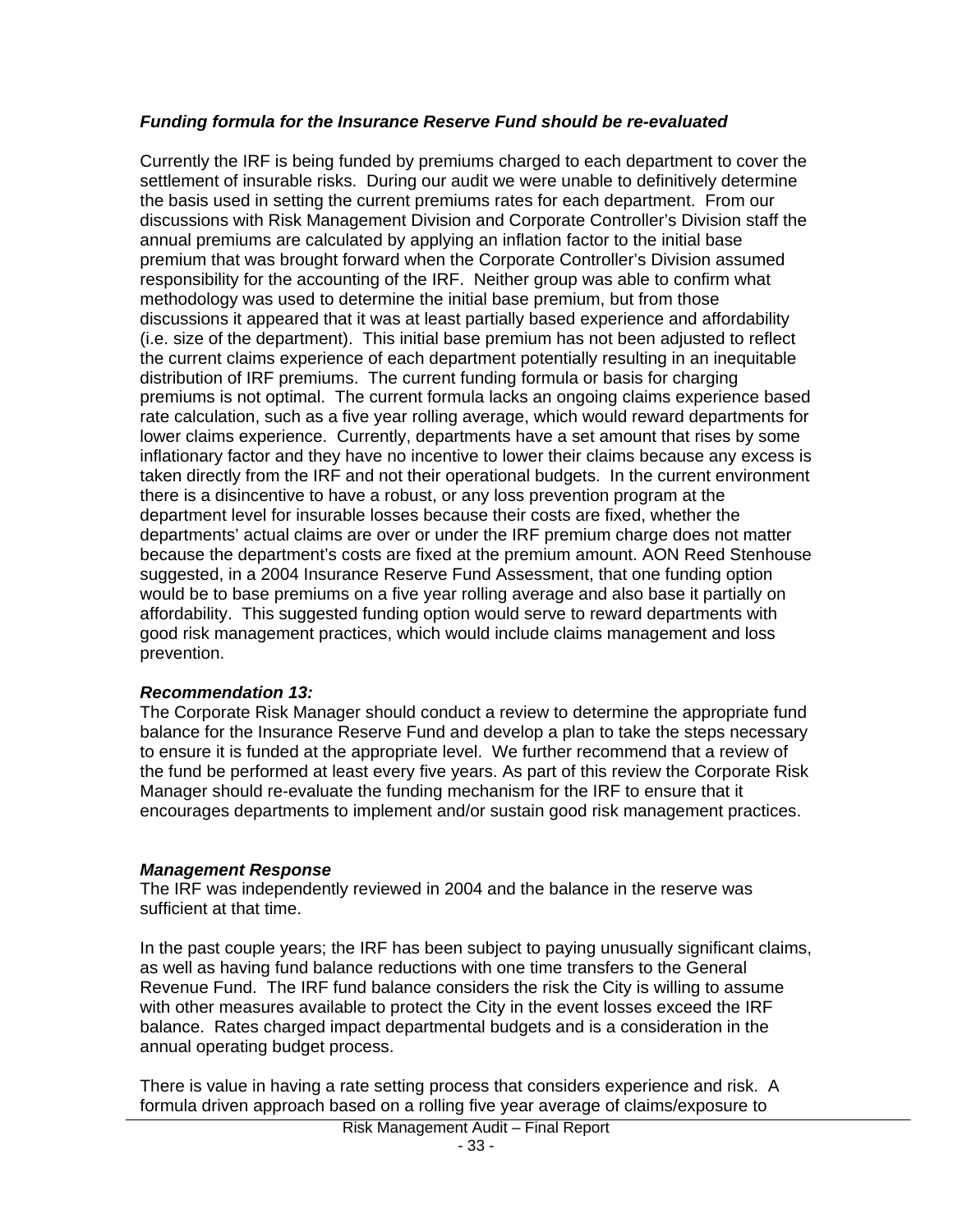***Funding formula for the Insurance Reserve Fund should be re-evaluated***

Currently the IRF is being funded by premiums charged to each department to cover the settlement of insurable risks. During our audit we were unable to definitively determine the basis used in setting the current premiums rates for each department. From our discussions with Risk Management Division and Corporate Controller's Division staff the annual premiums are calculated by applying an inflation factor to the initial base premium that was brought forward when the Corporate Controller's Division assumed responsibility for the accounting of the IRF. Neither group was able to confirm what methodology was used to determine the initial base premium, but from those discussions it appeared that it was at least partially based experience and affordability (i.e. size of the department). This initial base premium has not been adjusted to reflect the current claims experience of each department potentially resulting in an inequitable distribution of IRF premiums. The current funding formula or basis for charging premiums is not optimal. The current formula lacks an ongoing claims experience based rate calculation, such as a five year rolling average, which would reward departments for lower claims experience. Currently, departments have a set amount that rises by some inflationary factor and they have no incentive to lower their claims because any excess is taken directly from the IRF and not their operational budgets. In the current environment there is a disincentive to have a robust, or any loss prevention program at the department level for insurable losses because their costs are fixed, whether the departments' actual claims are over or under the IRF premium charge does not matter because the department's costs are fixed at the premium amount. AON Reed Stenhouse suggested, in a 2004 Insurance Reserve Fund Assessment, that one funding option would be to base premiums on a five year rolling average and also base it partially on affordability. This suggested funding option would serve to reward departments with good risk management practices, which would include claims management and loss prevention.

***Recommendation 13:***
The Corporate Risk Manager should conduct a review to determine the appropriate fund balance for the Insurance Reserve Fund and develop a plan to take the steps necessary to ensure it is funded at the appropriate level. We further recommend that a review of the fund be performed at least every five years. As part of this review the Corporate Risk Manager should re-evaluate the funding mechanism for the IRF to ensure that it encourages departments to implement and/or sustain good risk management practices.

***Management Response***
The IRF was independently reviewed in 2004 and the balance in the reserve was sufficient at that time.

In the past couple years; the IRF has been subject to paying unusually significant claims, as well as having fund balance reductions with one time transfers to the General Revenue Fund. The IRF fund balance considers the risk the City is willing to assume with other measures available to protect the City in the event losses exceed the IRF balance. Rates charged impact departmental budgets and is a consideration in the annual operating budget process.

There is value in having a rate setting process that considers experience and risk. A formula driven approach based on a rolling five year average of claims/exposure to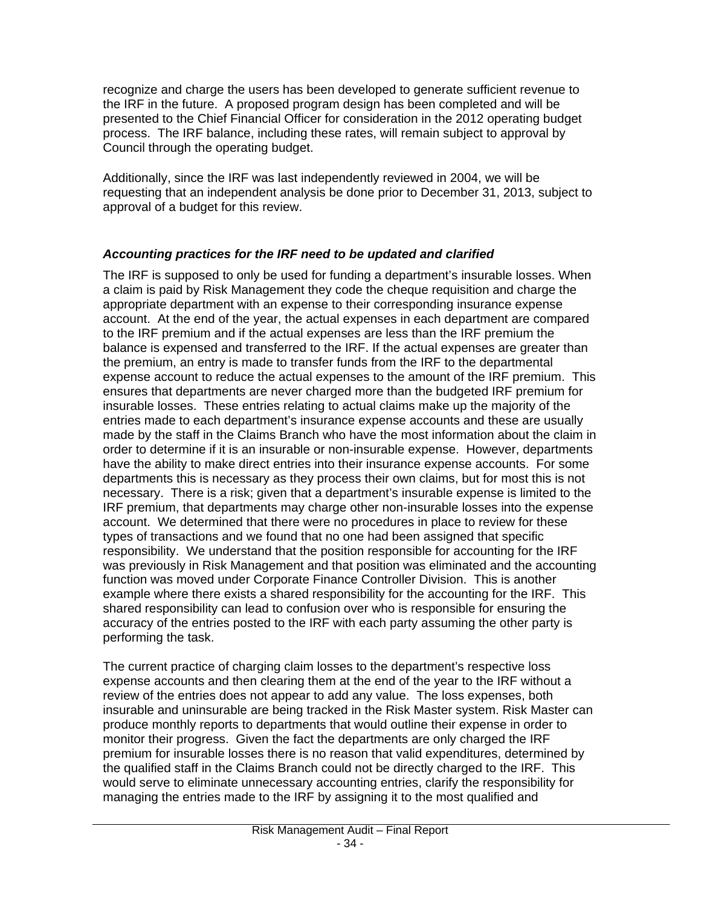recognize and charge the users has been developed to generate sufficient revenue to the IRF in the future. A proposed program design has been completed and will be presented to the Chief Financial Officer for consideration in the 2012 operating budget process. The IRF balance, including these rates, will remain subject to approval by Council through the operating budget.

Additionally, since the IRF was last independently reviewed in 2004, we will be requesting that an independent analysis be done prior to December 31, 2013, subject to approval of a budget for this review.

***Accounting practices for the IRF need to be updated and clarified***

The IRF is supposed to only be used for funding a department's insurable losses. When a claim is paid by Risk Management they code the cheque requisition and charge the appropriate department with an expense to their corresponding insurance expense account. At the end of the year, the actual expenses in each department are compared to the IRF premium and if the actual expenses are less than the IRF premium the balance is expensed and transferred to the IRF. If the actual expenses are greater than the premium, an entry is made to transfer funds from the IRF to the departmental expense account to reduce the actual expenses to the amount of the IRF premium. This ensures that departments are never charged more than the budgeted IRF premium for insurable losses. These entries relating to actual claims make up the majority of the entries made to each department's insurance expense accounts and these are usually made by the staff in the Claims Branch who have the most information about the claim in order to determine if it is an insurable or non-insurable expense. However, departments have the ability to make direct entries into their insurance expense accounts. For some departments this is necessary as they process their own claims, but for most this is not necessary. There is a risk; given that a department's insurable expense is limited to the IRF premium, that departments may charge other non-insurable losses into the expense account. We determined that there were no procedures in place to review for these types of transactions and we found that no one had been assigned that specific responsibility. We understand that the position responsible for accounting for the IRF was previously in Risk Management and that position was eliminated and the accounting function was moved under Corporate Finance Controller Division. This is another example where there exists a shared responsibility for the accounting for the IRF. This shared responsibility can lead to confusion over who is responsible for ensuring the accuracy of the entries posted to the IRF with each party assuming the other party is performing the task.

The current practice of charging claim losses to the department's respective loss expense accounts and then clearing them at the end of the year to the IRF without a review of the entries does not appear to add any value. The loss expenses, both insurable and uninsurable are being tracked in the Risk Master system. Risk Master can produce monthly reports to departments that would outline their expense in order to monitor their progress. Given the fact the departments are only charged the IRF premium for insurable losses there is no reason that valid expenditures, determined by the qualified staff in the Claims Branch could not be directly charged to the IRF. This would serve to eliminate unnecessary accounting entries, clarify the responsibility for managing the entries made to the IRF by assigning it to the most qualified and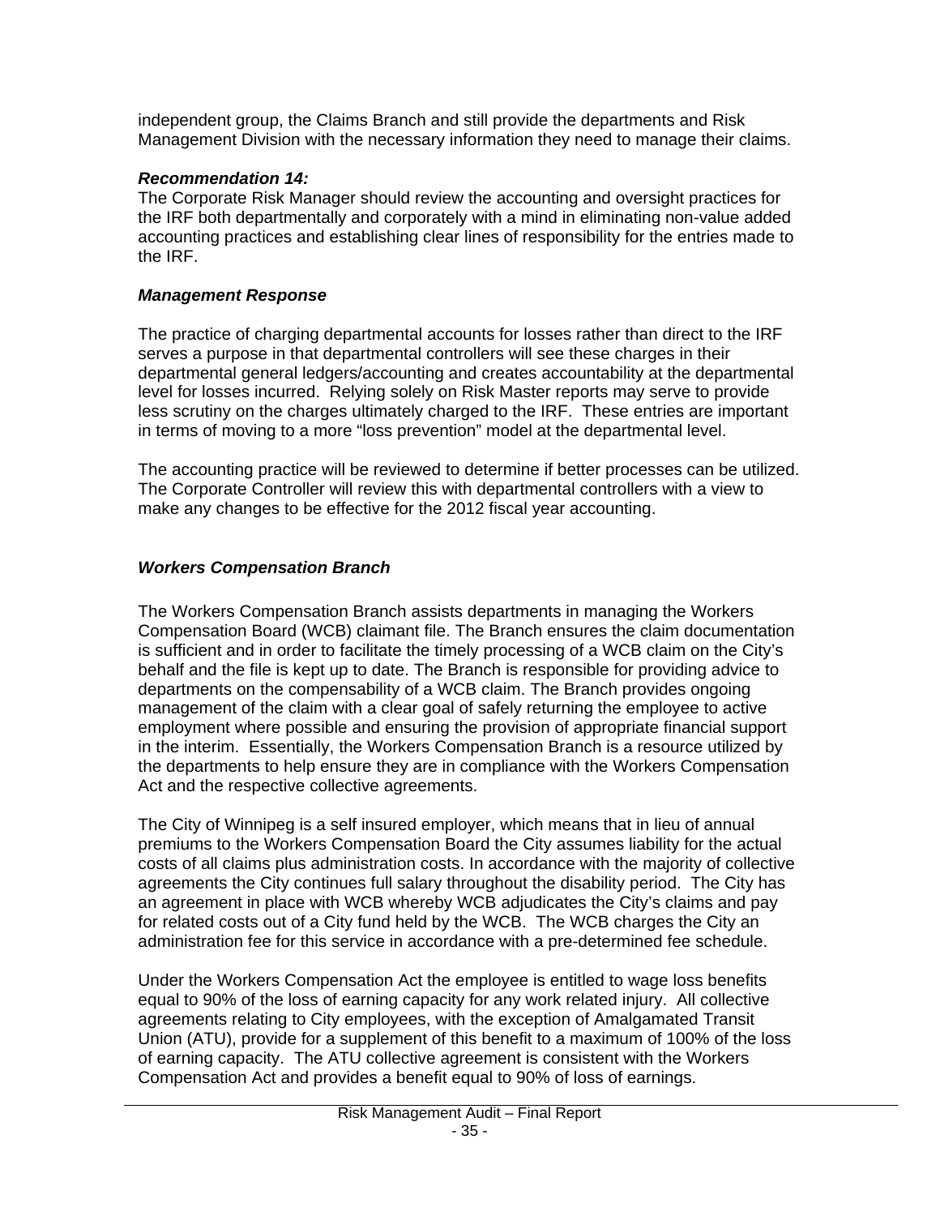independent group, the Claims Branch and still provide the departments and Risk Management Division with the necessary information they need to manage their claims.

***Recommendation 14:***

The Corporate Risk Manager should review the accounting and oversight practices for the IRF both departmentally and corporately with a mind in eliminating non-value added accounting practices and establishing clear lines of responsibility for the entries made to the IRF.

***Management Response***

The practice of charging departmental accounts for losses rather than direct to the IRF serves a purpose in that departmental controllers will see these charges in their departmental general ledgers/accounting and creates accountability at the departmental level for losses incurred. Relying solely on Risk Master reports may serve to provide less scrutiny on the charges ultimately charged to the IRF. These entries are important in terms of moving to a more "loss prevention" model at the departmental level.

The accounting practice will be reviewed to determine if better processes can be utilized. The Corporate Controller will review this with departmental controllers with a view to make any changes to be effective for the 2012 fiscal year accounting.

***Workers Compensation Branch***

The Workers Compensation Branch assists departments in managing the Workers Compensation Board (WCB) claimant file. The Branch ensures the claim documentation is sufficient and in order to facilitate the timely processing of a WCB claim on the City's behalf and the file is kept up to date. The Branch is responsible for providing advice to departments on the compensability of a WCB claim. The Branch provides ongoing management of the claim with a clear goal of safely returning the employee to active employment where possible and ensuring the provision of appropriate financial support in the interim. Essentially, the Workers Compensation Branch is a resource utilized by the departments to help ensure they are in compliance with the Workers Compensation Act and the respective collective agreements.

The City of Winnipeg is a self insured employer, which means that in lieu of annual premiums to the Workers Compensation Board the City assumes liability for the actual costs of all claims plus administration costs. In accordance with the majority of collective agreements the City continues full salary throughout the disability period. The City has an agreement in place with WCB whereby WCB adjudicates the City's claims and pay for related costs out of a City fund held by the WCB. The WCB charges the City an administration fee for this service in accordance with a pre-determined fee schedule.

Under the Workers Compensation Act the employee is entitled to wage loss benefits equal to 90% of the loss of earning capacity for any work related injury. All collective agreements relating to City employees, with the exception of Amalgamated Transit Union (ATU), provide for a supplement of this benefit to a maximum of 100% of the loss of earning capacity. The ATU collective agreement is consistent with the Workers Compensation Act and provides a benefit equal to 90% of loss of earnings.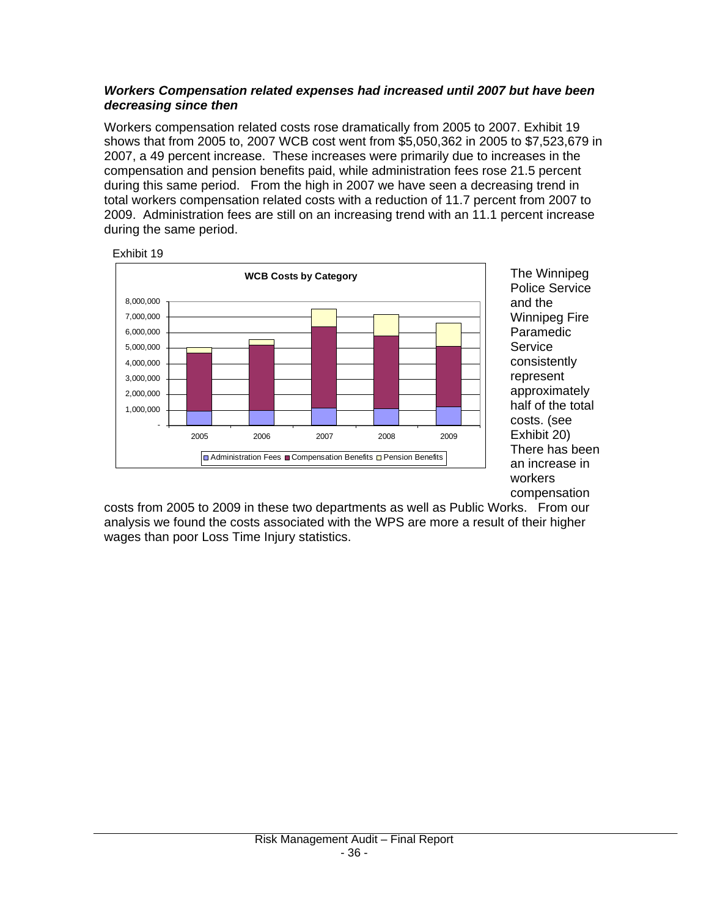***Workers Compensation related expenses had increased until 2007 but have been decreasing since then***

Workers compensation related costs rose dramatically from 2005 to 2007. Exhibit 19 shows that from 2005 to, 2007 WCB cost went from $5,050,362 in 2005 to $7,523,679 in 2007, a 49 percent increase. These increases were primarily due to increases in the compensation and pension benefits paid, while administration fees rose 21.5 percent during this same period. From the high in 2007 we have seen a decreasing trend in total workers compensation related costs with a reduction of 11.7 percent from 2007 to 2009. Administration fees are still on an increasing trend with an 11.1 percent increase during the same period.

Exhibit 19

The Winnipeg Police Service and the Winnipeg Fire Paramedic Service consistently represent approximately half of the total costs. (see Exhibit 20) There has been an increase in workers compensation costs from 2005 to 2009 in these two departments as well as Public Works. From our analysis we found the costs associated with the WPS are more a result of their higher wages than poor Loss Time Injury statistics.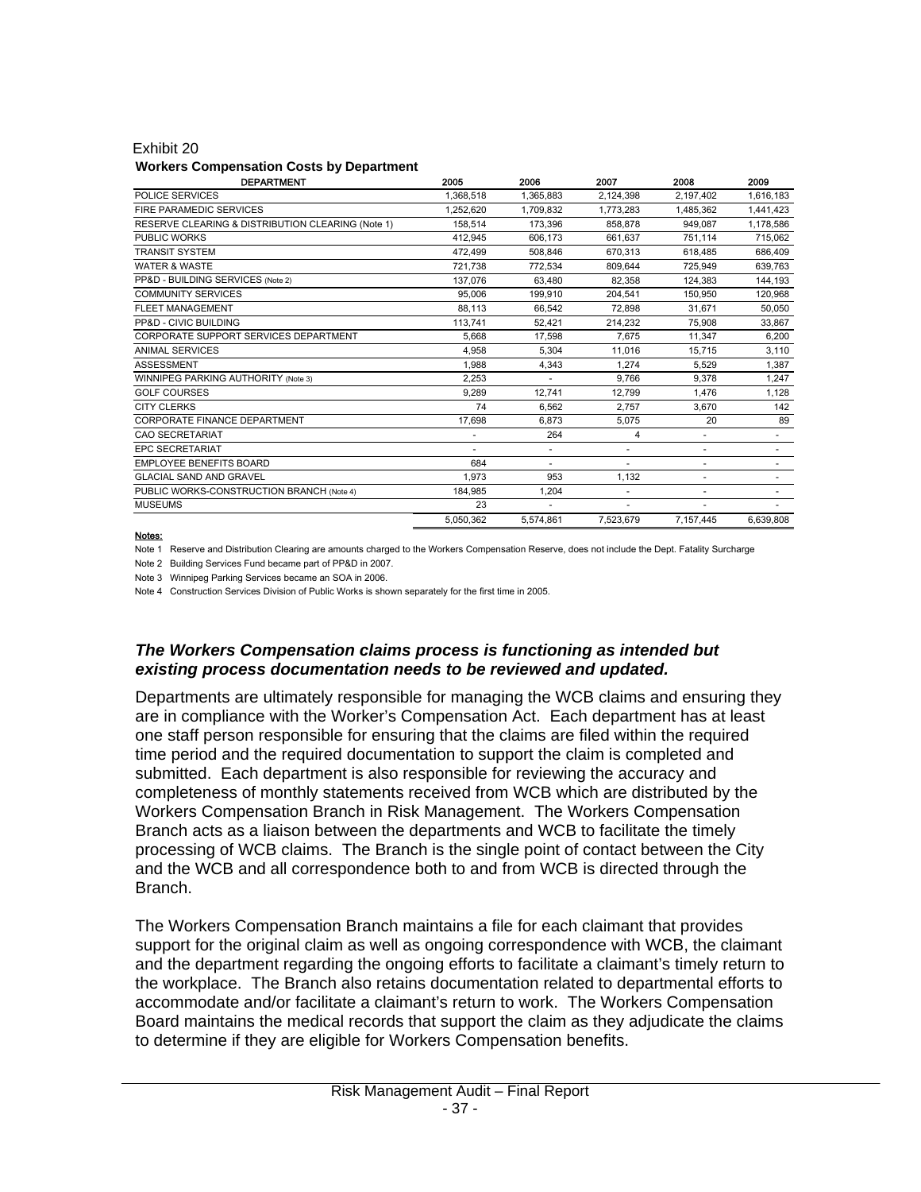Exhibit 20

**Workers Compensation Costs by Department**

| DEPARTMENT | 2005 | 2006 | 2007 | 2008 | 2009 |
|---|---|---|---|---|---|
| POLICE SERVICES | 1,368,518 | 1,365,883 | 2,124,398 | 2,197,402 | 1,616,183 |
| FIRE PARAMEDIC SERVICES | 1,252,620 | 1,709,832 | 1,773,283 | 1,485,362 | 1,441,423 |
| RESERVE CLEARING & DISTRIBUTION CLEARING (Note 1) | 158,514 | 173,396 | 858,878 | 949,087 | 1,178,586 |
| PUBLIC WORKS | 412,945 | 606,173 | 661,637 | 751,114 | 715,062 |
| TRANSIT SYSTEM | 472,499 | 508,846 | 670,313 | 618,485 | 686,409 |
| WATER & WASTE | 721,738 | 772,534 | 809,644 | 725,949 | 639,763 |
| PP&D - BUILDING SERVICES (Note 2) | 137,076 | 63,480 | 82,358 | 124,383 | 144,193 |
| COMMUNITY SERVICES | 95,006 | 199,910 | 204,541 | 150,950 | 120,968 |
| FLEET MANAGEMENT | 88,113 | 66,542 | 72,898 | 31,671 | 50,050 |
| PP&D - CIVIC BUILDING | 113,741 | 52,421 | 214,232 | 75,908 | 33,867 |
| CORPORATE SUPPORT SERVICES DEPARTMENT | 5,668 | 17,598 | 7,675 | 11,347 | 6,200 |
| ANIMAL SERVICES | 4,958 | 5,304 | 11,016 | 15,715 | 3,110 |
| ASSESSMENT | 1,988 | 4,343 | 1,274 | 5,529 | 1,387 |
| WINNIPEG PARKING AUTHORITY (Note 3) | 2,253 | - | 9,766 | 9,378 | 1,247 |
| GOLF COURSES | 9,289 | 12,741 | 12,799 | 1,476 | 1,128 |
| CITY CLERKS | 74 | 6,562 | 2,757 | 3,670 | 142 |
| CORPORATE FINANCE DEPARTMENT | 17,698 | 6,873 | 5,075 | 20 | 89 |
| CAO SECRETARIAT | - | 264 | 4 | - | - |
| EPC SECRETARIAT | - | - | - | - | - |
| EMPLOYEE BENEFITS BOARD | 684 | - | - | - | - |
| GLACIAL SAND AND GRAVEL | 1,973 | 953 | 1,132 | - | - |
| PUBLIC WORKS-CONSTRUCTION BRANCH (Note 4) | 184,985 | 1,204 | - | - | - |
| MUSEUMS | 23 | - | - | - | - |
| | 5,050,362 | 5,574,861 | 7,523,679 | 7,157,445 | 6,639,808 |

**Notes:**

Note 1 Reserve and Distribution Clearing are amounts charged to the Workers Compensation Reserve, does not include the Dept. Fatality Surcharge

Note 2 Building Services Fund became part of PP&D in 2007.

Note 3 Winnipeg Parking Services became an SOA in 2006.

Note 4 Construction Services Division of Public Works is shown separately for the first time in 2005.

***The Workers Compensation claims process is functioning as intended but existing process documentation needs to be reviewed and updated.***

Departments are ultimately responsible for managing the WCB claims and ensuring they are in compliance with the Worker's Compensation Act. Each department has at least one staff person responsible for ensuring that the claims are filed within the required time period and the required documentation to support the claim is completed and submitted. Each department is also responsible for reviewing the accuracy and completeness of monthly statements received from WCB which are distributed by the Workers Compensation Branch in Risk Management. The Workers Compensation Branch acts as a liaison between the departments and WCB to facilitate the timely processing of WCB claims. The Branch is the single point of contact between the City and the WCB and all correspondence both to and from WCB is directed through the Branch.

The Workers Compensation Branch maintains a file for each claimant that provides support for the original claim as well as ongoing correspondence with WCB, the claimant and the department regarding the ongoing efforts to facilitate a claimant's timely return to the workplace. The Branch also retains documentation related to departmental efforts to accommodate and/or facilitate a claimant's return to work. The Workers Compensation Board maintains the medical records that support the claim as they adjudicate the claims to determine if they are eligible for Workers Compensation benefits.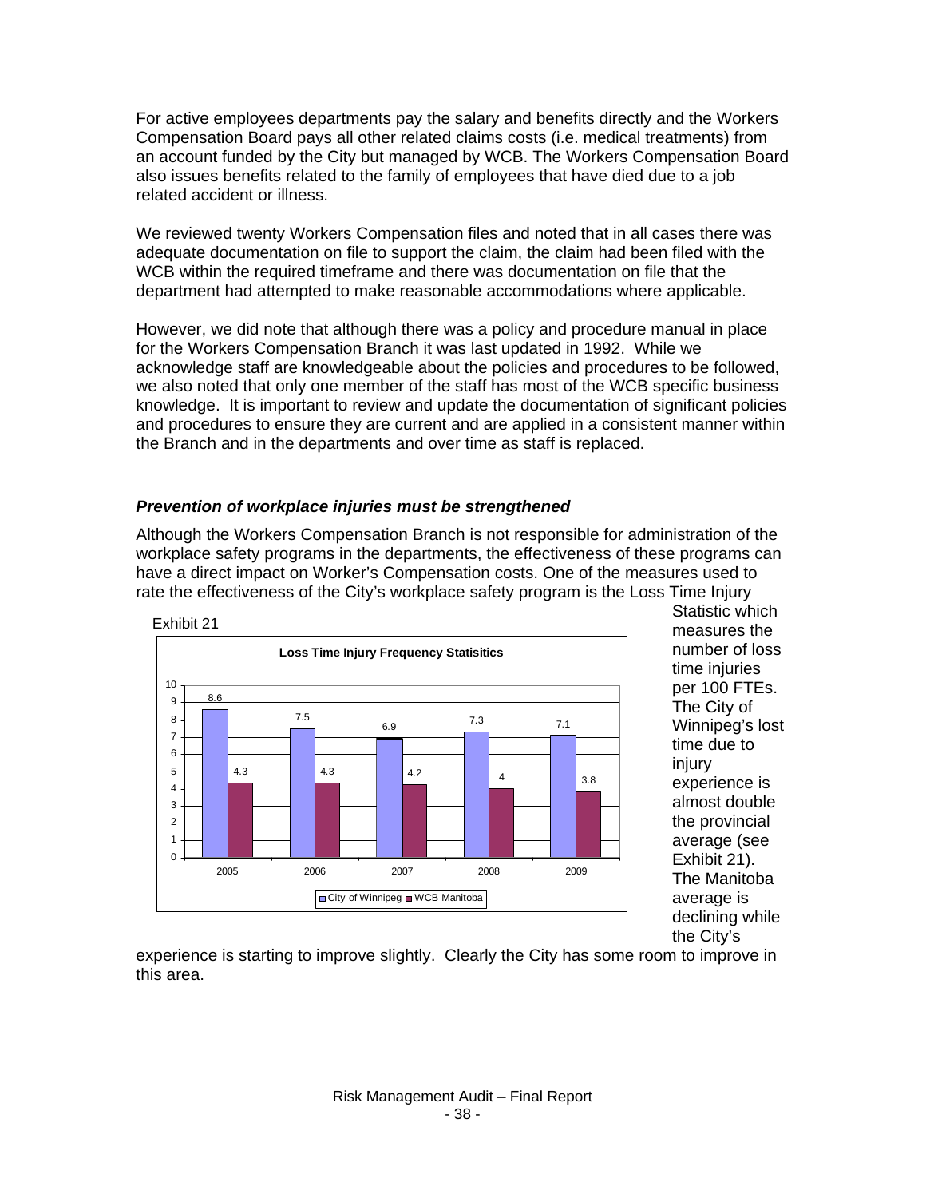For active employees departments pay the salary and benefits directly and the Workers Compensation Board pays all other related claims costs (i.e. medical treatments) from an account funded by the City but managed by WCB. The Workers Compensation Board also issues benefits related to the family of employees that have died due to a job related accident or illness.

We reviewed twenty Workers Compensation files and noted that in all cases there was adequate documentation on file to support the claim, the claim had been filed with the WCB within the required timeframe and there was documentation on file that the department had attempted to make reasonable accommodations where applicable.

However, we did note that although there was a policy and procedure manual in place for the Workers Compensation Branch it was last updated in 1992. While we acknowledge staff are knowledgeable about the policies and procedures to be followed, we also noted that only one member of the staff has most of the WCB specific business knowledge. It is important to review and update the documentation of significant policies and procedures to ensure they are current and are applied in a consistent manner within the Branch and in the departments and over time as staff is replaced.

### *Prevention of workplace injuries must be strengthened*

Although the Workers Compensation Branch is not responsible for administration of the workplace safety programs in the departments, the effectiveness of these programs can have a direct impact on Worker's Compensation costs. One of the measures used to rate the effectiveness of the City's workplace safety program is the Loss Time Injury Statistic which measures the number of loss time injuries per 100 FTEs. The City of Winnipeg's lost time due to injury experience is almost double the provincial average (see Exhibit 21). The Manitoba average is declining while the City's experience is starting to improve slightly. Clearly the City has some room to improve in this area.

Exhibit 21

**Loss Time Injury Frequency Statisitics**

| | 2005 | 2006 | 2007 | 2008 | 2009 |
|---|---|---|---|---|---|
| City of Winnipeg | 8.6 | 7.5 | 6.9 | 7.3 | 7.1 |
| WCB Manitoba | 4.3 | 4.3 | 4.2 | 4 | 3.8 |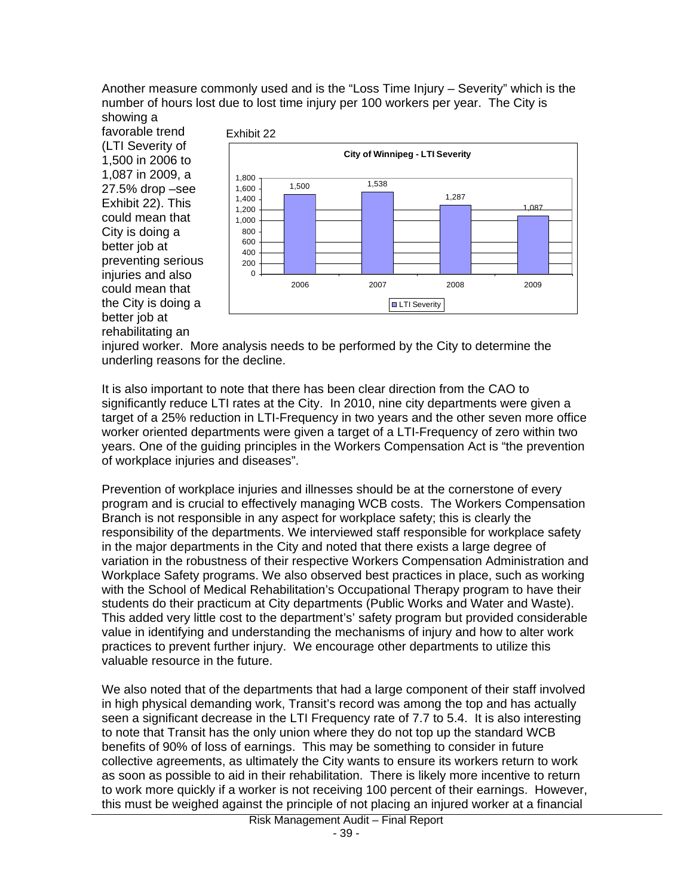Another measure commonly used and is the "Loss Time Injury – Severity" which is the number of hours lost due to lost time injury per 100 workers per year. The City is showing a favorable trend (LTI Severity of 1,500 in 2006 to 1,087 in 2009, a 27.5% drop –see Exhibit 22). This could mean that City is doing a better job at preventing serious injuries and also could mean that the City is doing a better job at rehabilitating an injured worker. More analysis needs to be performed by the City to determine the underling reasons for the decline.

Exhibit 22

**City of Winnipeg - LTI Severity**

| Year | LTI Severity |
|---|---|
| 2006 | 1,500 |
| 2007 | 1,538 |
| 2008 | 1,287 |
| 2009 | 1,087 |

It is also important to note that there has been clear direction from the CAO to significantly reduce LTI rates at the City. In 2010, nine city departments were given a target of a 25% reduction in LTI-Frequency in two years and the other seven more office worker oriented departments were given a target of a LTI-Frequency of zero within two years. One of the guiding principles in the Workers Compensation Act is "the prevention of workplace injuries and diseases".

Prevention of workplace injuries and illnesses should be at the cornerstone of every program and is crucial to effectively managing WCB costs. The Workers Compensation Branch is not responsible in any aspect for workplace safety; this is clearly the responsibility of the departments. We interviewed staff responsible for workplace safety in the major departments in the City and noted that there exists a large degree of variation in the robustness of their respective Workers Compensation Administration and Workplace Safety programs. We also observed best practices in place, such as working with the School of Medical Rehabilitation's Occupational Therapy program to have their students do their practicum at City departments (Public Works and Water and Waste). This added very little cost to the department's' safety program but provided considerable value in identifying and understanding the mechanisms of injury and how to alter work practices to prevent further injury. We encourage other departments to utilize this valuable resource in the future.

We also noted that of the departments that had a large component of their staff involved in high physical demanding work, Transit's record was among the top and has actually seen a significant decrease in the LTI Frequency rate of 7.7 to 5.4. It is also interesting to note that Transit has the only union where they do not top up the standard WCB benefits of 90% of loss of earnings. This may be something to consider in future collective agreements, as ultimately the City wants to ensure its workers return to work as soon as possible to aid in their rehabilitation. There is likely more incentive to return to work more quickly if a worker is not receiving 100 percent of their earnings. However, this must be weighed against the principle of not placing an injured worker at a financial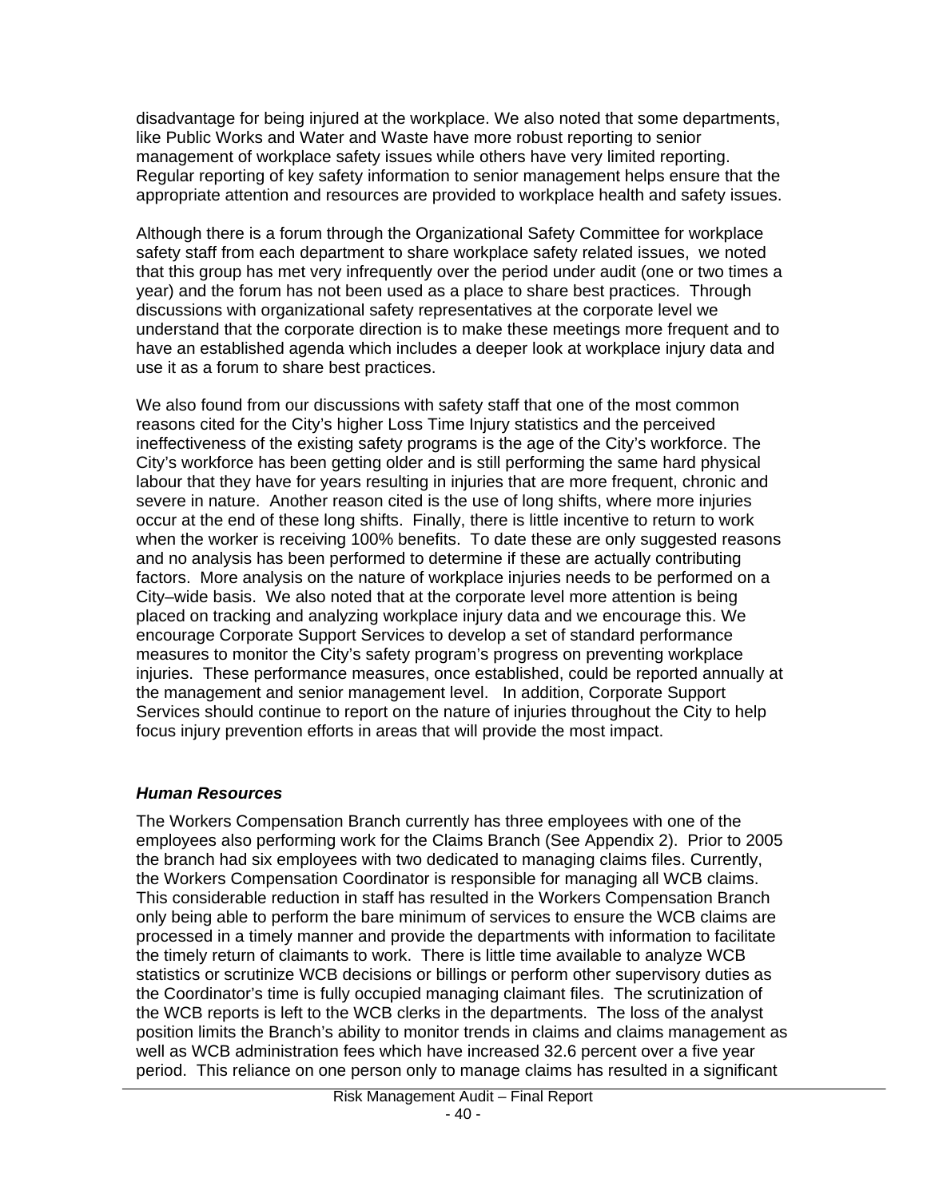disadvantage for being injured at the workplace. We also noted that some departments, like Public Works and Water and Waste have more robust reporting to senior management of workplace safety issues while others have very limited reporting. Regular reporting of key safety information to senior management helps ensure that the appropriate attention and resources are provided to workplace health and safety issues.

Although there is a forum through the Organizational Safety Committee for workplace safety staff from each department to share workplace safety related issues, we noted that this group has met very infrequently over the period under audit (one or two times a year) and the forum has not been used as a place to share best practices. Through discussions with organizational safety representatives at the corporate level we understand that the corporate direction is to make these meetings more frequent and to have an established agenda which includes a deeper look at workplace injury data and use it as a forum to share best practices.

We also found from our discussions with safety staff that one of the most common reasons cited for the City's higher Loss Time Injury statistics and the perceived ineffectiveness of the existing safety programs is the age of the City's workforce. The City's workforce has been getting older and is still performing the same hard physical labour that they have for years resulting in injuries that are more frequent, chronic and severe in nature. Another reason cited is the use of long shifts, where more injuries occur at the end of these long shifts. Finally, there is little incentive to return to work when the worker is receiving 100% benefits. To date these are only suggested reasons and no analysis has been performed to determine if these are actually contributing factors. More analysis on the nature of workplace injuries needs to be performed on a City–wide basis. We also noted that at the corporate level more attention is being placed on tracking and analyzing workplace injury data and we encourage this. We encourage Corporate Support Services to develop a set of standard performance measures to monitor the City's safety program's progress on preventing workplace injuries. These performance measures, once established, could be reported annually at the management and senior management level. In addition, Corporate Support Services should continue to report on the nature of injuries throughout the City to help focus injury prevention efforts in areas that will provide the most impact.

***Human Resources***

The Workers Compensation Branch currently has three employees with one of the employees also performing work for the Claims Branch (See Appendix 2). Prior to 2005 the branch had six employees with two dedicated to managing claims files. Currently, the Workers Compensation Coordinator is responsible for managing all WCB claims. This considerable reduction in staff has resulted in the Workers Compensation Branch only being able to perform the bare minimum of services to ensure the WCB claims are processed in a timely manner and provide the departments with information to facilitate the timely return of claimants to work. There is little time available to analyze WCB statistics or scrutinize WCB decisions or billings or perform other supervisory duties as the Coordinator's time is fully occupied managing claimant files. The scrutinization of the WCB reports is left to the WCB clerks in the departments. The loss of the analyst position limits the Branch's ability to monitor trends in claims and claims management as well as WCB administration fees which have increased 32.6 percent over a five year period. This reliance on one person only to manage claims has resulted in a significant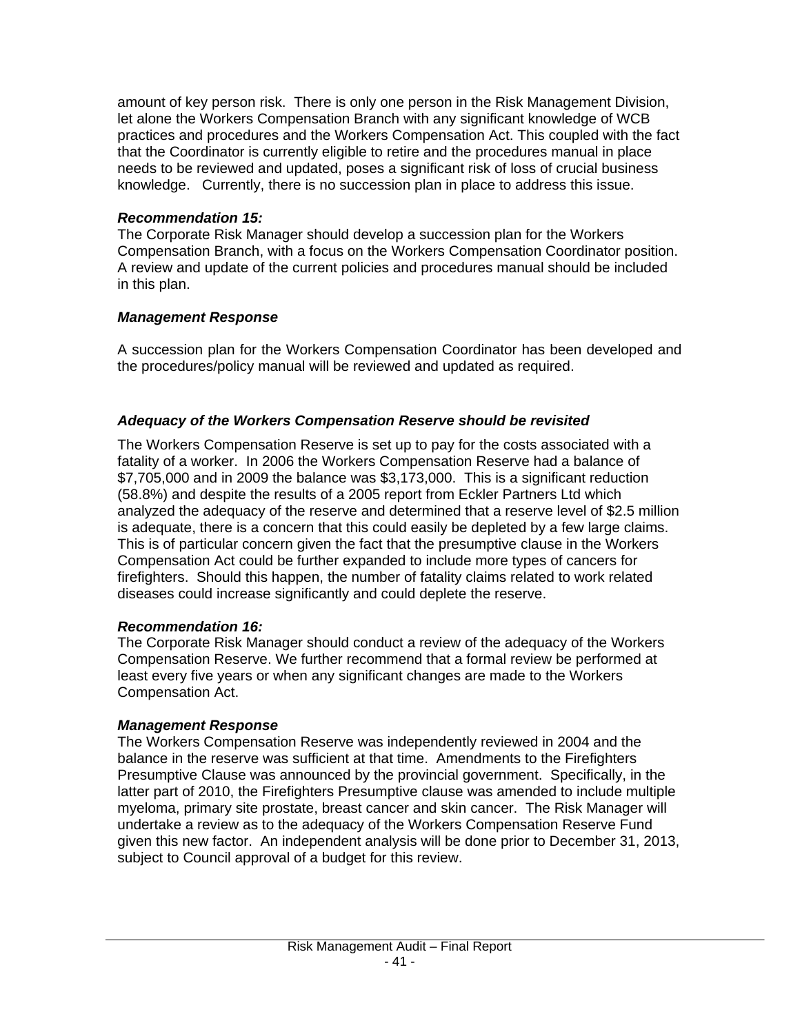amount of key person risk. There is only one person in the Risk Management Division, let alone the Workers Compensation Branch with any significant knowledge of WCB practices and procedures and the Workers Compensation Act. This coupled with the fact that the Coordinator is currently eligible to retire and the procedures manual in place needs to be reviewed and updated, poses a significant risk of loss of crucial business knowledge. Currently, there is no succession plan in place to address this issue.

***Recommendation 15:***
The Corporate Risk Manager should develop a succession plan for the Workers Compensation Branch, with a focus on the Workers Compensation Coordinator position. A review and update of the current policies and procedures manual should be included in this plan.

***Management Response***

A succession plan for the Workers Compensation Coordinator has been developed and the procedures/policy manual will be reviewed and updated as required.

### *Adequacy of the Workers Compensation Reserve should be revisited*

The Workers Compensation Reserve is set up to pay for the costs associated with a fatality of a worker. In 2006 the Workers Compensation Reserve had a balance of $7,705,000 and in 2009 the balance was $3,173,000. This is a significant reduction (58.8%) and despite the results of a 2005 report from Eckler Partners Ltd which analyzed the adequacy of the reserve and determined that a reserve level of $2.5 million is adequate, there is a concern that this could easily be depleted by a few large claims. This is of particular concern given the fact that the presumptive clause in the Workers Compensation Act could be further expanded to include more types of cancers for firefighters. Should this happen, the number of fatality claims related to work related diseases could increase significantly and could deplete the reserve.

***Recommendation 16:***
The Corporate Risk Manager should conduct a review of the adequacy of the Workers Compensation Reserve. We further recommend that a formal review be performed at least every five years or when any significant changes are made to the Workers Compensation Act.

***Management Response***
The Workers Compensation Reserve was independently reviewed in 2004 and the balance in the reserve was sufficient at that time. Amendments to the Firefighters Presumptive Clause was announced by the provincial government. Specifically, in the latter part of 2010, the Firefighters Presumptive clause was amended to include multiple myeloma, primary site prostate, breast cancer and skin cancer. The Risk Manager will undertake a review as to the adequacy of the Workers Compensation Reserve Fund given this new factor. An independent analysis will be done prior to December 31, 2013, subject to Council approval of a budget for this review.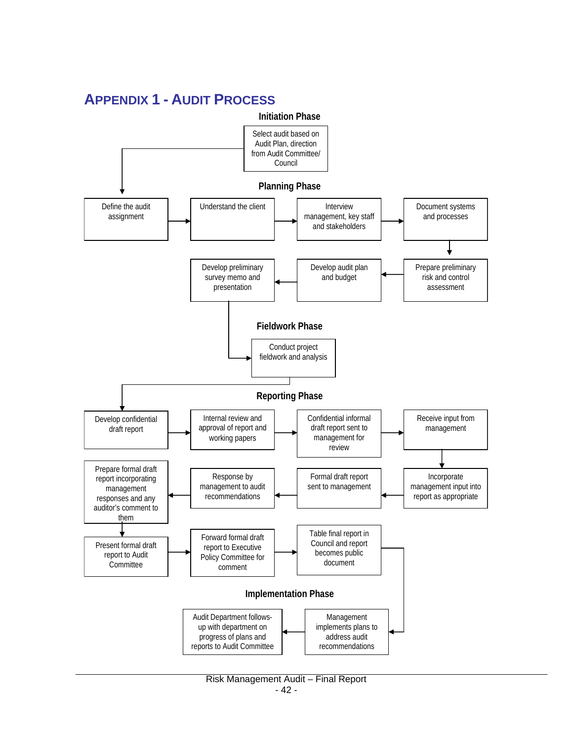# APPENDIX 1 - AUDIT PROCESS

### Initiation Phase

- Select audit based on Audit Plan, direction from Audit Committee/ Council

### Planning Phase

- Define the audit assignment
- Understand the client
- Interview management, key staff and stakeholders
- Document systems and processes
- Prepare preliminary risk and control assessment
- Develop audit plan and budget
- Develop preliminary survey memo and presentation

### Fieldwork Phase

- Conduct project fieldwork and analysis

### Reporting Phase

- Develop confidential draft report
- Internal review and approval of report and working papers
- Confidential informal draft report sent to management for review
- Receive input from management
- Incorporate management input into report as appropriate
- Formal draft report sent to management
- Response by management to audit recommendations
- Prepare formal draft report incorporating management responses and any auditor's comment to them
- Present formal draft report to Audit Committee
- Forward formal draft report to Executive Policy Committee for comment
- Table final report in Council and report becomes public document

### Implementation Phase

- Management implements plans to address audit recommendations
- Audit Department follows-up with department on progress of plans and reports to Audit Committee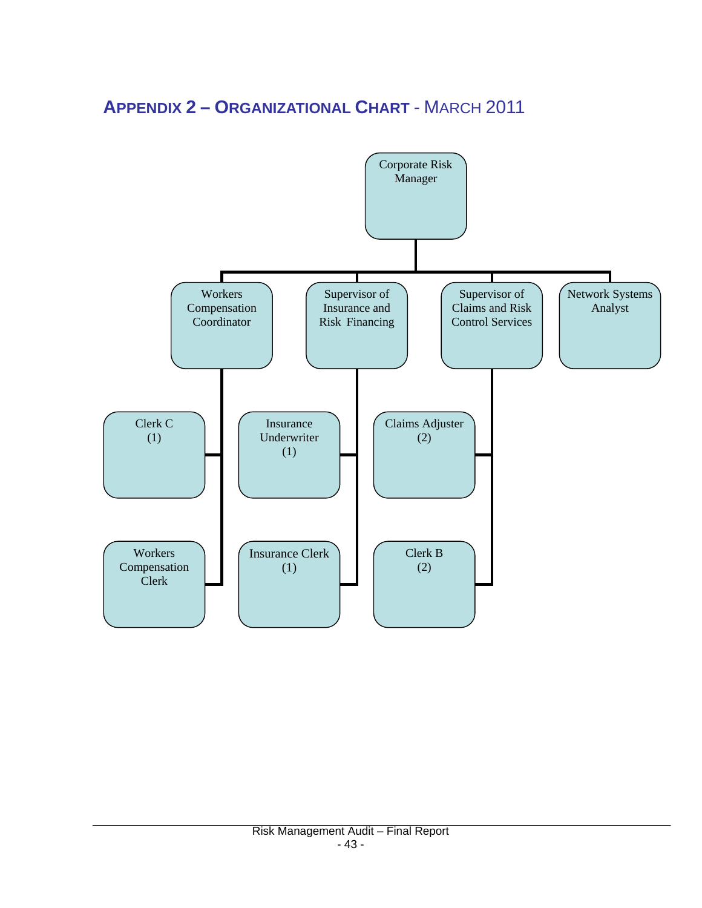## APPENDIX 2 – ORGANIZATIONAL CHART - MARCH 2011

- Corporate Risk Manager
  - Workers Compensation Coordinator
    - Clerk C (1)
    - Workers Compensation Clerk
  - Supervisor of Insurance and Risk Financing
    - Insurance Underwriter (1)
    - Insurance Clerk (1)
  - Supervisor of Claims and Risk Control Services
    - Claims Adjuster (2)
    - Clerk B (2)
  - Network Systems Analyst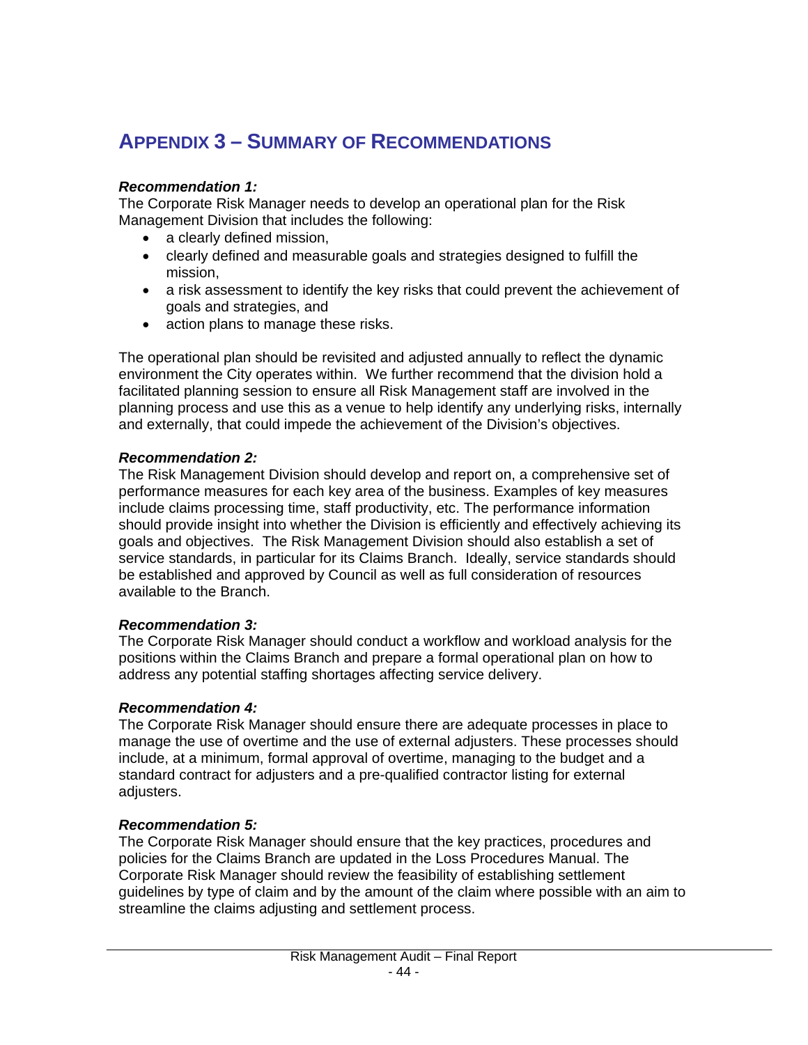## APPENDIX 3 – SUMMARY OF RECOMMENDATIONS

***Recommendation 1:***
The Corporate Risk Manager needs to develop an operational plan for the Risk Management Division that includes the following:

- a clearly defined mission,
- clearly defined and measurable goals and strategies designed to fulfill the mission,
- a risk assessment to identify the key risks that could prevent the achievement of goals and strategies, and
- action plans to manage these risks.

The operational plan should be revisited and adjusted annually to reflect the dynamic environment the City operates within. We further recommend that the division hold a facilitated planning session to ensure all Risk Management staff are involved in the planning process and use this as a venue to help identify any underlying risks, internally and externally, that could impede the achievement of the Division's objectives.

***Recommendation 2:***
The Risk Management Division should develop and report on, a comprehensive set of performance measures for each key area of the business. Examples of key measures include claims processing time, staff productivity, etc. The performance information should provide insight into whether the Division is efficiently and effectively achieving its goals and objectives. The Risk Management Division should also establish a set of service standards, in particular for its Claims Branch. Ideally, service standards should be established and approved by Council as well as full consideration of resources available to the Branch.

***Recommendation 3:***
The Corporate Risk Manager should conduct a workflow and workload analysis for the positions within the Claims Branch and prepare a formal operational plan on how to address any potential staffing shortages affecting service delivery.

***Recommendation 4:***
The Corporate Risk Manager should ensure there are adequate processes in place to manage the use of overtime and the use of external adjusters. These processes should include, at a minimum, formal approval of overtime, managing to the budget and a standard contract for adjusters and a pre-qualified contractor listing for external adjusters.

***Recommendation 5:***
The Corporate Risk Manager should ensure that the key practices, procedures and policies for the Claims Branch are updated in the Loss Procedures Manual. The Corporate Risk Manager should review the feasibility of establishing settlement guidelines by type of claim and by the amount of the claim where possible with an aim to streamline the claims adjusting and settlement process.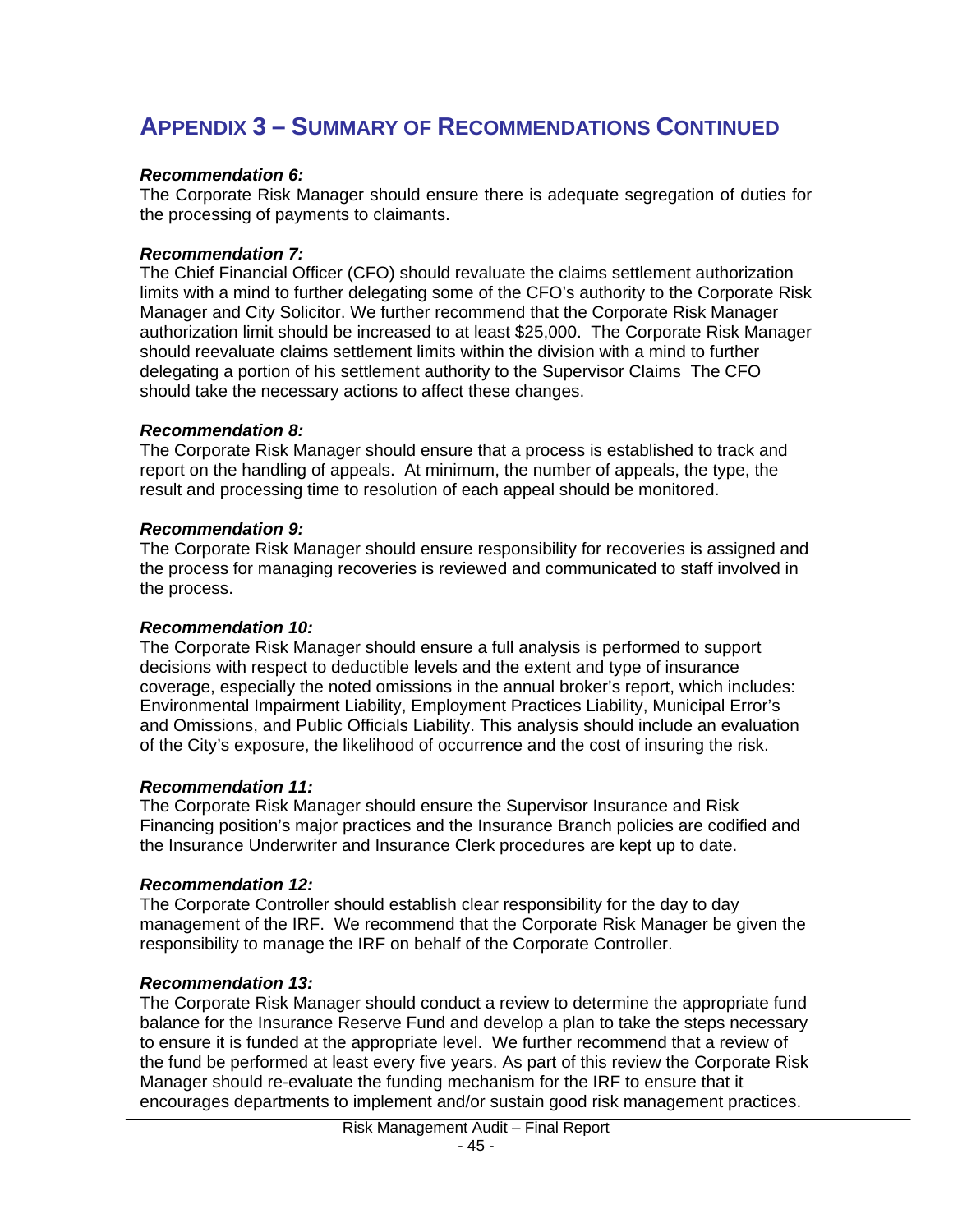## APPENDIX 3 – SUMMARY OF RECOMMENDATIONS CONTINUED

***Recommendation 6:***
The Corporate Risk Manager should ensure there is adequate segregation of duties for the processing of payments to claimants.

***Recommendation 7:***
The Chief Financial Officer (CFO) should revaluate the claims settlement authorization limits with a mind to further delegating some of the CFO's authority to the Corporate Risk Manager and City Solicitor. We further recommend that the Corporate Risk Manager authorization limit should be increased to at least $25,000. The Corporate Risk Manager should reevaluate claims settlement limits within the division with a mind to further delegating a portion of his settlement authority to the Supervisor Claims The CFO should take the necessary actions to affect these changes.

***Recommendation 8:***
The Corporate Risk Manager should ensure that a process is established to track and report on the handling of appeals. At minimum, the number of appeals, the type, the result and processing time to resolution of each appeal should be monitored.

***Recommendation 9:***
The Corporate Risk Manager should ensure responsibility for recoveries is assigned and the process for managing recoveries is reviewed and communicated to staff involved in the process.

***Recommendation 10:***
The Corporate Risk Manager should ensure a full analysis is performed to support decisions with respect to deductible levels and the extent and type of insurance coverage, especially the noted omissions in the annual broker's report, which includes: Environmental Impairment Liability, Employment Practices Liability, Municipal Error's and Omissions, and Public Officials Liability. This analysis should include an evaluation of the City's exposure, the likelihood of occurrence and the cost of insuring the risk.

***Recommendation 11:***
The Corporate Risk Manager should ensure the Supervisor Insurance and Risk Financing position's major practices and the Insurance Branch policies are codified and the Insurance Underwriter and Insurance Clerk procedures are kept up to date.

***Recommendation 12:***
The Corporate Controller should establish clear responsibility for the day to day management of the IRF. We recommend that the Corporate Risk Manager be given the responsibility to manage the IRF on behalf of the Corporate Controller.

***Recommendation 13:***
The Corporate Risk Manager should conduct a review to determine the appropriate fund balance for the Insurance Reserve Fund and develop a plan to take the steps necessary to ensure it is funded at the appropriate level. We further recommend that a review of the fund be performed at least every five years. As part of this review the Corporate Risk Manager should re-evaluate the funding mechanism for the IRF to ensure that it encourages departments to implement and/or sustain good risk management practices.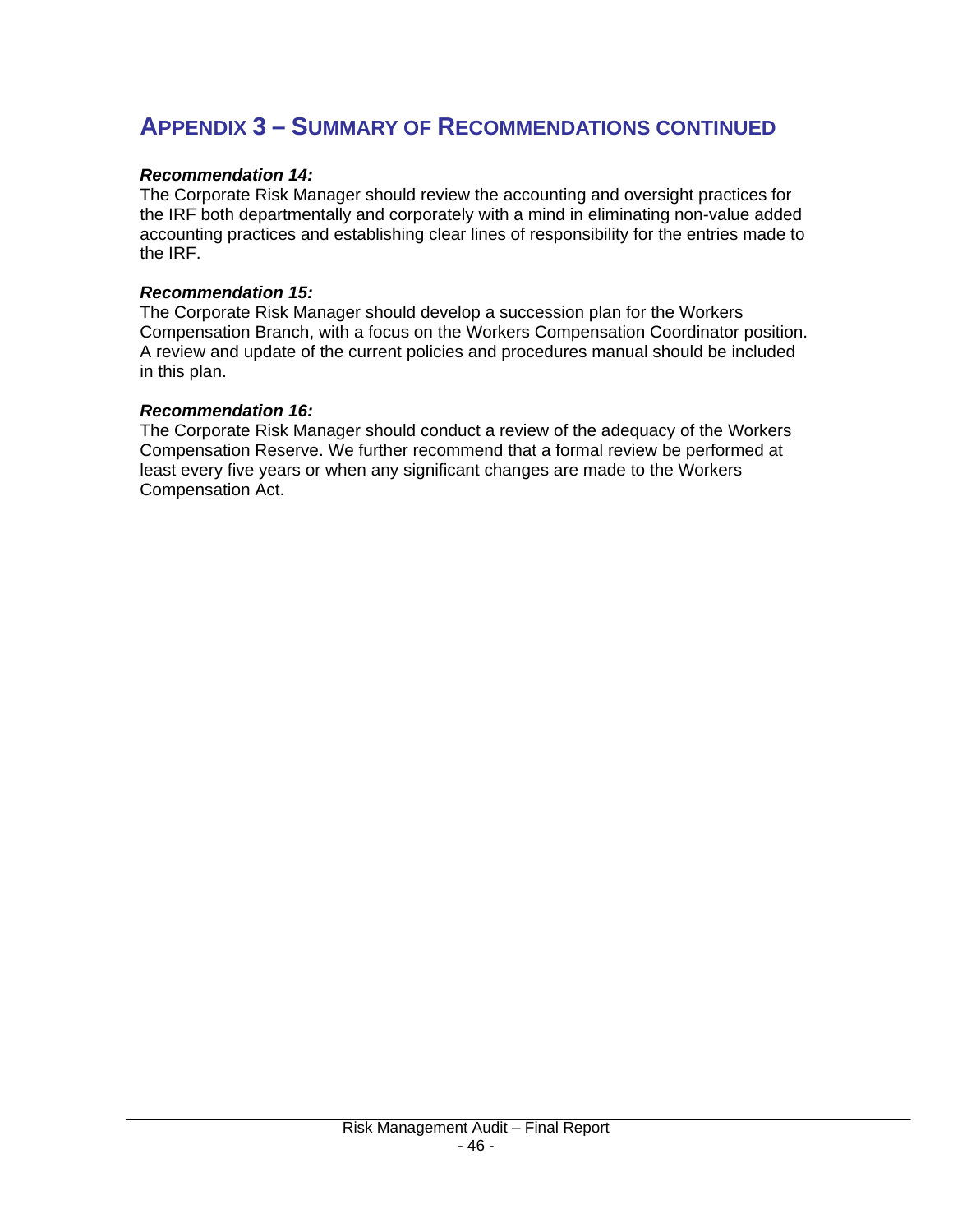## APPENDIX 3 – SUMMARY OF RECOMMENDATIONS CONTINUED

***Recommendation 14:***
The Corporate Risk Manager should review the accounting and oversight practices for the IRF both departmentally and corporately with a mind in eliminating non-value added accounting practices and establishing clear lines of responsibility for the entries made to the IRF.

***Recommendation 15:***
The Corporate Risk Manager should develop a succession plan for the Workers Compensation Branch, with a focus on the Workers Compensation Coordinator position. A review and update of the current policies and procedures manual should be included in this plan.

***Recommendation 16:***
The Corporate Risk Manager should conduct a review of the adequacy of the Workers Compensation Reserve. We further recommend that a formal review be performed at least every five years or when any significant changes are made to the Workers Compensation Act.